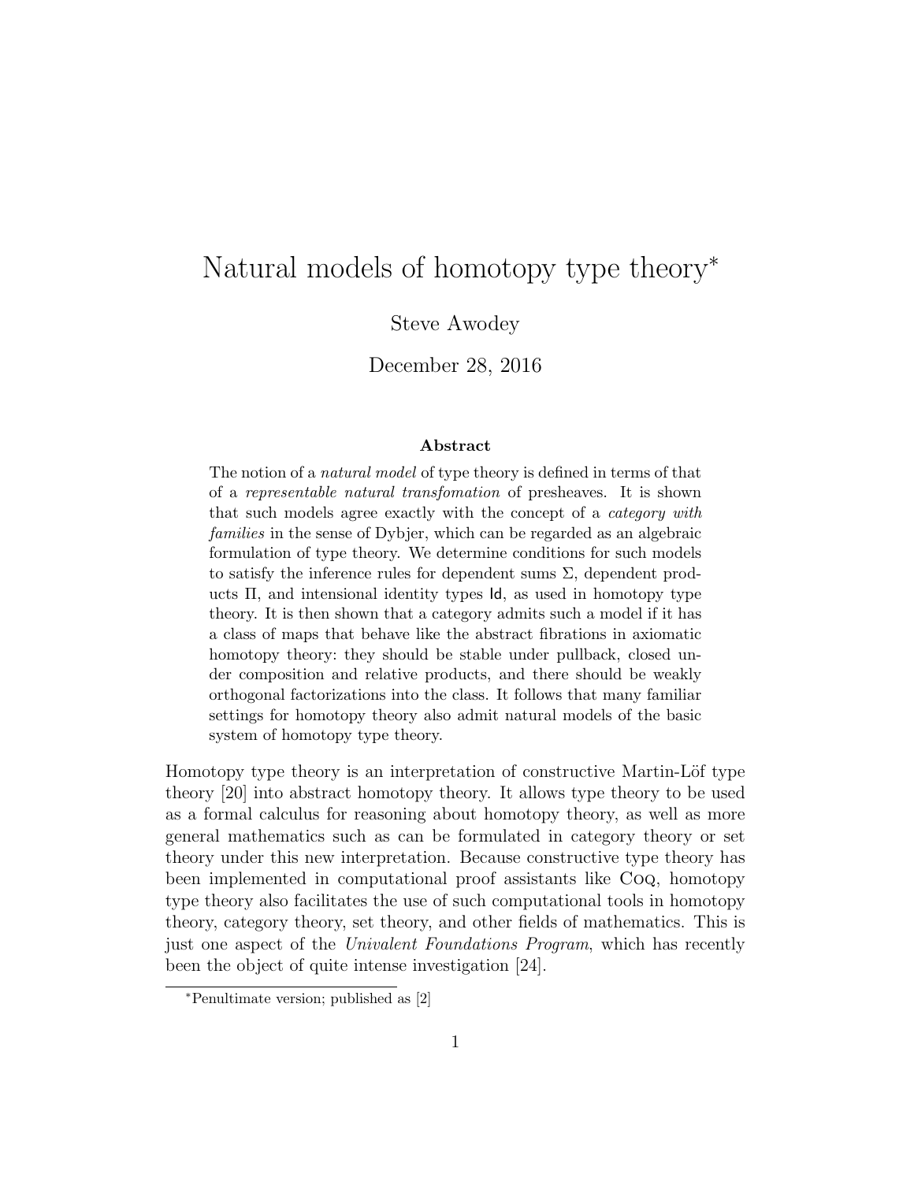# Natural models of homotopy type theory*

Steve Awodey

December 28, 2016

### Abstract

The notion of a *natural model* of type theory is defined in terms of that of a *representable natural transfomation* of presheaves. It is shown that such models agree exactly with the concept of a *category with families* in the sense of Dybjer, which can be regarded as an algebraic formulation of type theory. We determine conditions for such models to satisfy the inference rules for dependent sums $\Sigma$, dependent products $\Pi$, and intensional identity types $\mathsf{Id}$, as used in homotopy type theory. It is then shown that a category admits such a model if it has a class of maps that behave like the abstract fibrations in axiomatic homotopy theory: they should be stable under pullback, closed under composition and relative products, and there should be weakly orthogonal factorizations into the class. It follows that many familiar settings for homotopy theory also admit natural models of the basic system of homotopy type theory.

Homotopy type theory is an interpretation of constructive Martin-Löf type theory [20] into abstract homotopy theory. It allows type theory to be used as a formal calculus for reasoning about homotopy theory, as well as more general mathematics such as can be formulated in category theory or set theory under this new interpretation. Because constructive type theory has been implemented in computational proof assistants like Coq, homotopy type theory also facilitates the use of such computational tools in homotopy theory, category theory, set theory, and other fields of mathematics. This is just one aspect of the *Univalent Foundations Program*, which has recently been the object of quite intense investigation [24].

*Penultimate version; published as [2]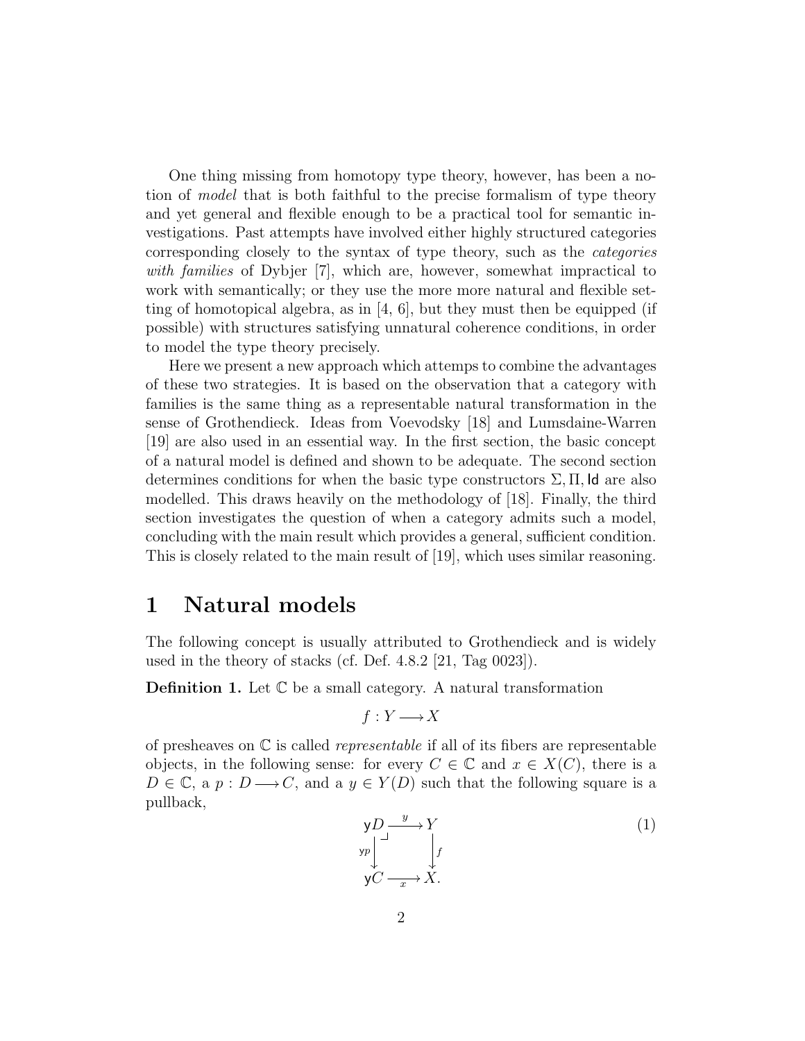One thing missing from homotopy type theory, however, has been a notion of *model* that is both faithful to the precise formalism of type theory and yet general and flexible enough to be a practical tool for semantic investigations. Past attempts have involved either highly structured categories corresponding closely to the syntax of type theory, such as the *categories with families* of Dybjer [7], which are, however, somewhat impractical to work with semantically; or they use the more more natural and flexible setting of homotopical algebra, as in [4, 6], but they must then be equipped (if possible) with structures satisfying unnatural coherence conditions, in order to model the type theory precisely.

Here we present a new approach which attemps to combine the advantages of these two strategies. It is based on the observation that a category with families is the same thing as a representable natural transformation in the sense of Grothendieck. Ideas from Voevodsky [18] and Lumsdaine-Warren [19] are also used in an essential way. In the first section, the basic concept of a natural model is defined and shown to be adequate. The second section determines conditions for when the basic type constructors $\Sigma, \Pi, \mathsf{Id}$ are also modelled. This draws heavily on the methodology of [18]. Finally, the third section investigates the question of when a category admits such a model, concluding with the main result which provides a general, sufficient condition. This is closely related to the main result of [19], which uses similar reasoning.

# 1 Natural models

The following concept is usually attributed to Grothendieck and is widely used in the theory of stacks (cf. Def. 4.8.2 [21, Tag 0023]).

**Definition 1.** Let $\mathbb{C}$ be a small category. A natural transformation

$$f : Y \longrightarrow X$$

of presheaves on $\mathbb{C}$ is called *representable* if all of its fibers are representable objects, in the following sense: for every $C \in \mathbb{C}$ and $x \in X(C)$, there is a $D \in \mathbb{C}$, a $p : D \longrightarrow C$, and a $y \in Y(D)$ such that the following square is a pullback,

$$\begin{array}{ccc} \mathsf{y}D & \xrightarrow{\ y\ } & Y \\ {\scriptstyle \mathsf{y}p}\big\downarrow & \lrcorner & \big\downarrow{\scriptstyle f} \\ \mathsf{y}C & \xrightarrow[\ x\ ]{} & X. \end{array} \tag{1}$$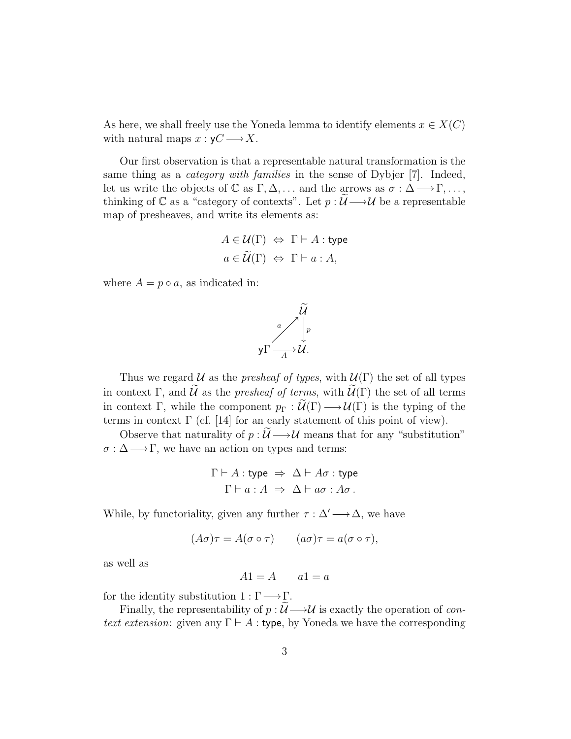As here, we shall freely use the Yoneda lemma to identify elements $x \in X(C)$ with natural maps $x : \mathsf{y}C \longrightarrow X$.

Our first observation is that a representable natural transformation is the same thing as a *category with families* in the sense of Dybjer [7]. Indeed, let us write the objects of $\mathbb{C}$ as $\Gamma, \Delta, \ldots$ and the arrows as $\sigma : \Delta \longrightarrow \Gamma, \ldots$, thinking of $\mathbb{C}$ as a "category of contexts". Let $p : \widetilde{\mathcal{U}} \longrightarrow \mathcal{U}$ be a representable map of presheaves, and write its elements as:

$$A \in \mathcal{U}(\Gamma) \;\Leftrightarrow\; \Gamma \vdash A : \mathsf{type}$$
$$a \in \widetilde{\mathcal{U}}(\Gamma) \;\Leftrightarrow\; \Gamma \vdash a : A,$$

where $A = p \circ a$, as indicated in:

$$\begin{array}{ccc} & & \widetilde{\mathcal{U}} \\ & {\scriptstyle a}\nearrow & \big\downarrow {\scriptstyle p} \\ \mathsf{y}\Gamma & \xrightarrow[A]{} & \mathcal{U}. \end{array}$$

Thus we regard $\mathcal{U}$ as the *presheaf of types*, with $\mathcal{U}(\Gamma)$ the set of all types in context $\Gamma$, and $\widetilde{\mathcal{U}}$ as the *presheaf of terms*, with $\widetilde{\mathcal{U}}(\Gamma)$ the set of all terms in context $\Gamma$, while the component $p_\Gamma : \widetilde{\mathcal{U}}(\Gamma) \longrightarrow \mathcal{U}(\Gamma)$ is the typing of the terms in context $\Gamma$ (cf. [14] for an early statement of this point of view).

Observe that naturality of $p : \widetilde{\mathcal{U}} \longrightarrow \mathcal{U}$ means that for any "substitution" $\sigma : \Delta \longrightarrow \Gamma$, we have an action on types and terms:

$$\Gamma \vdash A : \mathsf{type} \;\Rightarrow\; \Delta \vdash A\sigma : \mathsf{type}$$
$$\Gamma \vdash a : A \;\Rightarrow\; \Delta \vdash a\sigma : A\sigma\,.$$

While, by functoriality, given any further $\tau : \Delta' \longrightarrow \Delta$, we have

$$(A\sigma)\tau = A(\sigma \circ \tau) \qquad (a\sigma)\tau = a(\sigma \circ \tau),$$

as well as

$$A1 = A \qquad a1 = a$$

for the identity substitution $1 : \Gamma \longrightarrow \Gamma$.

Finally, the representability of $p : \widetilde{\mathcal{U}} \longrightarrow \mathcal{U}$ is exactly the operation of *context extension*: given any $\Gamma \vdash A : \mathsf{type}$, by Yoneda we have the corresponding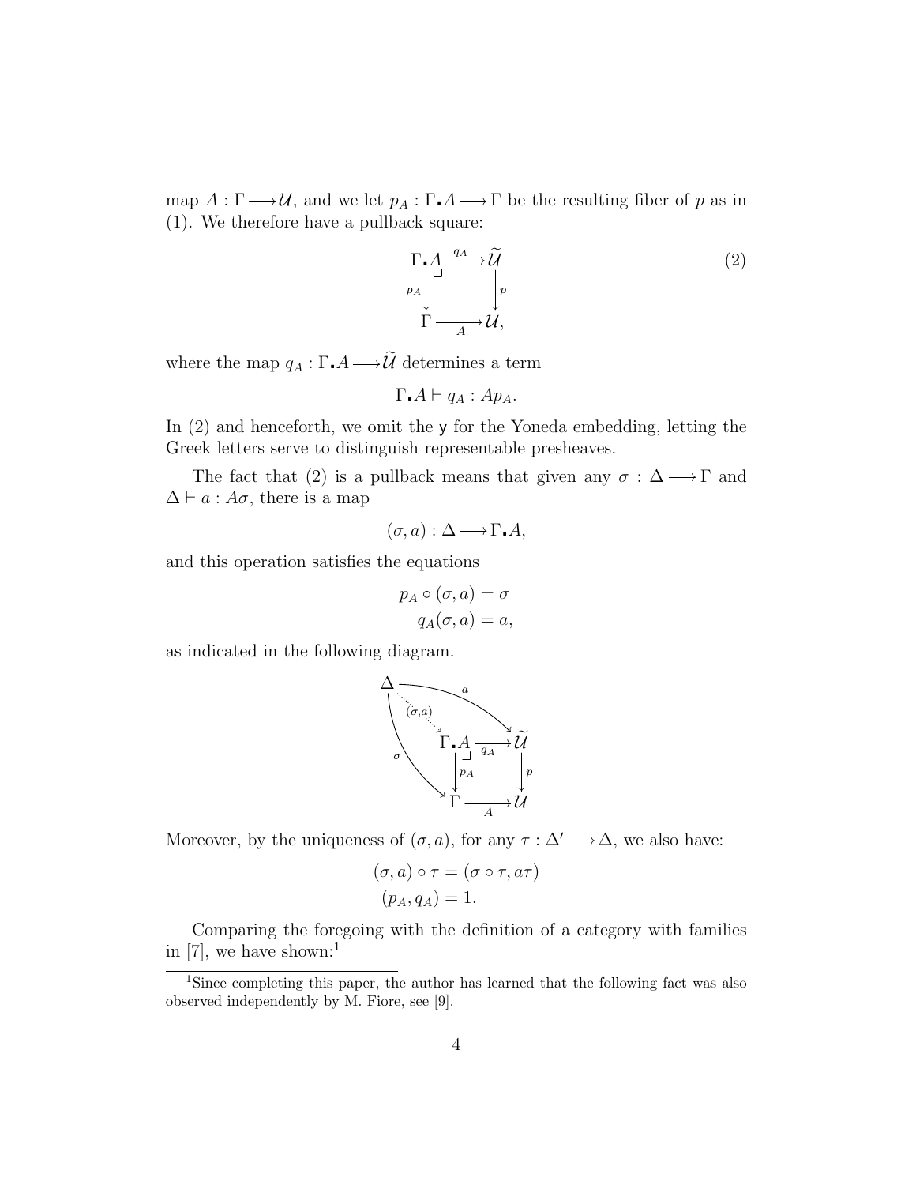map $A : \Gamma \longrightarrow \mathcal{U}$, and we let $p_A : \Gamma . A \longrightarrow \Gamma$ be the resulting fiber of $p$ as in (1). We therefore have a pullback square:

$$
\begin{array}{ccc}
\Gamma . A & \xrightarrow{q_A} & \widetilde{\mathcal{U}} \\
{\scriptstyle p_A}\downarrow & \lrcorner & \downarrow{\scriptstyle p} \\
\Gamma & \xrightarrow[A]{} & \mathcal{U},
\end{array}
\tag{2}
$$

where the map $q_A : \Gamma . A \longrightarrow \widetilde{\mathcal{U}}$ determines a term

$$\Gamma . A \vdash q_A : A p_A.$$

In (2) and henceforth, we omit the $\mathsf{y}$ for the Yoneda embedding, letting the Greek letters serve to distinguish representable presheaves.

The fact that (2) is a pullback means that given any $\sigma : \Delta \longrightarrow \Gamma$ and $\Delta \vdash a : A\sigma$, there is a map

$$(\sigma, a) : \Delta \longrightarrow \Gamma . A,$$

and this operation satisfies the equations

$$
\begin{aligned}
p_A \circ (\sigma, a) &= \sigma \\
q_A(\sigma, a) &= a,
\end{aligned}
$$

as indicated in the following diagram.

$$
\begin{array}{ccccc}
\Delta & & \xrightarrow{\quad a \quad} & & \widetilde{\mathcal{U}} \\
& \searrow^{(\sigma,a)} & & & \\
& & \Gamma . A & \xrightarrow{q_A} & \widetilde{\mathcal{U}} \\
& {\scriptstyle \sigma} \searrow & {\scriptstyle p_A}\downarrow & & \downarrow{\scriptstyle p} \\
& & \Gamma & \xrightarrow[A]{} & \mathcal{U}
\end{array}
$$

Moreover, by the uniqueness of $(\sigma, a)$, for any $\tau : \Delta' \longrightarrow \Delta$, we also have:

$$
\begin{aligned}
(\sigma, a) \circ \tau &= (\sigma \circ \tau, a\tau) \\
(p_A, q_A) &= 1.
\end{aligned}
$$

Comparing the foregoing with the definition of a category with families in [7], we have shown:[1]

[1] Since completing this paper, the author has learned that the following fact was also observed independently by M. Fiore, see [9].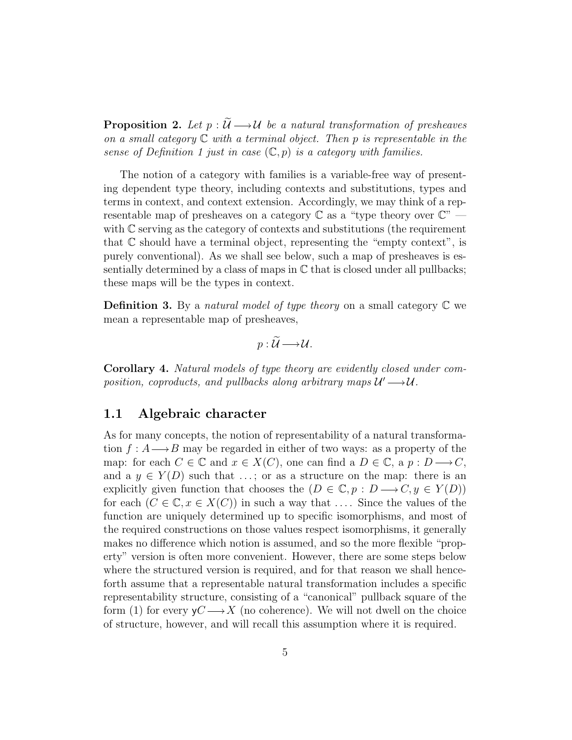**Proposition 2.** *Let $p : \widetilde{\mathcal{U}} \longrightarrow \mathcal{U}$ be a natural transformation of presheaves on a small category $\mathbb{C}$ with a terminal object. Then $p$ is representable in the sense of Definition 1 just in case $(\mathbb{C}, p)$ is a category with families.*

The notion of a category with families is a variable-free way of presenting dependent type theory, including contexts and substitutions, types and terms in context, and context extension. Accordingly, we may think of a representable map of presheaves on a category $\mathbb{C}$ as a "type theory over $\mathbb{C}$" — with $\mathbb{C}$ serving as the category of contexts and substitutions (the requirement that $\mathbb{C}$ should have a terminal object, representing the "empty context", is purely conventional). As we shall see below, such a map of presheaves is essentially determined by a class of maps in $\mathbb{C}$ that is closed under all pullbacks; these maps will be the types in context.

**Definition 3.** By a *natural model of type theory* on a small category $\mathbb{C}$ we mean a representable map of presheaves,

$$p : \widetilde{\mathcal{U}} \longrightarrow \mathcal{U}.$$

**Corollary 4.** *Natural models of type theory are evidently closed under composition, coproducts, and pullbacks along arbitrary maps $\mathcal{U}' \longrightarrow \mathcal{U}$.*

## 1.1 Algebraic character

As for many concepts, the notion of representability of a natural transformation $f : A \longrightarrow B$ may be regarded in either of two ways: as a property of the map: for each $C \in \mathbb{C}$ and $x \in X(C)$, one can find a $D \in \mathbb{C}$, a $p : D \longrightarrow C$, and a $y \in Y(D)$ such that $\ldots$; or as a structure on the map: there is an explicitly given function that chooses the $(D \in \mathbb{C}, p : D \longrightarrow C, y \in Y(D))$ for each $(C \in \mathbb{C}, x \in X(C))$ in such a way that $\ldots$. Since the values of the function are uniquely determined up to specific isomorphisms, and most of the required constructions on those values respect isomorphisms, it generally makes no difference which notion is assumed, and so the more flexible "property" version is often more convenient. However, there are some steps below where the structured version is required, and for that reason we shall henceforth assume that a representable natural transformation includes a specific representability structure, consisting of a "canonical" pullback square of the form (1) for every $\mathsf{y}C \longrightarrow X$ (no coherence). We will not dwell on the choice of structure, however, and will recall this assumption where it is required.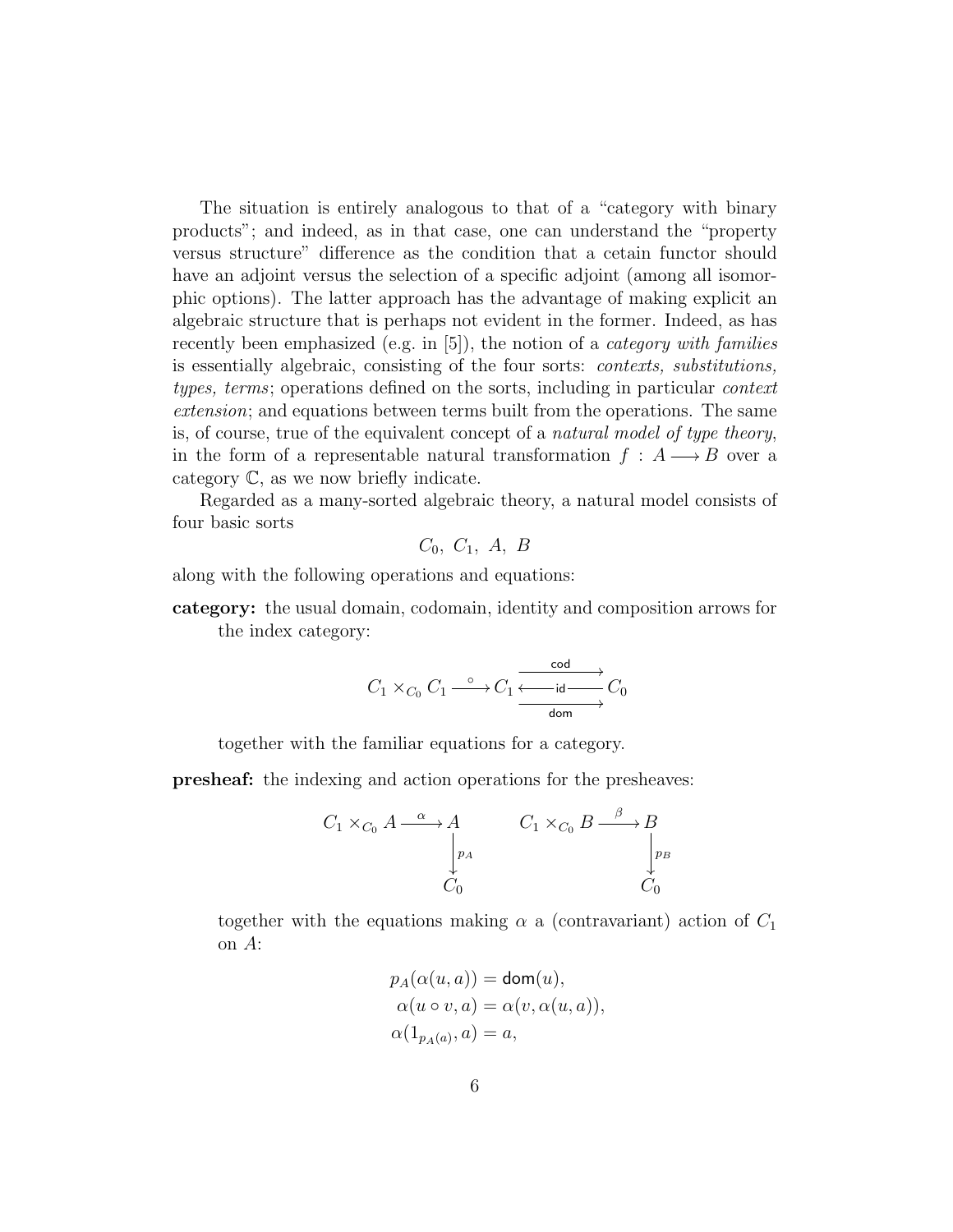The situation is entirely analogous to that of a "category with binary products"; and indeed, as in that case, one can understand the "property versus structure" difference as the condition that a cetain functor should have an adjoint versus the selection of a specific adjoint (among all isomorphic options). The latter approach has the advantage of making explicit an algebraic structure that is perhaps not evident in the former. Indeed, as has recently been emphasized (e.g. in [5]), the notion of a *category with families* is essentially algebraic, consisting of the four sorts: *contexts, substitutions, types, terms*; operations defined on the sorts, including in particular *context extension*; and equations between terms built from the operations. The same is, of course, true of the equivalent concept of a *natural model of type theory*, in the form of a representable natural transformation $f : A \longrightarrow B$ over a category $\mathbb{C}$, as we now briefly indicate.

Regarded as a many-sorted algebraic theory, a natural model consists of four basic sorts

$$C_0,\ C_1,\ A,\ B$$

along with the following operations and equations:

**category:** the usual domain, codomain, identity and composition arrows for the index category:

$$C_1 \times_{C_0} C_1 \xrightarrow{\circ} C_1 \underset{\mathsf{dom}}{\overset{\mathsf{cod}}{\rightrightarrows}} C_0, \qquad C_0 \xrightarrow{\mathsf{id}} C_1$$

together with the familiar equations for a category.

**presheaf:** the indexing and action operations for the presheaves:

$$C_1 \times_{C_0} A \xrightarrow{\alpha} A \xrightarrow{p_A} C_0 \qquad\qquad C_1 \times_{C_0} B \xrightarrow{\beta} B \xrightarrow{p_B} C_0$$

together with the equations making $\alpha$ a (contravariant) action of $C_1$ on $A$:

$$\begin{aligned}
p_A(\alpha(u, a)) &= \mathsf{dom}(u),\\
\alpha(u \circ v, a) &= \alpha(v, \alpha(u, a)),\\
\alpha(1_{p_A(a)}, a) &= a,
\end{aligned}$$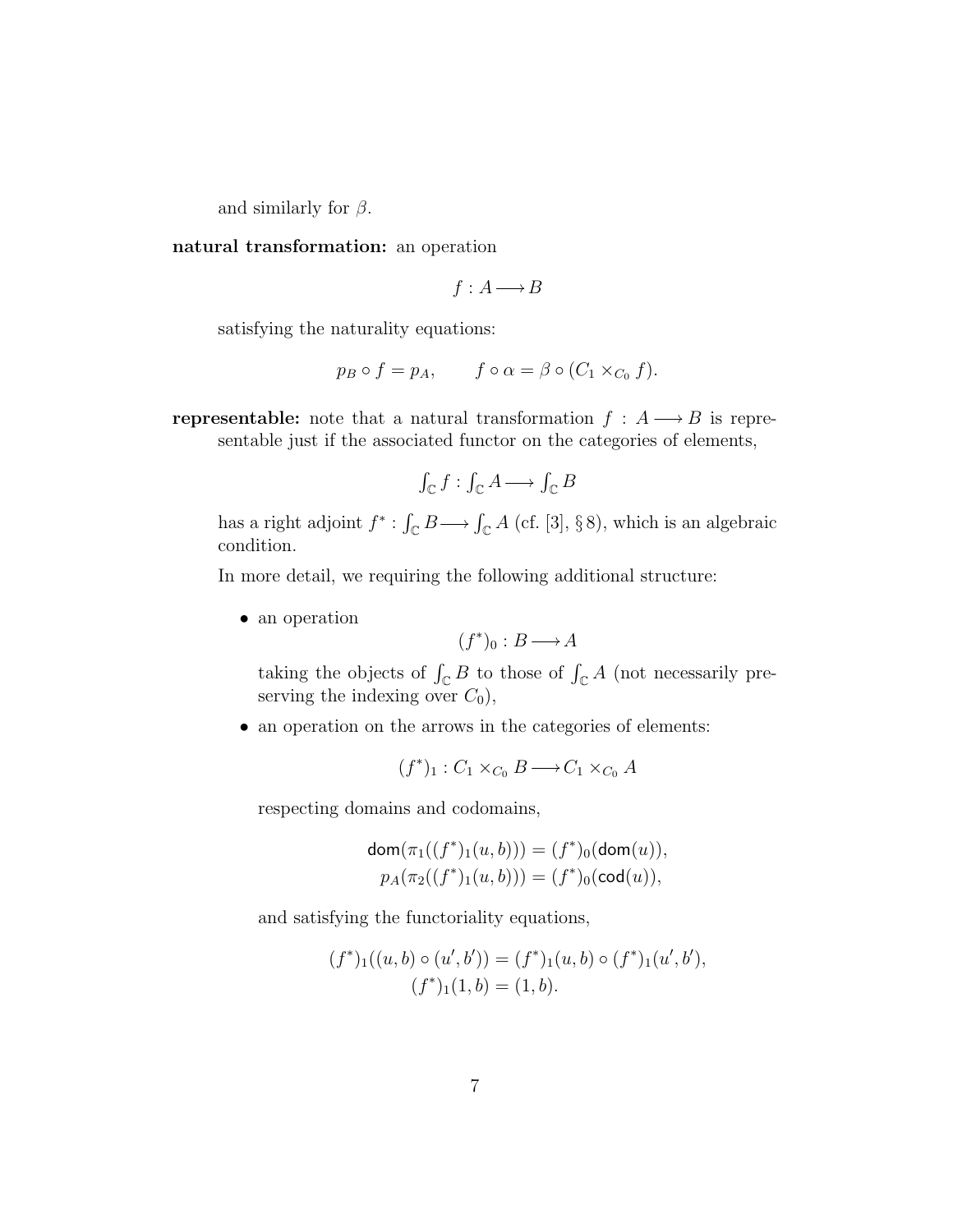and similarly for $\beta$.

**natural transformation:** an operation

$$f : A \longrightarrow B$$

satisfying the naturality equations:

$$p_B \circ f = p_A, \qquad f \circ \alpha = \beta \circ (C_1 \times_{C_0} f).$$

**representable:** note that a natural transformation $f : A \longrightarrow B$ is representable just if the associated functor on the categories of elements,

$$\textstyle\int_{\mathbb{C}} f : \int_{\mathbb{C}} A \longrightarrow \int_{\mathbb{C}} B$$

has a right adjoint $f^* : \int_{\mathbb{C}} B \longrightarrow \int_{\mathbb{C}} A$ (cf. [3], § 8), which is an algebraic condition.

In more detail, we requiring the following additional structure:

- an operation

  $$(f^*)_0 : B \longrightarrow A$$

  taking the objects of $\int_{\mathbb{C}} B$ to those of $\int_{\mathbb{C}} A$ (not necessarily preserving the indexing over $C_0$),

- an operation on the arrows in the categories of elements:

  $$(f^*)_1 : C_1 \times_{C_0} B \longrightarrow C_1 \times_{C_0} A$$

  respecting domains and codomains,

  $$\mathsf{dom}(\pi_1((f^*)_1(u, b))) = (f^*)_0(\mathsf{dom}(u)),$$
  $$p_A(\pi_2((f^*)_1(u, b))) = (f^*)_0(\mathsf{cod}(u)),$$

  and satisfying the functoriality equations,

  $$(f^*)_1((u, b) \circ (u', b')) = (f^*)_1(u, b) \circ (f^*)_1(u', b'),$$
  $$(f^*)_1(1, b) = (1, b).$$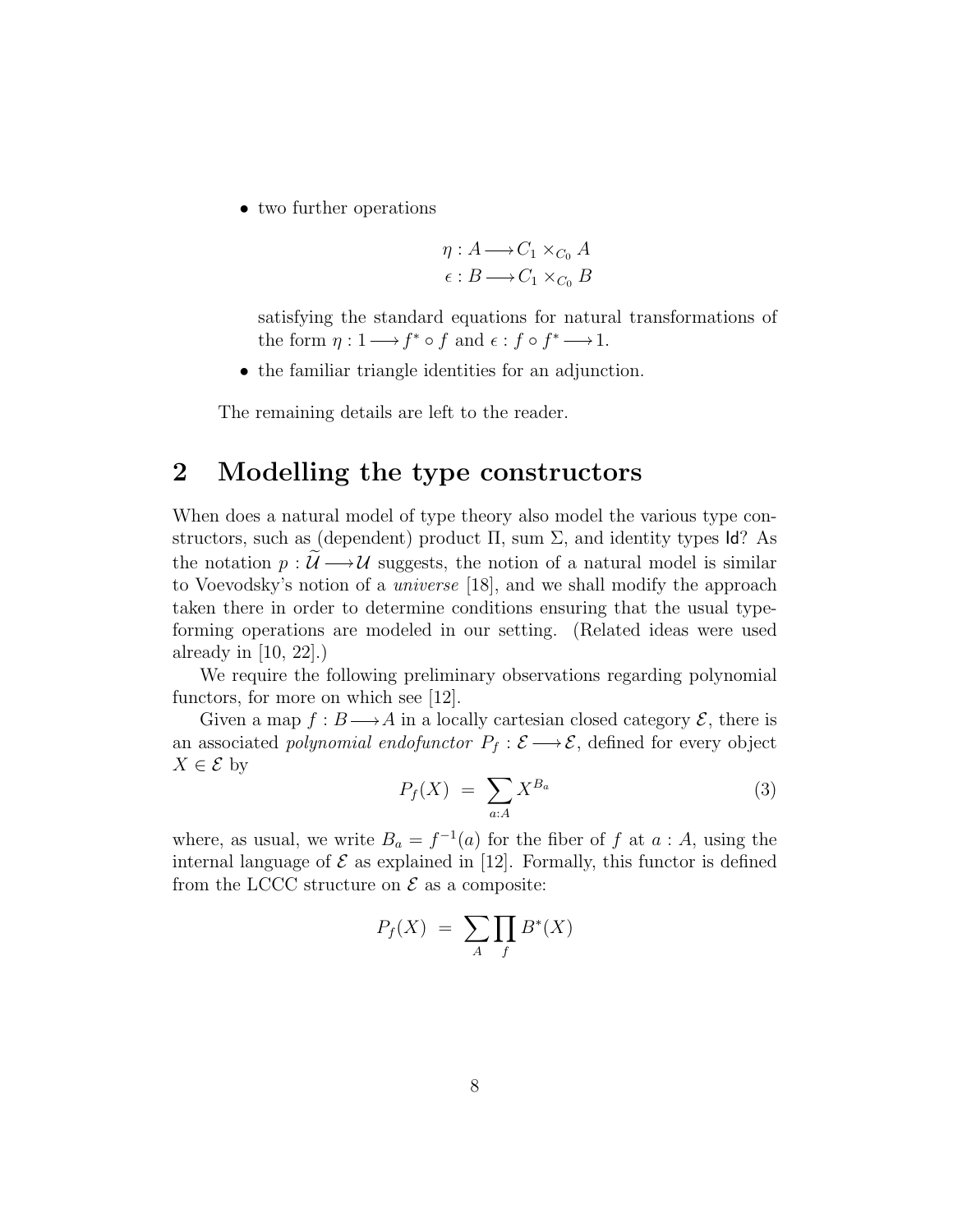- two further operations

$$\eta : A \longrightarrow C_1 \times_{C_0} A$$
$$\epsilon : B \longrightarrow C_1 \times_{C_0} B$$

  satisfying the standard equations for natural transformations of the form $\eta : 1 \longrightarrow f^* \circ f$ and $\epsilon : f \circ f^* \longrightarrow 1$.

- the familiar triangle identities for an adjunction.

The remaining details are left to the reader.

## 2 Modelling the type constructors

When does a natural model of type theory also model the various type constructors, such as (dependent) product $\Pi$, sum $\Sigma$, and identity types $\mathsf{Id}$? As the notation $p : \widetilde{\mathcal{U}} \longrightarrow \mathcal{U}$ suggests, the notion of a natural model is similar to Voevodsky's notion of a *universe* [18], and we shall modify the approach taken there in order to determine conditions ensuring that the usual type-forming operations are modeled in our setting. (Related ideas were used already in [10, 22].)

We require the following preliminary observations regarding polynomial functors, for more on which see [12].

Given a map $f : B \longrightarrow A$ in a locally cartesian closed category $\mathcal{E}$, there is an associated *polynomial endofunctor* $P_f : \mathcal{E} \longrightarrow \mathcal{E}$, defined for every object $X \in \mathcal{E}$ by

$$P_f(X) \ = \ \sum_{a:A} X^{B_a} \tag{3}$$

where, as usual, we write $B_a = f^{-1}(a)$ for the fiber of $f$ at $a : A$, using the internal language of $\mathcal{E}$ as explained in [12]. Formally, this functor is defined from the LCCC structure on $\mathcal{E}$ as a composite:

$$P_f(X) \ = \ \sum_A \prod_f B^*(X)$$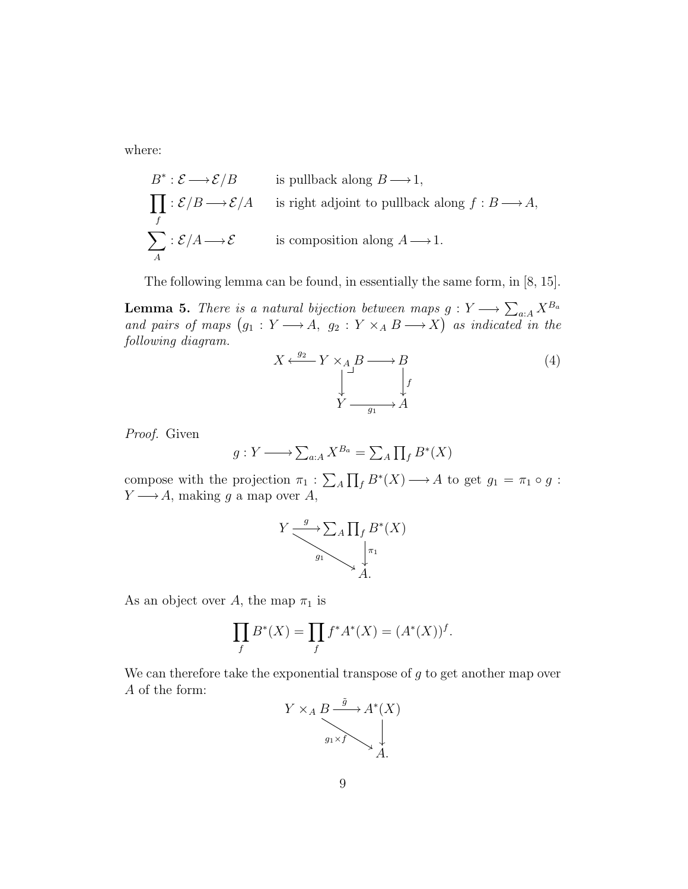where:

$$
\begin{array}{ll}
B^* : \mathcal{E} \longrightarrow \mathcal{E}/B & \text{is pullback along } B \longrightarrow 1, \\
\prod_f : \mathcal{E}/B \longrightarrow \mathcal{E}/A & \text{is right adjoint to pullback along } f : B \longrightarrow A, \\
\sum_A : \mathcal{E}/A \longrightarrow \mathcal{E} & \text{is composition along } A \longrightarrow 1.
\end{array}
$$

The following lemma can be found, in essentially the same form, in [8, 15].

**Lemma 5.** *There is a natural bijection between maps $g : Y \longrightarrow \sum_{a:A} X^{B_a}$ and pairs of maps $\big(g_1 : Y \longrightarrow A,\ g_2 : Y \times_A B \longrightarrow X\big)$ as indicated in the following diagram.*

$$
\begin{array}{ccccc}
X & \xleftarrow{g_2} & Y \times_A B & \longrightarrow & B \\
 & & \big\downarrow & & \big\downarrow f \\
 & & Y & \xrightarrow{g_1} & A
\end{array} \tag{4}
$$

*Proof.* Given

$$g : Y \longrightarrow \textstyle\sum_{a:A} X^{B_a} = \sum_A \prod_f B^*(X)$$

compose with the projection $\pi_1 : \sum_A \prod_f B^*(X) \longrightarrow A$ to get $g_1 = \pi_1 \circ g : Y \longrightarrow A$, making $g$ a map over $A$,

$$
\begin{array}{ccc}
Y & \xrightarrow{g} & \sum_A \prod_f B^*(X) \\
 & \underset{g_1}{\searrow} & \big\downarrow \pi_1 \\
 & & A.
\end{array}
$$

As an object over $A$, the map $\pi_1$ is

$$\prod_f B^*(X) = \prod_f f^* A^*(X) = (A^*(X))^f.$$

We can therefore take the exponential transpose of $g$ to get another map over $A$ of the form:

$$
\begin{array}{ccc}
Y \times_A B & \xrightarrow{\tilde{g}} & A^*(X) \\
 & \underset{g_1 \times f}{\searrow} & \big\downarrow \\
 & & A.
\end{array}
$$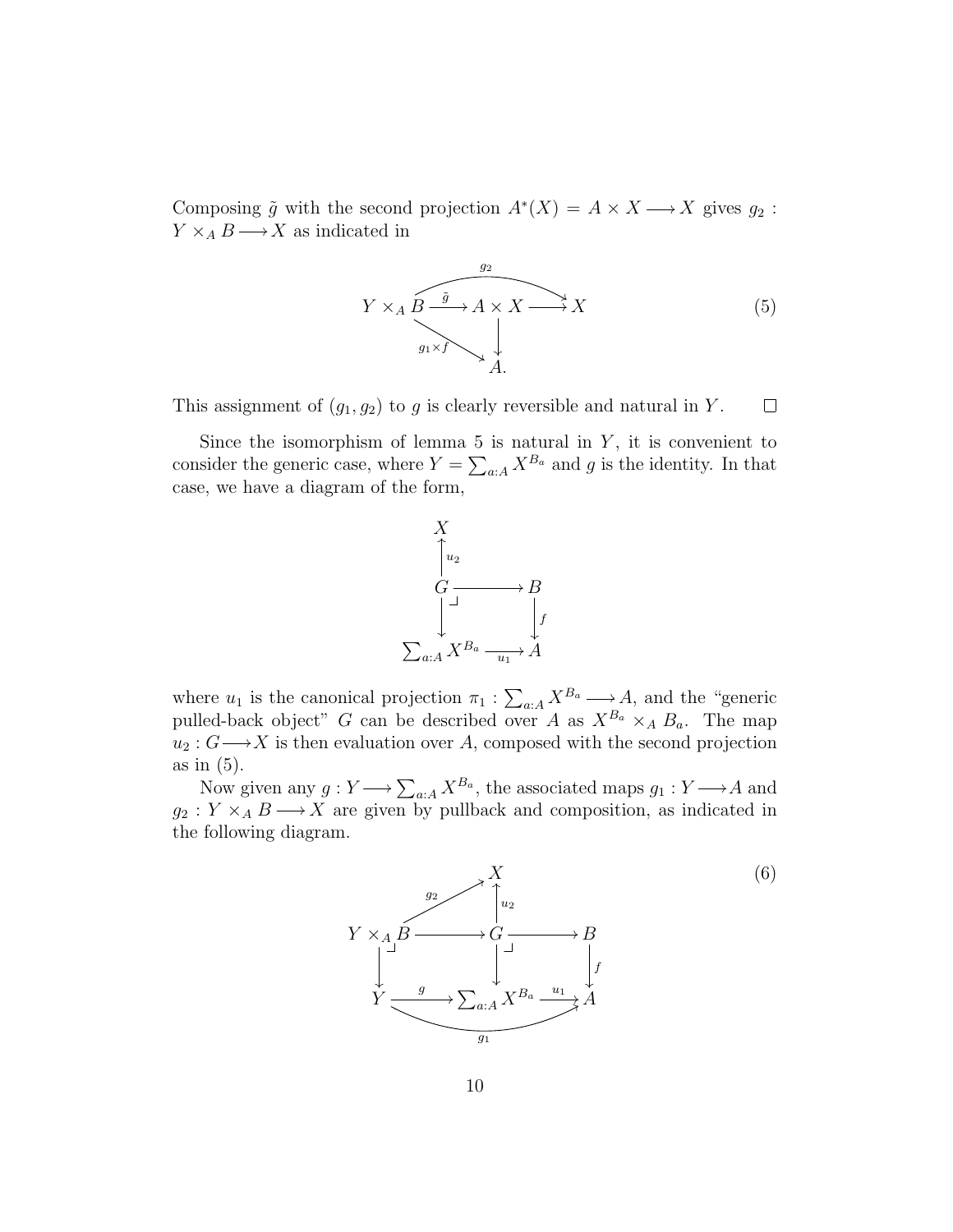Composing $\tilde{g}$ with the second projection $A^*(X) = A \times X \longrightarrow X$ gives $g_2 : Y \times_A B \longrightarrow X$ as indicated in

$$\begin{array}{ccccc} Y \times_A B & \xrightarrow{\tilde{g}} & A \times X & \longrightarrow & X \\ & \searrow^{g_1 \times f} & \downarrow & & \\ & & A. & & \end{array} \qquad \text{with } g_2 : Y \times_A B \longrightarrow X \text{ the composite} \tag{5}$$

This assignment of $(g_1, g_2)$ to $g$ is clearly reversible and natural in $Y$. $\square$

Since the isomorphism of lemma 5 is natural in $Y$, it is convenient to consider the generic case, where $Y = \sum_{a:A} X^{B_a}$ and $g$ is the identity. In that case, we have a diagram of the form,

$$\begin{array}{ccc} X & & \\ \uparrow{\scriptstyle u_2} & & \\ G & \longrightarrow & B \\ \downarrow & \lrcorner & \downarrow{\scriptstyle f} \\ \sum_{a:A} X^{B_a} & \xrightarrow{u_1} & A \end{array}$$

where $u_1$ is the canonical projection $\pi_1 : \sum_{a:A} X^{B_a} \longrightarrow A$, and the "generic pulled-back object" $G$ can be described over $A$ as $X^{B_a} \times_A B_a$. The map $u_2 : G \longrightarrow X$ is then evaluation over $A$, composed with the second projection as in (5).

Now given any $g : Y \longrightarrow \sum_{a:A} X^{B_a}$, the associated maps $g_1 : Y \longrightarrow A$ and $g_2 : Y \times_A B \longrightarrow X$ are given by pullback and composition, as indicated in the following diagram.

$$\begin{array}{ccccc} & & X & & \\ & \nearrow^{g_2} & \uparrow{\scriptstyle u_2} & & \\ Y \times_A B & \longrightarrow & G & \longrightarrow & B \\ \downarrow & \lrcorner & \downarrow & \lrcorner & \downarrow{\scriptstyle f} \\ Y & \xrightarrow{g} & \sum_{a:A} X^{B_a} & \xrightarrow{u_1} & A \end{array} \qquad \text{with } g_1 = u_1 \circ g : Y \longrightarrow A \tag{6}$$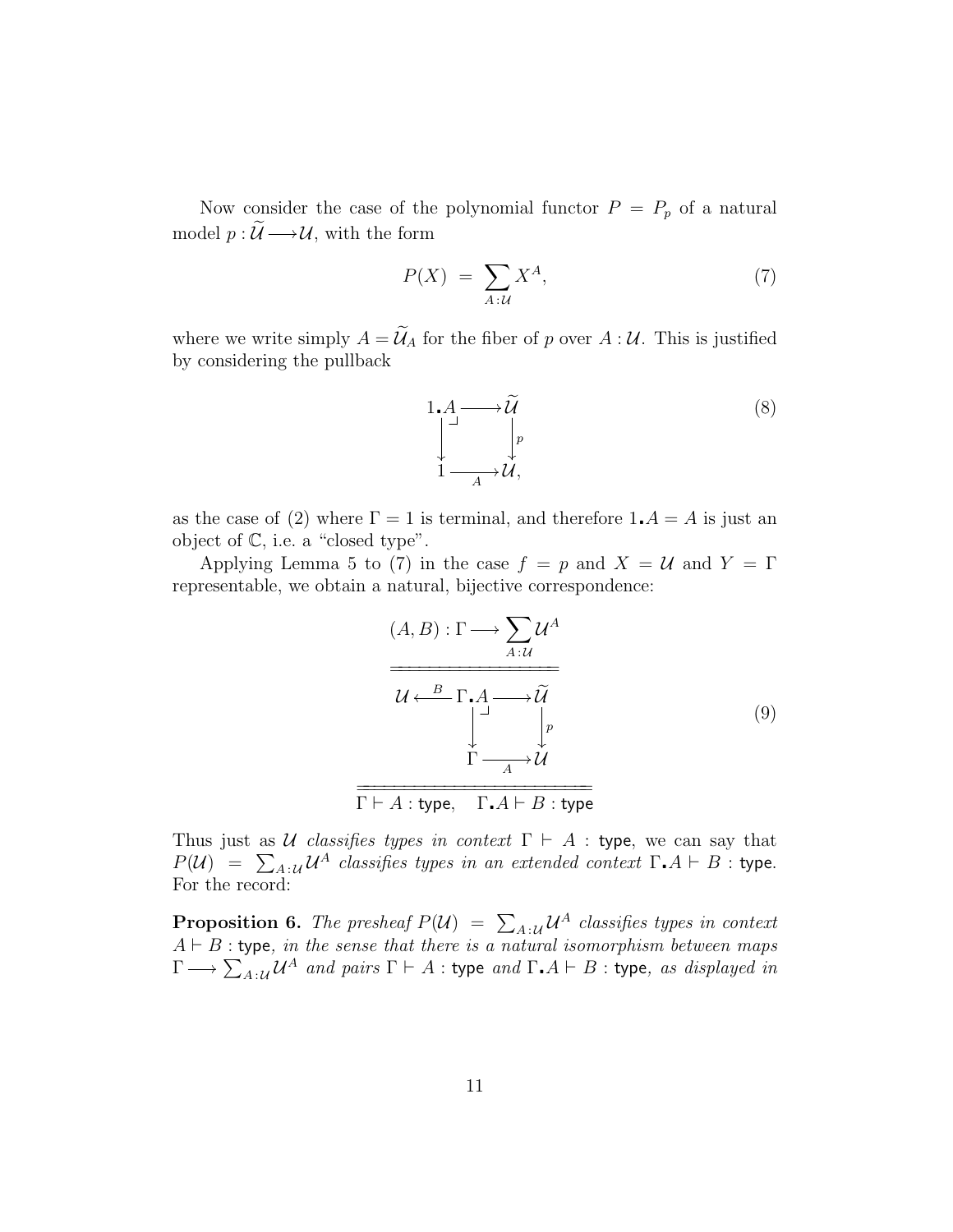Now consider the case of the polynomial functor $P = P_p$ of a natural model $p : \widetilde{\mathcal{U}} \longrightarrow \mathcal{U}$, with the form

$$P(X) \;=\; \sum_{A:\mathcal{U}} X^A, \tag{7}$$

where we write simply $A = \widetilde{\mathcal{U}}_A$ for the fiber of $p$ over $A : \mathcal{U}$. This is justified by considering the pullback

$$\begin{array}{ccc} 1_\centerdot A & \longrightarrow & \widetilde{\mathcal{U}} \\ \big\downarrow & \lrcorner & \big\downarrow{\scriptstyle p} \\ 1 & \xrightarrow[A]{} & \mathcal{U}, \end{array} \tag{8}$$

as the case of (2) where $\Gamma = 1$ is terminal, and therefore $1_\centerdot A = A$ is just an object of $\mathbb{C}$, i.e. a "closed type".

Applying Lemma 5 to (7) in the case $f = p$ and $X = \mathcal{U}$ and $Y = \Gamma$ representable, we obtain a natural, bijective correspondence:

$$\begin{array}{c} (A, B) : \Gamma \longrightarrow \displaystyle\sum_{A:\mathcal{U}} \mathcal{U}^A \\ \hline\hline \begin{array}{ccccc} \mathcal{U} & \xleftarrow{\;B\;} & \Gamma_\centerdot A & \longrightarrow & \widetilde{\mathcal{U}} \\ & & \big\downarrow & \lrcorner & \big\downarrow{\scriptstyle p} \\ & & \Gamma & \xrightarrow[A]{} & \mathcal{U} \end{array} \\ \hline\hline \Gamma \vdash A : \mathsf{type}, \quad \Gamma_\centerdot A \vdash B : \mathsf{type} \end{array} \tag{9}$$

Thus just as $\mathcal{U}$ *classifies types in context* $\Gamma \vdash A$ : type, we can say that $P(\mathcal{U}) = \sum_{A:\mathcal{U}} \mathcal{U}^A$ *classifies types in an extended context* $\Gamma_\centerdot A \vdash B$ : type. For the record:

**Proposition 6.** *The presheaf* $P(\mathcal{U}) = \sum_{A:\mathcal{U}} \mathcal{U}^A$ *classifies types in context* $A \vdash B$ : type*, in the sense that there is a natural isomorphism between maps* $\Gamma \longrightarrow \sum_{A:\mathcal{U}} \mathcal{U}^A$ *and pairs* $\Gamma \vdash A$ : type *and* $\Gamma_\centerdot A \vdash B$ : type*, as displayed in*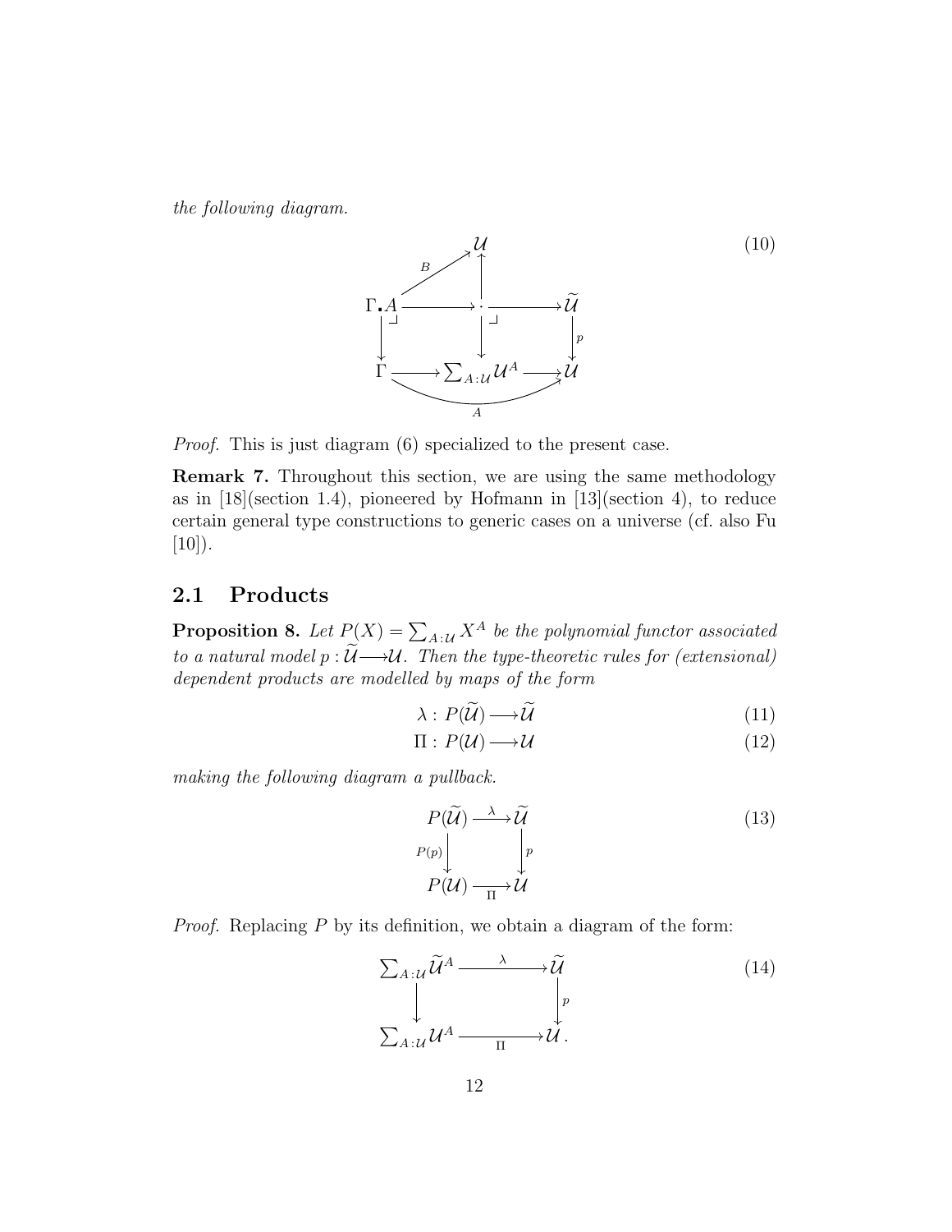*the following diagram.*

$$\begin{array}{ccccc} & & \mathcal{U} & & \\ & \overset{B}{\nearrow} & \uparrow & & \\ \Gamma . A & \longrightarrow & \cdot & \longrightarrow & \widetilde{\mathcal{U}} \\ \downarrow & & \downarrow & & \downarrow p \\ \Gamma & \longrightarrow & \sum_{A:\mathcal{U}} \mathcal{U}^A & \longrightarrow & \mathcal{U} \end{array} \tag{10}$$

(with the bottom composite $\Gamma \to \mathcal{U}$ labelled $A$, and both squares pullbacks)

*Proof.* This is just diagram (6) specialized to the present case.

**Remark 7.** Throughout this section, we are using the same methodology as in [18](section 1.4), pioneered by Hofmann in [13](section 4), to reduce certain general type constructions to generic cases on a universe (cf. also Fu [10]).

## 2.1 Products

**Proposition 8.** *Let $P(X) = \sum_{A:\mathcal{U}} X^A$ be the polynomial functor associated to a natural model $p : \widetilde{\mathcal{U}} \longrightarrow \mathcal{U}$. Then the type-theoretic rules for (extensional) dependent products are modelled by maps of the form*

$$\lambda : P(\widetilde{\mathcal{U}}) \longrightarrow \widetilde{\mathcal{U}} \tag{11}$$

$$\Pi : P(\mathcal{U}) \longrightarrow \mathcal{U} \tag{12}$$

*making the following diagram a pullback.*

$$\begin{array}{ccc} P(\widetilde{\mathcal{U}}) & \xrightarrow{\lambda} & \widetilde{\mathcal{U}} \\ {\scriptstyle P(p)} \downarrow & & \downarrow {\scriptstyle p} \\ P(\mathcal{U}) & \xrightarrow[\Pi]{} & \mathcal{U} \end{array} \tag{13}$$

*Proof.* Replacing $P$ by its definition, we obtain a diagram of the form:

$$\begin{array}{ccc} \sum_{A:\mathcal{U}} \widetilde{\mathcal{U}}^A & \xrightarrow{\lambda} & \widetilde{\mathcal{U}} \\ \downarrow & & \downarrow {\scriptstyle p} \\ \sum_{A:\mathcal{U}} \mathcal{U}^A & \xrightarrow[\Pi]{} & \mathcal{U}\,. \end{array} \tag{14}$$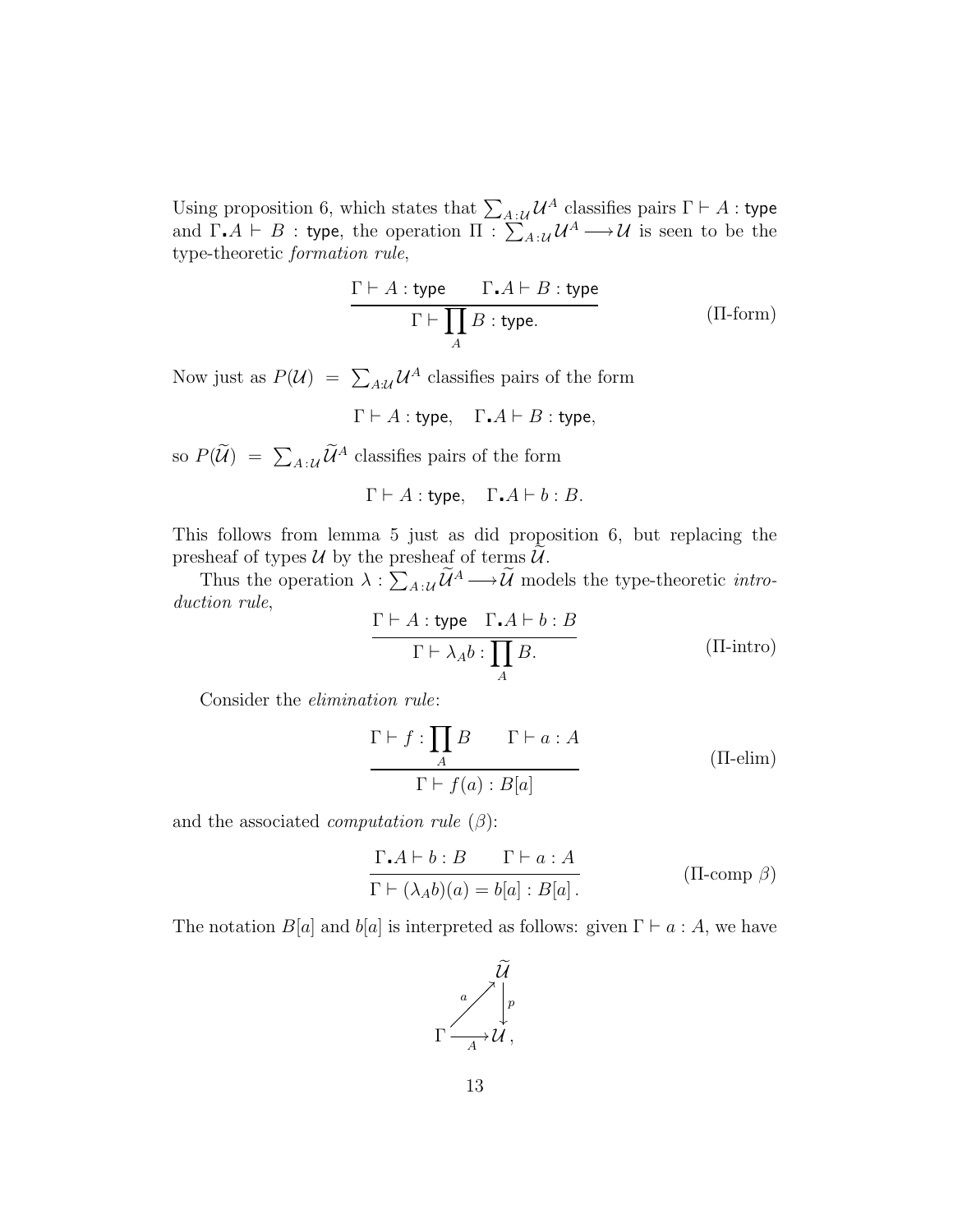Using proposition 6, which states that $\sum_{A:\mathcal{U}} \mathcal{U}^A$ classifies pairs $\Gamma \vdash A : \mathsf{type}$ and $\Gamma . A \vdash B : \mathsf{type}$, the operation $\Pi : \sum_{A:\mathcal{U}} \mathcal{U}^A \longrightarrow \mathcal{U}$ is seen to be the type-theoretic *formation rule*,

$$\frac{\Gamma \vdash A : \mathsf{type} \qquad \Gamma . A \vdash B : \mathsf{type}}{\Gamma \vdash \prod_A B : \mathsf{type}.} \tag{$\Pi$-form}$$

Now just as $P(\mathcal{U}) = \sum_{A:\mathcal{U}} \mathcal{U}^A$ classifies pairs of the form

$$\Gamma \vdash A : \mathsf{type}, \quad \Gamma . A \vdash B : \mathsf{type},$$

so $P(\widetilde{\mathcal{U}}) = \sum_{A:\mathcal{U}} \widetilde{\mathcal{U}}^A$ classifies pairs of the form

$$\Gamma \vdash A : \mathsf{type}, \quad \Gamma . A \vdash b : B.$$

This follows from lemma 5 just as did proposition 6, but replacing the presheaf of types $\mathcal{U}$ by the presheaf of terms $\widetilde{\mathcal{U}}$.

Thus the operation $\lambda : \sum_{A:\mathcal{U}} \widetilde{\mathcal{U}}^A \longrightarrow \widetilde{\mathcal{U}}$ models the type-theoretic *introduction rule*,

$$\frac{\Gamma \vdash A : \mathsf{type} \quad \Gamma . A \vdash b : B}{\Gamma \vdash \lambda_A b : \prod_A B.} \tag{$\Pi$-intro}$$

Consider the *elimination rule*:

$$\frac{\Gamma \vdash f : \prod_A B \qquad \Gamma \vdash a : A}{\Gamma \vdash f(a) : B[a]} \tag{$\Pi$-elim}$$

and the associated *computation rule* ($\beta$):

$$\frac{\Gamma . A \vdash b : B \qquad \Gamma \vdash a : A}{\Gamma \vdash (\lambda_A b)(a) = b[a] : B[a]\,.} \tag{$\Pi$-comp $\beta$}$$

The notation $B[a]$ and $b[a]$ is interpreted as follows: given $\Gamma \vdash a : A$, we have

$$\begin{array}{ccc} & & \widetilde{\mathcal{U}} \\ & \overset{a}{\nearrow} & \downarrow p \\ \Gamma & \xrightarrow[A]{} & \mathcal{U}\,, \end{array}$$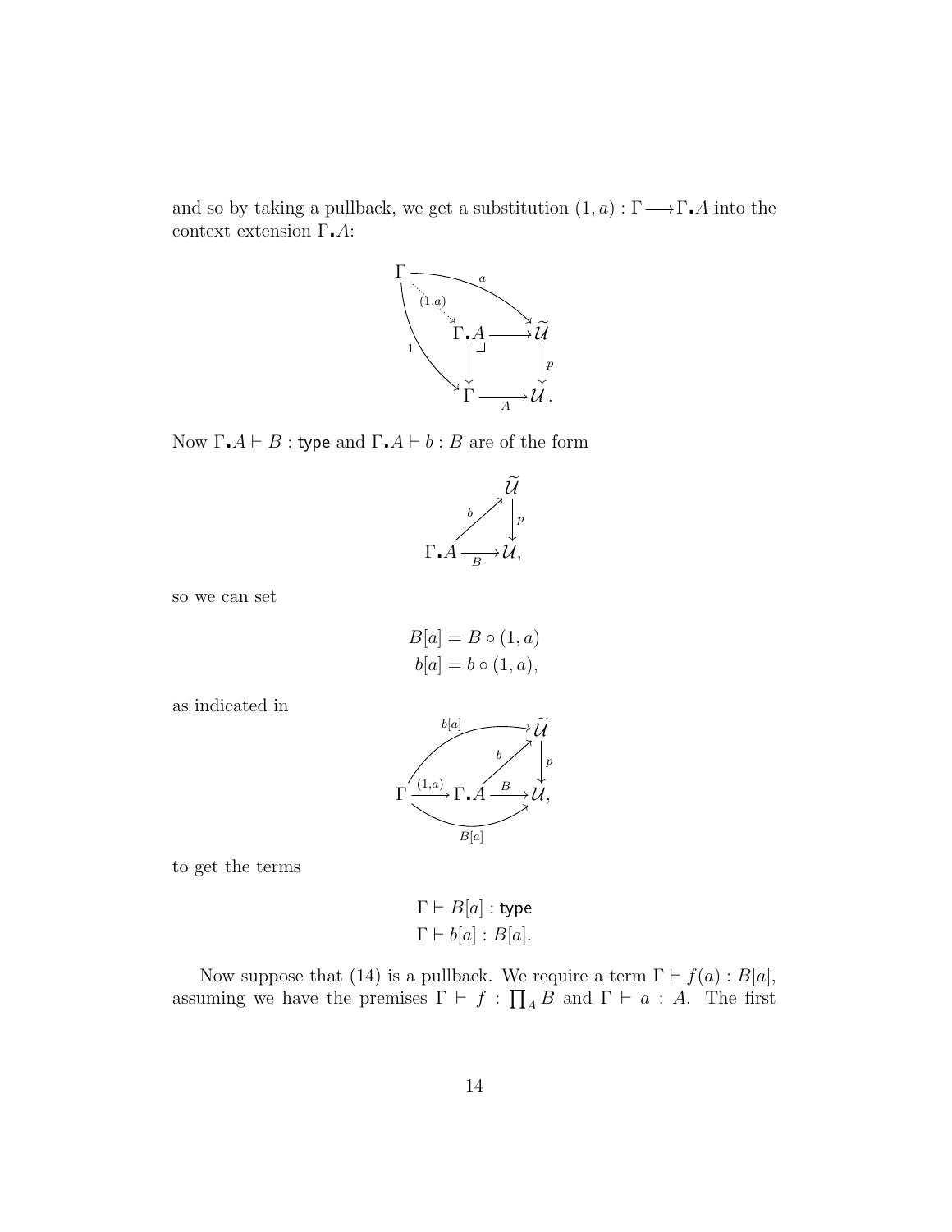and so by taking a pullback, we get a substitution $(1, a) : \Gamma \longrightarrow \Gamma \bullet A$ into the context extension $\Gamma \bullet A$:

$$
\begin{array}{ccc}
\Gamma & \xrightarrow{a} & \widetilde{\mathcal{U}} \\
{\scriptstyle (1,a)} \searrow & & \\
& \Gamma \bullet A \longrightarrow & \widetilde{\mathcal{U}} \\
{\scriptstyle 1} & \downarrow \quad \lrcorner & \downarrow p \\
& \Gamma \xrightarrow[A]{} & \mathcal{U}.
\end{array}
$$

Now $\Gamma \bullet A \vdash B : \mathsf{type}$ and $\Gamma \bullet A \vdash b : B$ are of the form

$$
\begin{array}{ccc}
& & \widetilde{\mathcal{U}} \\
& {\scriptstyle b} \nearrow & \downarrow p \\
\Gamma \bullet A & \xrightarrow[B]{} & \mathcal{U},
\end{array}
$$

so we can set

$$
\begin{aligned}
B[a] &= B \circ (1, a) \\
b[a] &= b \circ (1, a),
\end{aligned}
$$

as indicated in

$$
\begin{array}{ccccc}
& & \xrightarrow{b[a]} & & \widetilde{\mathcal{U}} \\
& & & {\scriptstyle b} \nearrow & \downarrow p \\
\Gamma & \xrightarrow{(1,a)} & \Gamma \bullet A & \xrightarrow{B} & \mathcal{U}, \\
& & \xrightarrow[B[a]]{} & &
\end{array}
$$

to get the terms

$$
\begin{aligned}
\Gamma &\vdash B[a] : \mathsf{type} \\
\Gamma &\vdash b[a] : B[a].
\end{aligned}
$$

Now suppose that (14) is a pullback. We require a term $\Gamma \vdash f(a) : B[a]$, assuming we have the premises $\Gamma \vdash f : \prod_A B$ and $\Gamma \vdash a : A$. The first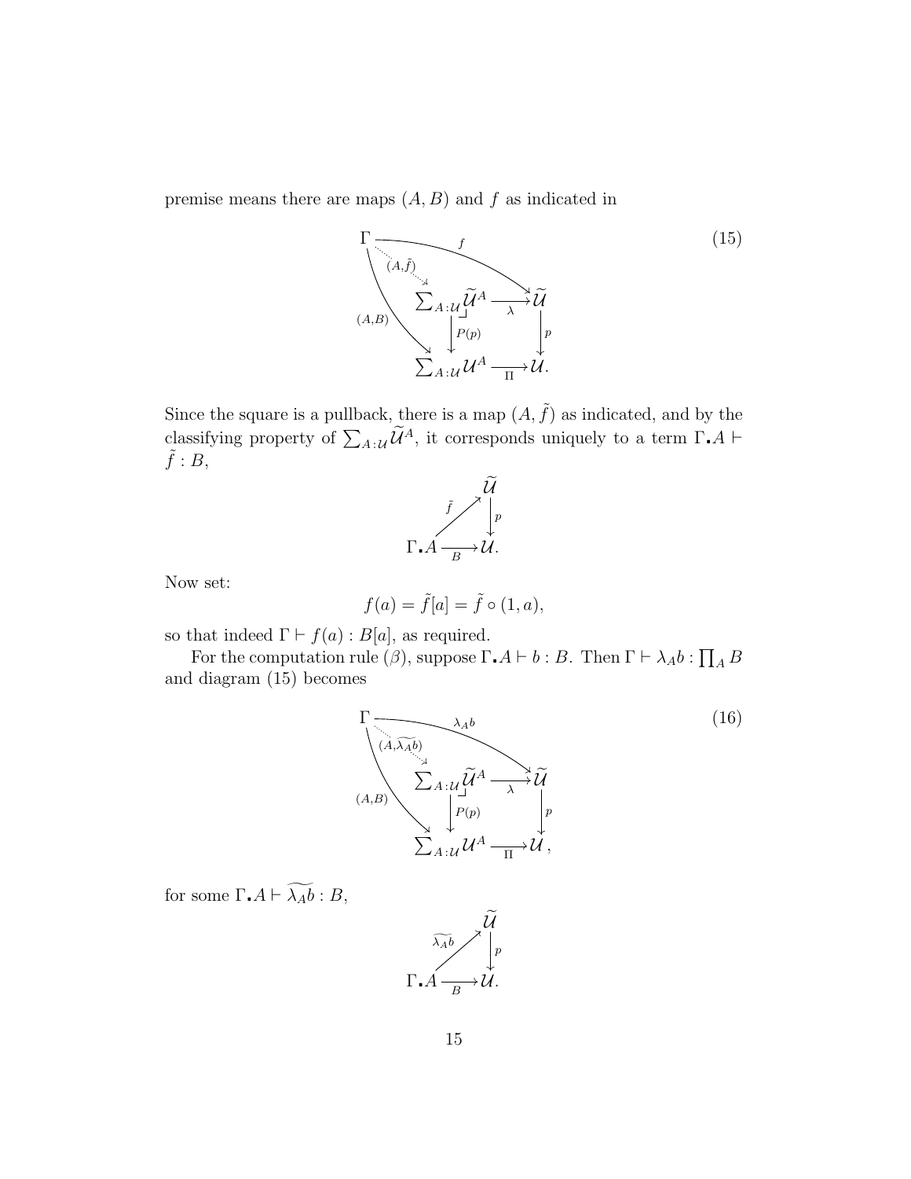premise means there are maps $(A, B)$ and $f$ as indicated in

$$
\begin{array}{ccccc}
\Gamma & & \xrightarrow{\quad f \quad} & & \widetilde{\mathcal{U}} \\
& \overset{(A,\tilde{f})}{\searrow} & & & \\
& & \sum_{A:\mathcal{U}} \widetilde{\mathcal{U}}^A & \xrightarrow{\lambda} & \widetilde{\mathcal{U}} \\
& {\scriptstyle (A,B)} \searrow & \downarrow {\scriptstyle P(p)} & & \downarrow {\scriptstyle p} \\
& & \sum_{A:\mathcal{U}} \mathcal{U}^A & \xrightarrow[\Pi]{} & \mathcal{U}.
\end{array}
\tag{15}
$$

Since the square is a pullback, there is a map $(A, \tilde{f})$ as indicated, and by the classifying property of $\sum_{A:\mathcal{U}} \widetilde{\mathcal{U}}^A$, it corresponds uniquely to a term $\Gamma . A \vdash \tilde{f} : B$,

$$
\begin{array}{ccc}
& & \widetilde{\mathcal{U}} \\
& \overset{\tilde{f}}{\nearrow} & \downarrow {\scriptstyle p} \\
\Gamma . A & \xrightarrow[B]{} & \mathcal{U}.
\end{array}
$$

Now set:

$$
f(a) = \tilde{f}[a] = \tilde{f} \circ (1, a),
$$

so that indeed $\Gamma \vdash f(a) : B[a]$, as required.

For the computation rule ($\beta$), suppose $\Gamma . A \vdash b : B$. Then $\Gamma \vdash \lambda_A b : \prod_A B$ and diagram (15) becomes

$$
\begin{array}{ccccc}
\Gamma & & \xrightarrow{\quad \lambda_A b \quad} & & \widetilde{\mathcal{U}} \\
& \overset{(A,\widetilde{\lambda_A b})}{\searrow} & & & \\
& & \sum_{A:\mathcal{U}} \widetilde{\mathcal{U}}^A & \xrightarrow{\lambda} & \widetilde{\mathcal{U}} \\
& {\scriptstyle (A,B)} \searrow & \downarrow {\scriptstyle P(p)} & & \downarrow {\scriptstyle p} \\
& & \sum_{A:\mathcal{U}} \mathcal{U}^A & \xrightarrow[\Pi]{} & \mathcal{U},
\end{array}
\tag{16}
$$

for some $\Gamma . A \vdash \widetilde{\lambda_A b} : B$,

$$
\begin{array}{ccc}
& & \widetilde{\mathcal{U}} \\
& \overset{\widetilde{\lambda_A b}}{\nearrow} & \downarrow {\scriptstyle p} \\
\Gamma . A & \xrightarrow[B]{} & \mathcal{U}.
\end{array}
$$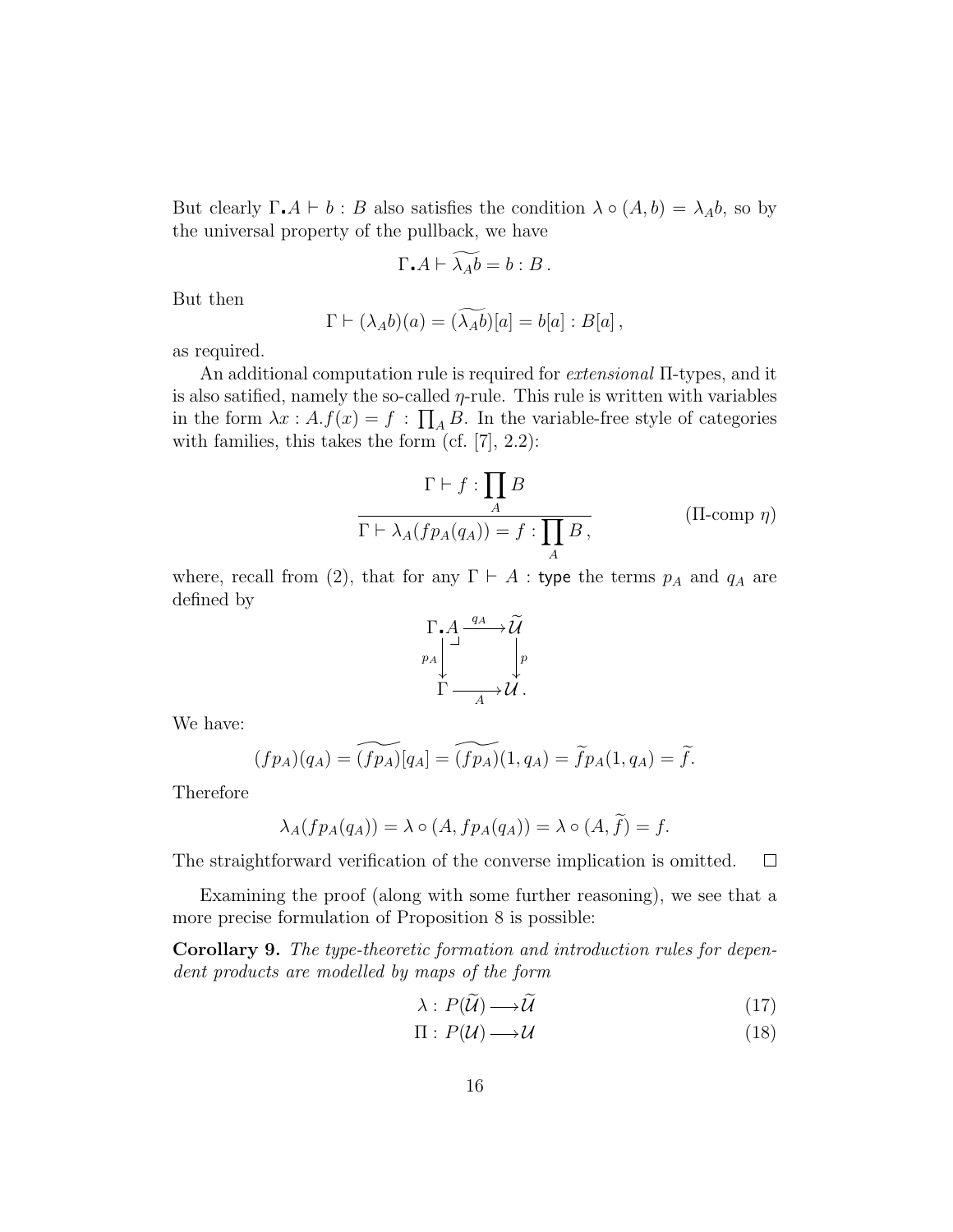But clearly $\Gamma \centerdot A \vdash b : B$ also satisfies the condition $\lambda \circ (A, b) = \lambda_A b$, so by the universal property of the pullback, we have

$$\Gamma \centerdot A \vdash \widetilde{\lambda_A b} = b : B\,.$$

But then

$$\Gamma \vdash (\lambda_A b)(a) = (\widetilde{\lambda_A b})[a] = b[a] : B[a]\,,$$

as required.

An additional computation rule is required for *extensional* $\Pi$-types, and it is also satified, namely the so-called $\eta$-rule. This rule is written with variables in the form $\lambda x : A.f(x) = f : \prod_A B$. In the variable-free style of categories with families, this takes the form (cf. [7], 2.2):

$$\frac{\Gamma \vdash f : \prod_A B}{\Gamma \vdash \lambda_A(f p_A(q_A)) = f : \prod_A B\,,} \qquad (\Pi\text{-comp } \eta)$$

where, recall from (2), that for any $\Gamma \vdash A :$ type the terms $p_A$ and $q_A$ are defined by

$$\begin{array}{ccc} \Gamma \centerdot A & \xrightarrow{q_A} & \widetilde{\mathcal{U}} \\ {\scriptstyle p_A}\downarrow & \lrcorner & \downarrow{\scriptstyle p} \\ \Gamma & \xrightarrow[A]{} & \mathcal{U}\,. \end{array}$$

We have:

$$(f p_A)(q_A) = \widetilde{(f p_A)}[q_A] = \widetilde{(f p_A)}(1, q_A) = \widetilde{f} p_A(1, q_A) = \widetilde{f}.$$

Therefore

$$\lambda_A(f p_A(q_A)) = \lambda \circ (A, f p_A(q_A)) = \lambda \circ (A, \widetilde{f}) = f.$$

The straightforward verification of the converse implication is omitted. $\square$

Examining the proof (along with some further reasoning), we see that a more precise formulation of Proposition 8 is possible:

**Corollary 9.** *The type-theoretic formation and introduction rules for dependent products are modelled by maps of the form*

$$\lambda : P(\widetilde{\mathcal{U}}) \longrightarrow \widetilde{\mathcal{U}} \qquad (17)$$

$$\Pi : P(\mathcal{U}) \longrightarrow \mathcal{U} \qquad (18)$$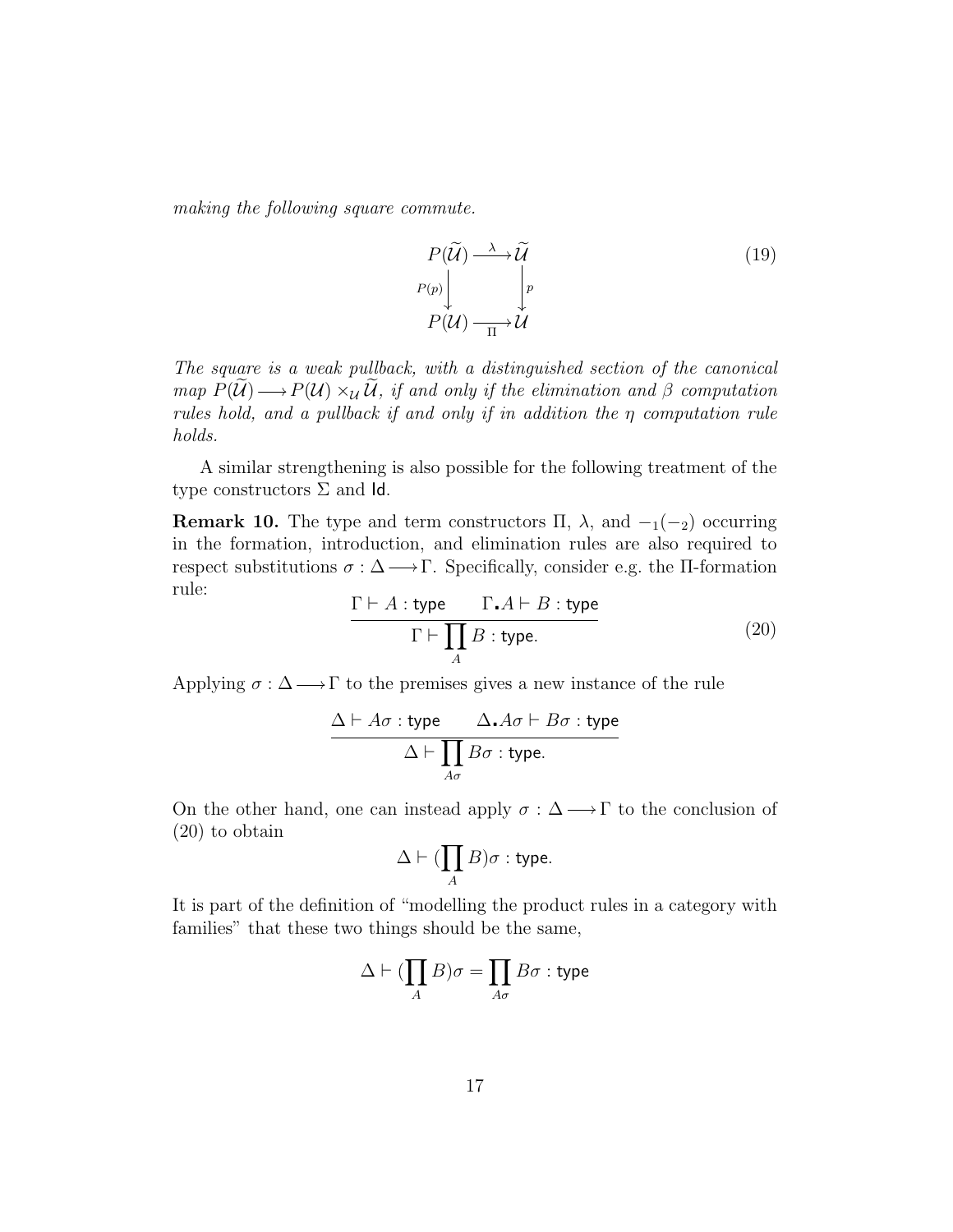*making the following square commute.*

$$
\begin{array}{ccc}
P(\widetilde{\mathcal{U}}) & \xrightarrow{\lambda} & \widetilde{\mathcal{U}} \\
{\scriptstyle P(p)}\big\downarrow & & \big\downarrow{\scriptstyle p} \\
P(\mathcal{U}) & \xrightarrow[\Pi]{} & \mathcal{U}
\end{array}
\tag{19}
$$

*The square is a weak pullback, with a distinguished section of the canonical map $P(\widetilde{\mathcal{U}}) \longrightarrow P(\mathcal{U}) \times_{\mathcal{U}} \widetilde{\mathcal{U}}$, if and only if the elimination and $\beta$ computation rules hold, and a pullback if and only if in addition the $\eta$ computation rule holds.*

A similar strengthening is also possible for the following treatment of the type constructors $\Sigma$ and $\mathsf{Id}$.

**Remark 10.** The type and term constructors $\Pi$, $\lambda$, and $-_1(-_2)$ occurring in the formation, introduction, and elimination rules are also required to respect substitutions $\sigma : \Delta \longrightarrow \Gamma$. Specifically, consider e.g. the $\Pi$-formation rule:

$$
\frac{\Gamma \vdash A : \mathsf{type} \qquad \Gamma . A \vdash B : \mathsf{type}}{\Gamma \vdash \prod_A B : \mathsf{type}.}
\tag{20}
$$

Applying $\sigma : \Delta \longrightarrow \Gamma$ to the premises gives a new instance of the rule

$$
\frac{\Delta \vdash A\sigma : \mathsf{type} \qquad \Delta . A\sigma \vdash B\sigma : \mathsf{type}}{\Delta \vdash \prod_{A\sigma} B\sigma : \mathsf{type}.}
$$

On the other hand, one can instead apply $\sigma : \Delta \longrightarrow \Gamma$ to the conclusion of (20) to obtain

$$
\Delta \vdash (\prod_A B)\sigma : \mathsf{type}.
$$

It is part of the definition of "modelling the product rules in a category with families" that these two things should be the same,

$$
\Delta \vdash (\prod_A B)\sigma = \prod_{A\sigma} B\sigma : \mathsf{type}
$$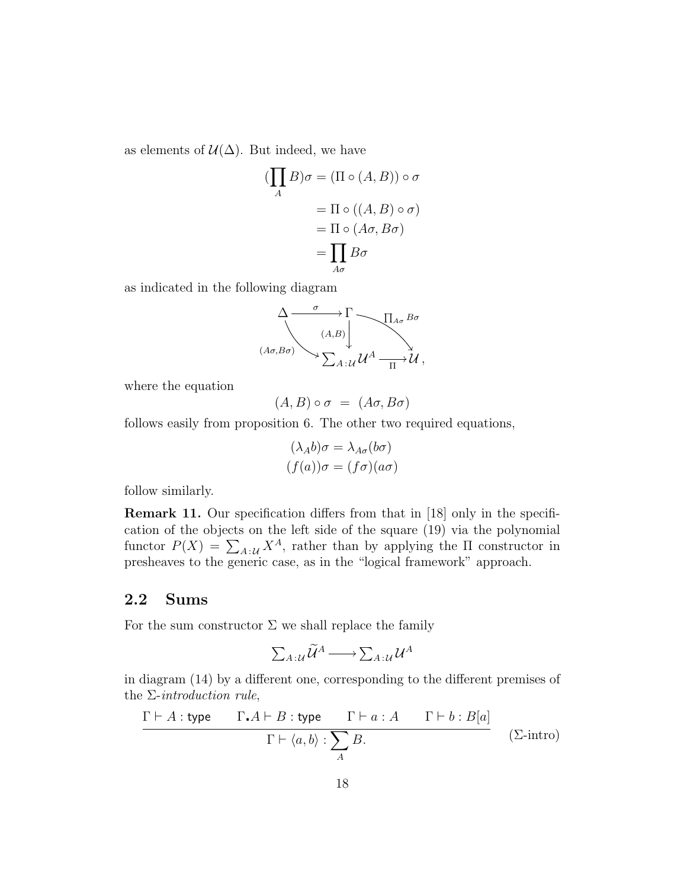as elements of $\mathcal{U}(\Delta)$. But indeed, we have

$$
\begin{aligned}
(\prod_A B)\sigma &= (\Pi \circ (A, B)) \circ \sigma \\
&= \Pi \circ ((A, B) \circ \sigma) \\
&= \Pi \circ (A\sigma, B\sigma) \\
&= \prod_{A\sigma} B\sigma
\end{aligned}
$$

as indicated in the following diagram

$$
\begin{array}{ccccc}
\Delta & \xrightarrow{\sigma} & \Gamma & & \\
& \searrow^{(A\sigma, B\sigma)} & \downarrow{\scriptstyle (A,B)} & \searrow^{\prod_{A\sigma} B\sigma} & \\
& & \sum_{A:\mathcal{U}} \mathcal{U}^A & \xrightarrow[\Pi]{} & \mathcal{U}\,,
\end{array}
$$

where the equation

$$
(A, B) \circ \sigma \;=\; (A\sigma, B\sigma)
$$

follows easily from proposition 6. The other two required equations,

$$
\begin{aligned}
(\lambda_A b)\sigma &= \lambda_{A\sigma}(b\sigma) \\
(f(a))\sigma &= (f\sigma)(a\sigma)
\end{aligned}
$$

follow similarly.

**Remark 11.** Our specification differs from that in [18] only in the specification of the objects on the left side of the square (19) via the polynomial functor $P(X) = \sum_{A:\mathcal{U}} X^A$, rather than by applying the $\Pi$ constructor in presheaves to the generic case, as in the "logical framework" approach.

## 2.2 Sums

For the sum constructor $\Sigma$ we shall replace the family

$$
\textstyle\sum_{A:\mathcal{U}} \widetilde{\mathcal{U}}^A \longrightarrow \sum_{A:\mathcal{U}} \mathcal{U}^A
$$

in diagram (14) by a different one, corresponding to the different premises of the $\Sigma$-*introduction rule*,

$$
\frac{\Gamma \vdash A : \mathsf{type} \qquad \Gamma . A \vdash B : \mathsf{type} \qquad \Gamma \vdash a : A \qquad \Gamma \vdash b : B[a]}{\Gamma \vdash \langle a, b \rangle : \sum_A B.} \qquad (\Sigma\text{-intro})
$$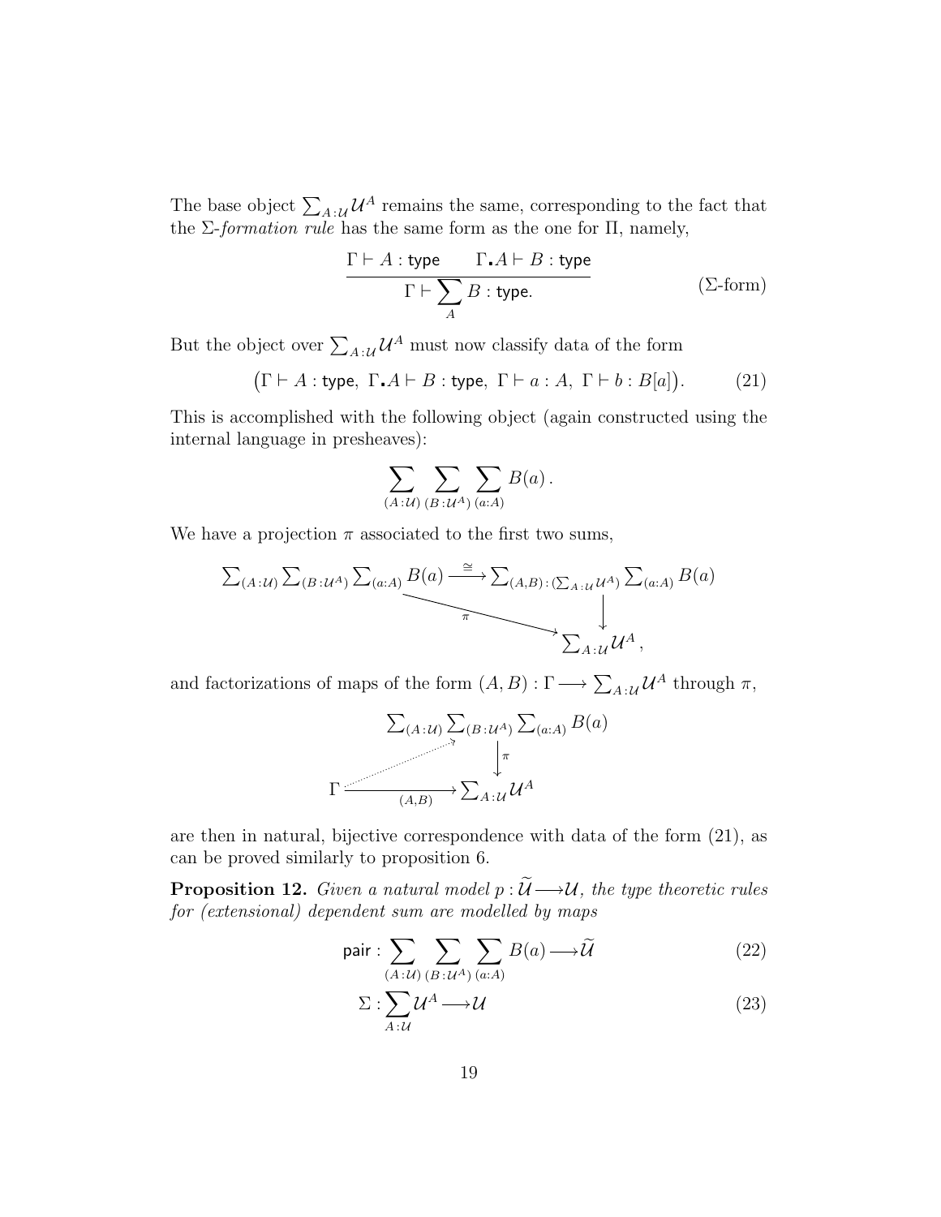The base object $\sum_{A:\mathcal{U}} \mathcal{U}^A$ remains the same, corresponding to the fact that the $\Sigma$-*formation rule* has the same form as the one for $\Pi$, namely,

$$\frac{\Gamma \vdash A : \mathsf{type} \qquad \Gamma . A \vdash B : \mathsf{type}}{\Gamma \vdash \sum_A B : \mathsf{type.}} \tag{$\Sigma$-form}$$

But the object over $\sum_{A:\mathcal{U}} \mathcal{U}^A$ must now classify data of the form

$$\big(\Gamma \vdash A : \mathsf{type},\ \Gamma . A \vdash B : \mathsf{type},\ \Gamma \vdash a : A,\ \Gamma \vdash b : B[a]\big). \tag{21}$$

This is accomplished with the following object (again constructed using the internal language in presheaves):

$$\sum_{(A:\mathcal{U})} \sum_{(B:\mathcal{U}^A)} \sum_{(a:A)} B(a)\,.$$

We have a projection $\pi$ associated to the first two sums,

$$\begin{array}{ccc}
\sum_{(A:\mathcal{U})} \sum_{(B:\mathcal{U}^A)} \sum_{(a:A)} B(a) & \xrightarrow{\ \cong\ } & \sum_{(A,B):(\sum_{A:\mathcal{U}} \mathcal{U}^A)} \sum_{(a:A)} B(a) \\
& \searrow^{\pi} & \downarrow \\
& & \sum_{A:\mathcal{U}} \mathcal{U}^A\,,
\end{array}$$

and factorizations of maps of the form $(A, B) : \Gamma \longrightarrow \sum_{A:\mathcal{U}} \mathcal{U}^A$ through $\pi$,

$$\begin{array}{ccc}
& & \sum_{(A:\mathcal{U})} \sum_{(B:\mathcal{U}^A)} \sum_{(a:A)} B(a) \\
& \nearrow & \downarrow \pi \\
\Gamma & \xrightarrow[(A,B)]{} & \sum_{A:\mathcal{U}} \mathcal{U}^A
\end{array}$$

are then in natural, bijective correspondence with data of the form (21), as can be proved similarly to proposition 6.

**Proposition 12.** *Given a natural model $p : \widetilde{\mathcal{U}} \longrightarrow \mathcal{U}$, the type theoretic rules for (extensional) dependent sum are modelled by maps*

$$\mathsf{pair} : \sum_{(A:\mathcal{U})} \sum_{(B:\mathcal{U}^A)} \sum_{(a:A)} B(a) \longrightarrow \widetilde{\mathcal{U}} \tag{22}$$

$$\Sigma : \sum_{A:\mathcal{U}} \mathcal{U}^A \longrightarrow \mathcal{U} \tag{23}$$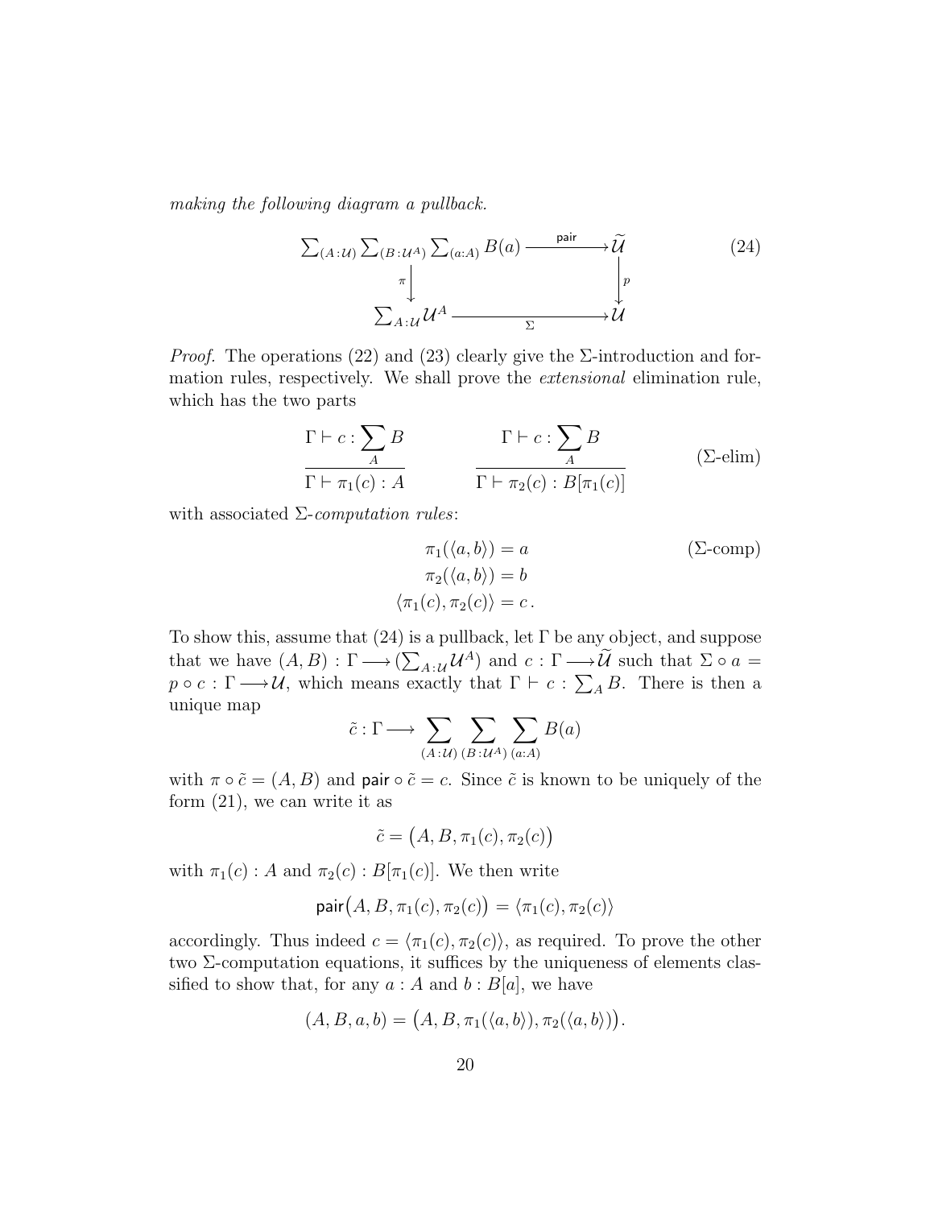*making the following diagram a pullback.*

$$
\begin{array}{ccc}
\sum_{(A:\mathcal{U})} \sum_{(B:\mathcal{U}^A)} \sum_{(a:A)} B(a) & \xrightarrow{\ \mathsf{pair}\ } & \widetilde{\mathcal{U}} \\
{\scriptstyle \pi}\downarrow & & \downarrow{\scriptstyle p} \\
\sum_{A:\mathcal{U}} \mathcal{U}^A & \xrightarrow[\ \Sigma\ ]{} & \mathcal{U}
\end{array}
\tag{24}
$$

*Proof.* The operations (22) and (23) clearly give the $\Sigma$-introduction and formation rules, respectively. We shall prove the *extensional* elimination rule, which has the two parts

$$
\frac{\Gamma \vdash c : \sum_A B}{\Gamma \vdash \pi_1(c) : A} \qquad\qquad \frac{\Gamma \vdash c : \sum_A B}{\Gamma \vdash \pi_2(c) : B[\pi_1(c)]} \tag{$\Sigma$-elim}
$$

with associated $\Sigma$-*computation rules*:

$$
\begin{aligned}
\pi_1(\langle a, b\rangle) &= a \\
\pi_2(\langle a, b\rangle) &= b \\
\langle \pi_1(c), \pi_2(c)\rangle &= c\,.
\end{aligned}
\tag{$\Sigma$-comp}
$$

To show this, assume that (24) is a pullback, let $\Gamma$ be any object, and suppose that we have $(A, B) : \Gamma \longrightarrow (\sum_{A:\mathcal{U}} \mathcal{U}^A)$ and $c : \Gamma \longrightarrow \widetilde{\mathcal{U}}$ such that $\Sigma \circ a = p \circ c : \Gamma \longrightarrow \mathcal{U}$, which means exactly that $\Gamma \vdash c : \sum_A B$. There is then a unique map

$$
\tilde{c} : \Gamma \longrightarrow \sum_{(A:\mathcal{U})} \sum_{(B:\mathcal{U}^A)} \sum_{(a:A)} B(a)
$$

with $\pi \circ \tilde{c} = (A, B)$ and $\mathsf{pair} \circ \tilde{c} = c$. Since $\tilde{c}$ is known to be uniquely of the form (21), we can write it as

$$
\tilde{c} = \big(A, B, \pi_1(c), \pi_2(c)\big)
$$

with $\pi_1(c) : A$ and $\pi_2(c) : B[\pi_1(c)]$. We then write

$$
\mathsf{pair}\big(A, B, \pi_1(c), \pi_2(c)\big) = \langle \pi_1(c), \pi_2(c)\rangle
$$

accordingly. Thus indeed $c = \langle \pi_1(c), \pi_2(c)\rangle$, as required. To prove the other two $\Sigma$-computation equations, it suffices by the uniqueness of elements classified to show that, for any $a : A$ and $b : B[a]$, we have

$$
(A, B, a, b) = \big(A, B, \pi_1(\langle a, b\rangle), \pi_2(\langle a, b\rangle)\big).
$$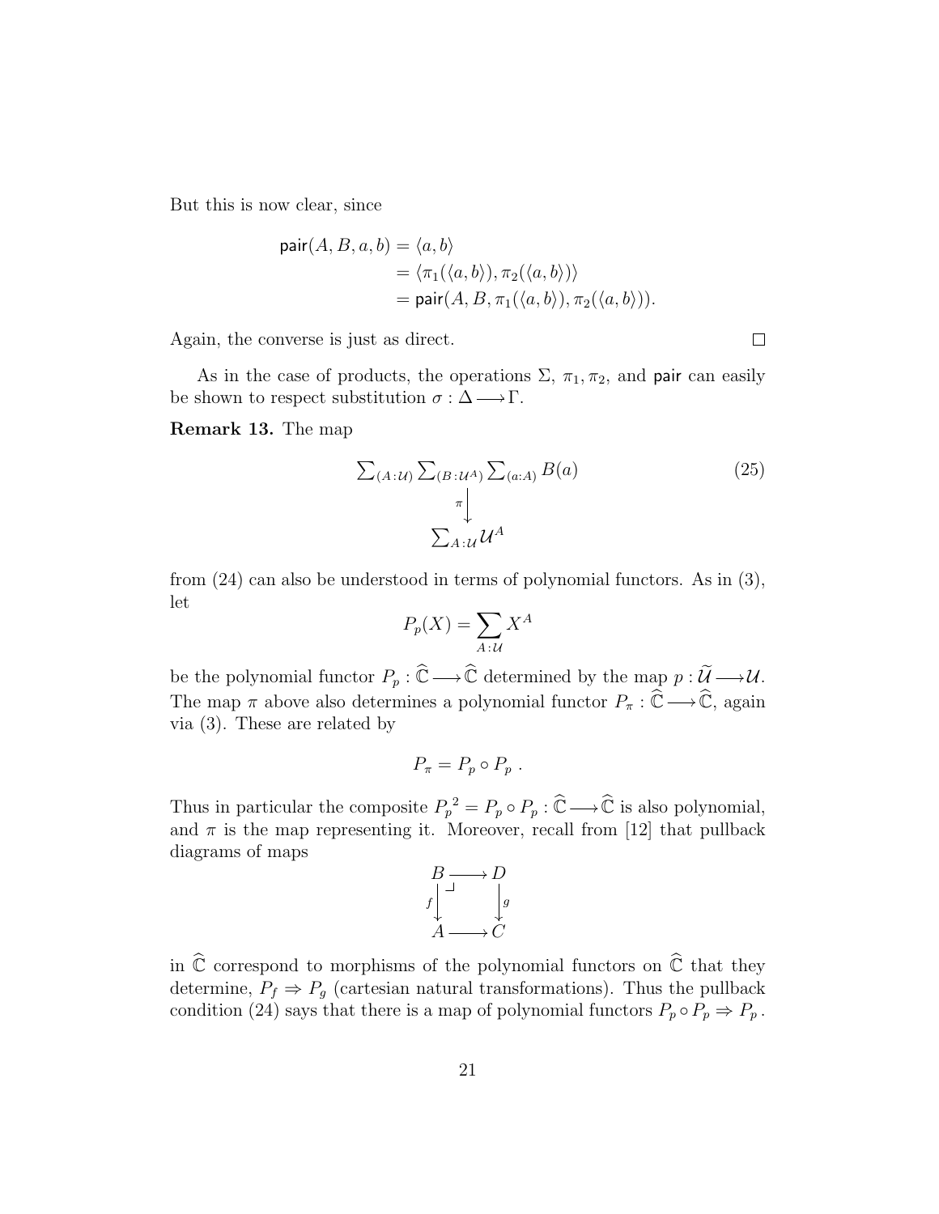But this is now clear, since

$$
\begin{aligned}
\mathsf{pair}(A, B, a, b) &= \langle a, b \rangle \\
&= \langle \pi_1(\langle a, b \rangle), \pi_2(\langle a, b \rangle) \rangle \\
&= \mathsf{pair}(A, B, \pi_1(\langle a, b \rangle), \pi_2(\langle a, b \rangle)).
\end{aligned}
$$

Again, the converse is just as direct. $\square$

As in the case of products, the operations $\Sigma$, $\pi_1, \pi_2$, and $\mathsf{pair}$ can easily be shown to respect substitution $\sigma : \Delta \longrightarrow \Gamma$.

**Remark 13.** The map

$$
\begin{array}{c}
\sum_{(A:\mathcal{U})} \sum_{(B:\mathcal{U}^A)} \sum_{(a:A)} B(a) \\
\Big\downarrow \pi \\
\sum_{A:\mathcal{U}} \mathcal{U}^A
\end{array}
\tag{25}
$$

from (24) can also be understood in terms of polynomial functors. As in (3), let

$$
P_p(X) = \sum_{A:\mathcal{U}} X^A
$$

be the polynomial functor $P_p : \widehat{\mathbb{C}} \longrightarrow \widehat{\mathbb{C}}$ determined by the map $p : \widetilde{\mathcal{U}} \longrightarrow \mathcal{U}$. The map $\pi$ above also determines a polynomial functor $P_\pi : \widehat{\mathbb{C}} \longrightarrow \widehat{\mathbb{C}}$, again via (3). These are related by

$$
P_\pi = P_p \circ P_p \, .
$$

Thus in particular the composite ${P_p}^2 = P_p \circ P_p : \widehat{\mathbb{C}} \longrightarrow \widehat{\mathbb{C}}$ is also polynomial, and $\pi$ is the map representing it. Moreover, recall from [12] that pullback diagrams of maps

$$
\begin{array}{ccc}
B & \longrightarrow & D \\
{\scriptstyle f}\Big\downarrow & \lrcorner & \Big\downarrow{\scriptstyle g} \\
A & \longrightarrow & C
\end{array}
$$

in $\widehat{\mathbb{C}}$ correspond to morphisms of the polynomial functors on $\widehat{\mathbb{C}}$ that they determine, $P_f \Rightarrow P_g$ (cartesian natural transformations). Thus the pullback condition (24) says that there is a map of polynomial functors $P_p \circ P_p \Rightarrow P_p$.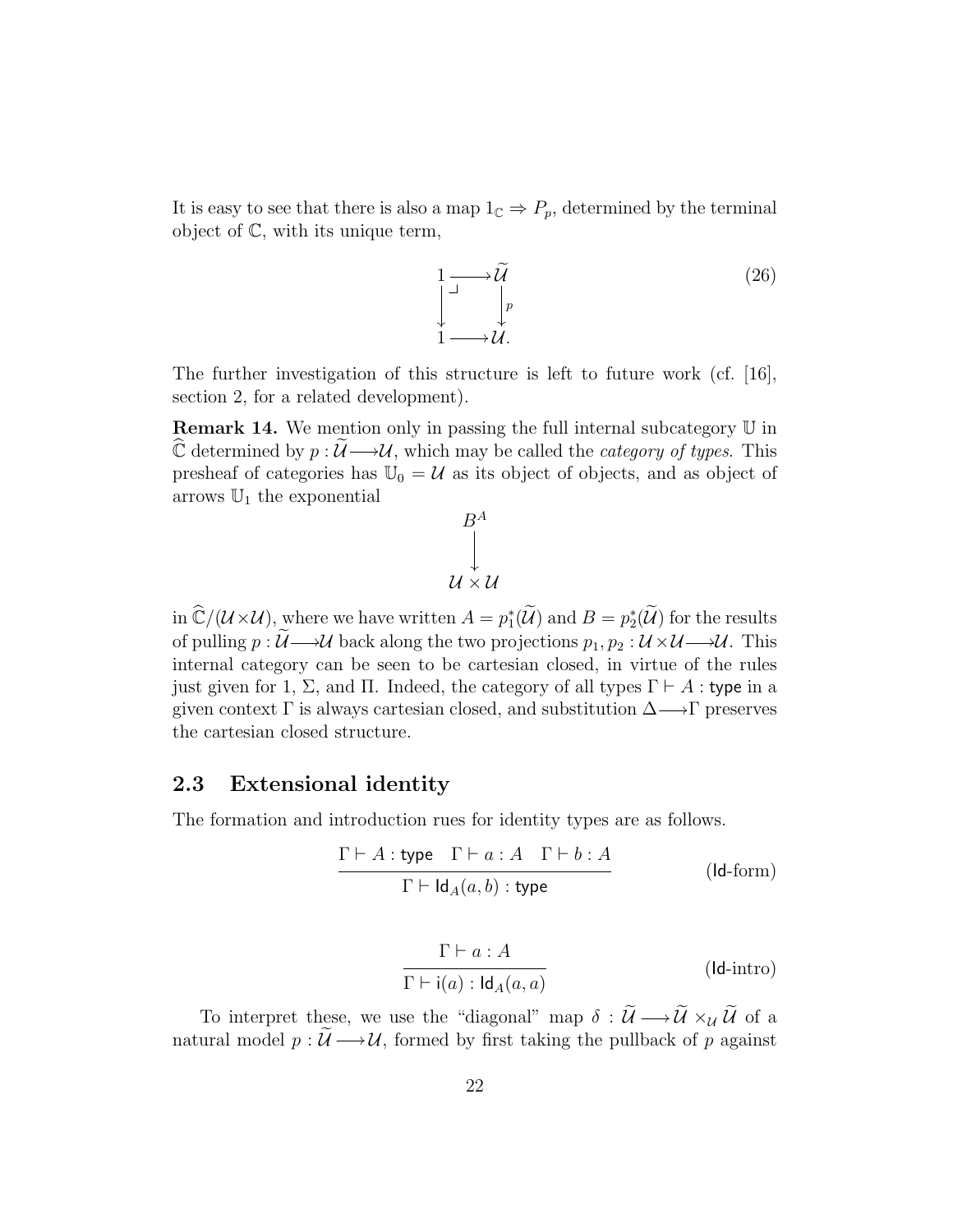It is easy to see that there is also a map $1_{\mathbb{C}} \Rightarrow P_p$, determined by the terminal object of $\mathbb{C}$, with its unique term,

$$\begin{array}{ccc} 1 & \longrightarrow & \widetilde{\mathcal{U}} \\ \big\downarrow & \lrcorner & \big\downarrow{\scriptstyle p} \\ 1 & \longrightarrow & \mathcal{U}. \end{array} \tag{26}$$

The further investigation of this structure is left to future work (cf. [16], section 2, for a related development).

**Remark 14.** We mention only in passing the full internal subcategory $\mathbb{U}$ in $\widehat{\mathbb{C}}$ determined by $p : \widetilde{\mathcal{U}} \longrightarrow \mathcal{U}$, which may be called the *category of types*. This presheaf of categories has $\mathbb{U}_0 = \mathcal{U}$ as its object of objects, and as object of arrows $\mathbb{U}_1$ the exponential

$$\begin{array}{c} B^A \\ \big\downarrow \\ \mathcal{U} \times \mathcal{U} \end{array}$$

in $\widehat{\mathbb{C}}/(\mathcal{U} \times \mathcal{U})$, where we have written $A = p_1^*(\widetilde{\mathcal{U}})$ and $B = p_2^*(\widetilde{\mathcal{U}})$ for the results of pulling $p : \widetilde{\mathcal{U}} \longrightarrow \mathcal{U}$ back along the two projections $p_1, p_2 : \mathcal{U} \times \mathcal{U} \longrightarrow \mathcal{U}$. This internal category can be seen to be cartesian closed, in virtue of the rules just given for 1, $\Sigma$, and $\Pi$. Indeed, the category of all types $\Gamma \vdash A : \mathsf{type}$ in a given context $\Gamma$ is always cartesian closed, and substitution $\Delta \longrightarrow \Gamma$ preserves the cartesian closed structure.

## 2.3 Extensional identity

The formation and introduction rues for identity types are as follows.

$$\frac{\Gamma \vdash A : \mathsf{type} \quad \Gamma \vdash a : A \quad \Gamma \vdash b : A}{\Gamma \vdash \mathsf{Id}_A(a, b) : \mathsf{type}} \tag{Id-form}$$

$$\frac{\Gamma \vdash a : A}{\Gamma \vdash \mathsf{i}(a) : \mathsf{Id}_A(a, a)} \tag{Id-intro}$$

To interpret these, we use the "diagonal" map $\delta : \widetilde{\mathcal{U}} \longrightarrow \widetilde{\mathcal{U}} \times_{\mathcal{U}} \widetilde{\mathcal{U}}$ of a natural model $p : \widetilde{\mathcal{U}} \longrightarrow \mathcal{U}$, formed by first taking the pullback of $p$ against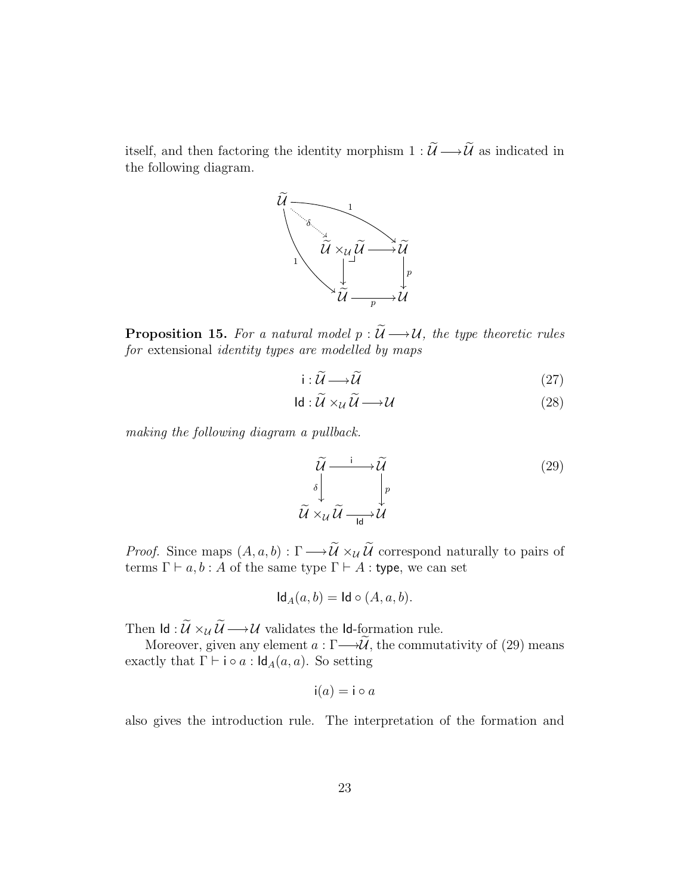itself, and then factoring the identity morphism $1 : \widetilde{\mathcal{U}} \longrightarrow \widetilde{\mathcal{U}}$ as indicated in the following diagram.

$$\begin{array}{ccccc}
\widetilde{\mathcal{U}} & & \xrightarrow{\quad 1 \quad} & & \widetilde{\mathcal{U}} \\
& \overset{\delta}{\searrow} & & \nearrow & \\
& & \widetilde{\mathcal{U}} \times_{\mathcal{U}} \widetilde{\mathcal{U}} & \longrightarrow & \widetilde{\mathcal{U}} \\
& {\scriptstyle 1}\searrow & \downarrow & & \downarrow p \\
& & \widetilde{\mathcal{U}} & \xrightarrow[p]{} & \mathcal{U}
\end{array}$$

**Proposition 15.** *For a natural model $p : \widetilde{\mathcal{U}} \longrightarrow \mathcal{U}$, the type theoretic rules for* extensional *identity types are modelled by maps*

$$\mathsf{i} : \widetilde{\mathcal{U}} \longrightarrow \widetilde{\mathcal{U}} \tag{27}$$

$$\mathsf{Id} : \widetilde{\mathcal{U}} \times_{\mathcal{U}} \widetilde{\mathcal{U}} \longrightarrow \mathcal{U} \tag{28}$$

*making the following diagram a pullback.*

$$\begin{array}{ccc}
\widetilde{\mathcal{U}} & \xrightarrow{\quad \mathsf{i} \quad} & \widetilde{\mathcal{U}} \\
{\scriptstyle \delta}\downarrow & & \downarrow{\scriptstyle p} \\
\widetilde{\mathcal{U}} \times_{\mathcal{U}} \widetilde{\mathcal{U}} & \xrightarrow[\mathsf{Id}]{} & \mathcal{U}
\end{array} \tag{29}$$

*Proof.* Since maps $(A, a, b) : \Gamma \longrightarrow \widetilde{\mathcal{U}} \times_{\mathcal{U}} \widetilde{\mathcal{U}}$ correspond naturally to pairs of terms $\Gamma \vdash a, b : A$ of the same type $\Gamma \vdash A : \mathsf{type}$, we can set

$$\mathsf{Id}_A(a, b) = \mathsf{Id} \circ (A, a, b).$$

Then $\mathsf{Id} : \widetilde{\mathcal{U}} \times_{\mathcal{U}} \widetilde{\mathcal{U}} \longrightarrow \mathcal{U}$ validates the $\mathsf{Id}$-formation rule.

Moreover, given any element $a : \Gamma \longrightarrow \widetilde{\mathcal{U}}$, the commutativity of (29) means exactly that $\Gamma \vdash \mathsf{i} \circ a : \mathsf{Id}_A(a, a)$. So setting

$$\mathsf{i}(a) = \mathsf{i} \circ a$$

also gives the introduction rule. The interpretation of the formation and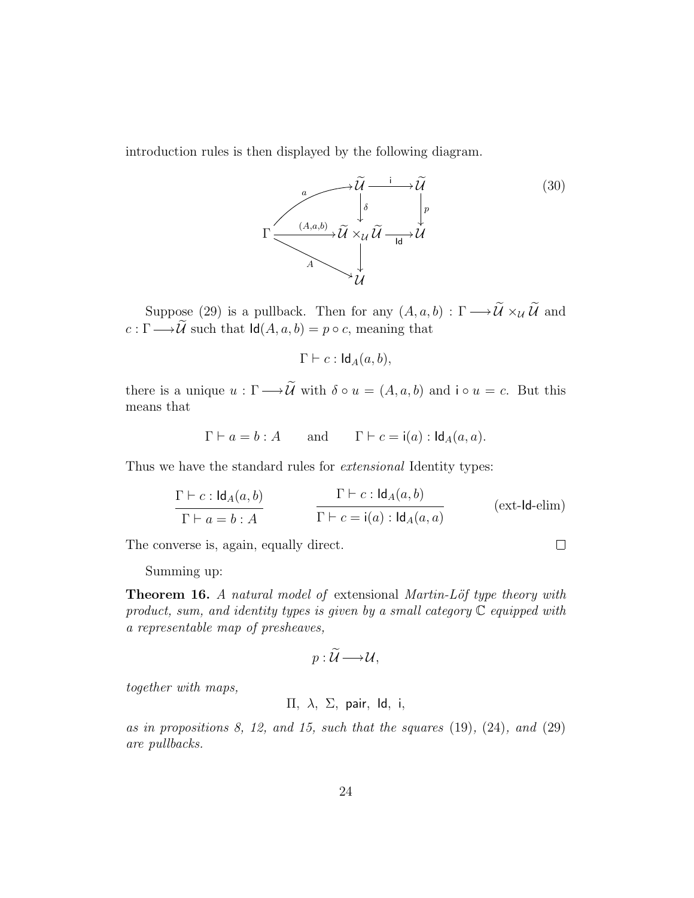introduction rules is then displayed by the following diagram.

$$
\begin{array}{ccccc}
 & & \widetilde{\mathcal{U}} & \xrightarrow{\ \mathsf{i}\ } & \widetilde{\mathcal{U}} \\
 & \overset{a}{\nearrow} & \downarrow{\scriptstyle \delta} & & \downarrow{\scriptstyle p} \\
\Gamma & \xrightarrow{(A,a,b)} & \widetilde{\mathcal{U}} \times_{\mathcal{U}} \widetilde{\mathcal{U}} & \xrightarrow[\mathsf{Id}]{} & \mathcal{U} \\
 & \underset{A}{\searrow} & \downarrow & & \\
 & & \mathcal{U} & &
\end{array}
\tag{30}
$$

Suppose (29) is a pullback. Then for any $(A, a, b) : \Gamma \longrightarrow \widetilde{\mathcal{U}} \times_{\mathcal{U}} \widetilde{\mathcal{U}}$ and $c : \Gamma \longrightarrow \widetilde{\mathcal{U}}$ such that $\mathsf{Id}(A, a, b) = p \circ c$, meaning that

$$\Gamma \vdash c : \mathsf{Id}_A(a, b),$$

there is a unique $u : \Gamma \longrightarrow \widetilde{\mathcal{U}}$ with $\delta \circ u = (A, a, b)$ and $\mathsf{i} \circ u = c$. But this means that

$$\Gamma \vdash a = b : A \qquad \text{and} \qquad \Gamma \vdash c = \mathsf{i}(a) : \mathsf{Id}_A(a, a).$$

Thus we have the standard rules for *extensional* Identity types:

$$\frac{\Gamma \vdash c : \mathsf{Id}_A(a, b)}{\Gamma \vdash a = b : A} \qquad \frac{\Gamma \vdash c : \mathsf{Id}_A(a, b)}{\Gamma \vdash c = \mathsf{i}(a) : \mathsf{Id}_A(a, a)} \qquad \text{(ext-Id-elim)}$$

The converse is, again, equally direct. □

Summing up:

**Theorem 16.** *A natural model of* extensional *Martin-Löf type theory with product, sum, and identity types is given by a small category $\mathbb{C}$ equipped with a representable map of presheaves,*

$$p : \widetilde{\mathcal{U}} \longrightarrow \mathcal{U},$$

*together with maps,*

$$\Pi,\ \lambda,\ \Sigma,\ \mathsf{pair},\ \mathsf{Id},\ \mathsf{i},$$

*as in propositions 8, 12, and 15, such that the squares* (19)*,* (24)*, and* (29) *are pullbacks.*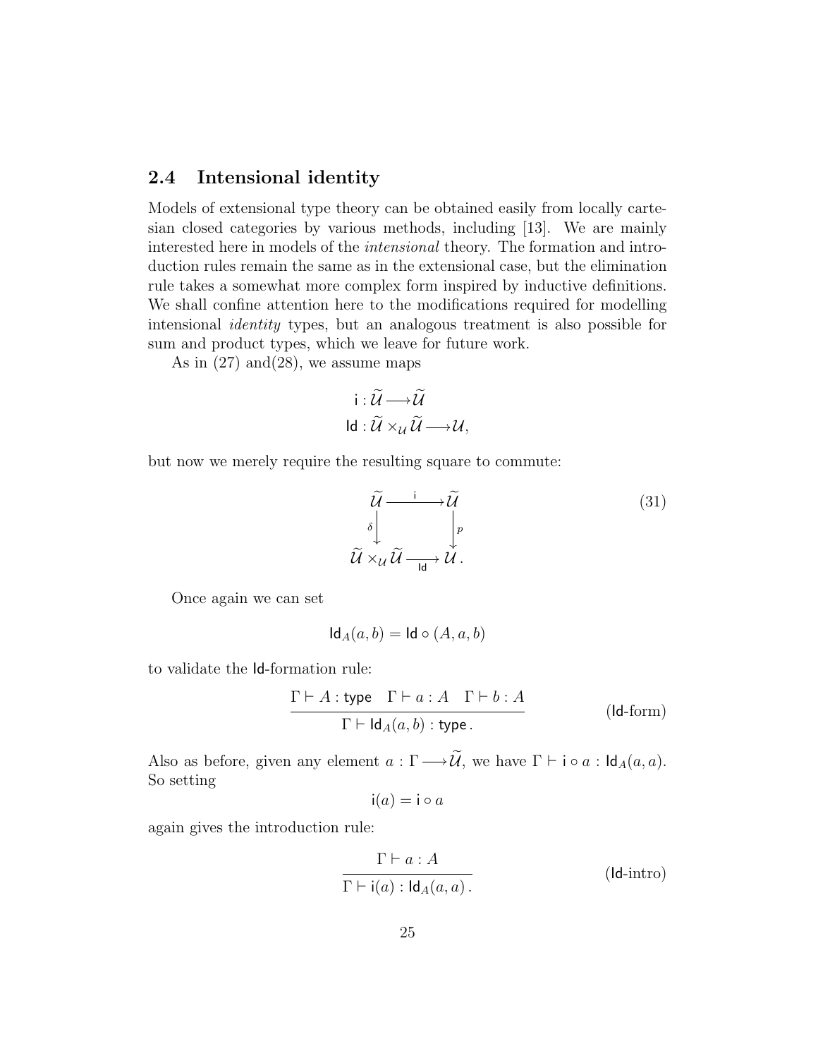### 2.4 Intensional identity

Models of extensional type theory can be obtained easily from locally cartesian closed categories by various methods, including [13]. We are mainly interested here in models of the *intensional* theory. The formation and introduction rules remain the same as in the extensional case, but the elimination rule takes a somewhat more complex form inspired by inductive definitions. We shall confine attention here to the modifications required for modelling intensional *identity* types, but an analogous treatment is also possible for sum and product types, which we leave for future work.

As in (27) and(28), we assume maps

$$\mathsf{i} : \widetilde{\mathcal{U}} \longrightarrow \widetilde{\mathcal{U}}$$
$$\mathsf{Id} : \widetilde{\mathcal{U}} \times_{\mathcal{U}} \widetilde{\mathcal{U}} \longrightarrow \mathcal{U},$$

but now we merely require the resulting square to commute:

$$\begin{array}{ccc} \widetilde{\mathcal{U}} & \xrightarrow{\ \mathsf{i}\ } & \widetilde{\mathcal{U}} \\ {\scriptstyle \delta}\big\downarrow & & \big\downarrow{\scriptstyle p} \\ \widetilde{\mathcal{U}} \times_{\mathcal{U}} \widetilde{\mathcal{U}} & \xrightarrow[\ \mathsf{Id}\ ]{} & \mathcal{U}\,. \end{array} \tag{31}$$

Once again we can set

$$\mathsf{Id}_A(a, b) = \mathsf{Id} \circ (A, a, b)$$

to validate the $\mathsf{Id}$-formation rule:

$$\frac{\Gamma \vdash A : \mathsf{type} \quad \Gamma \vdash a : A \quad \Gamma \vdash b : A}{\Gamma \vdash \mathsf{Id}_A(a, b) : \mathsf{type}\,.} \tag{Id-form}$$

Also as before, given any element $a : \Gamma \longrightarrow \widetilde{\mathcal{U}}$, we have $\Gamma \vdash \mathsf{i} \circ a : \mathsf{Id}_A(a, a)$. So setting

$$\mathsf{i}(a) = \mathsf{i} \circ a$$

again gives the introduction rule:

$$\frac{\Gamma \vdash a : A}{\Gamma \vdash \mathsf{i}(a) : \mathsf{Id}_A(a, a)\,.} \tag{Id-intro}$$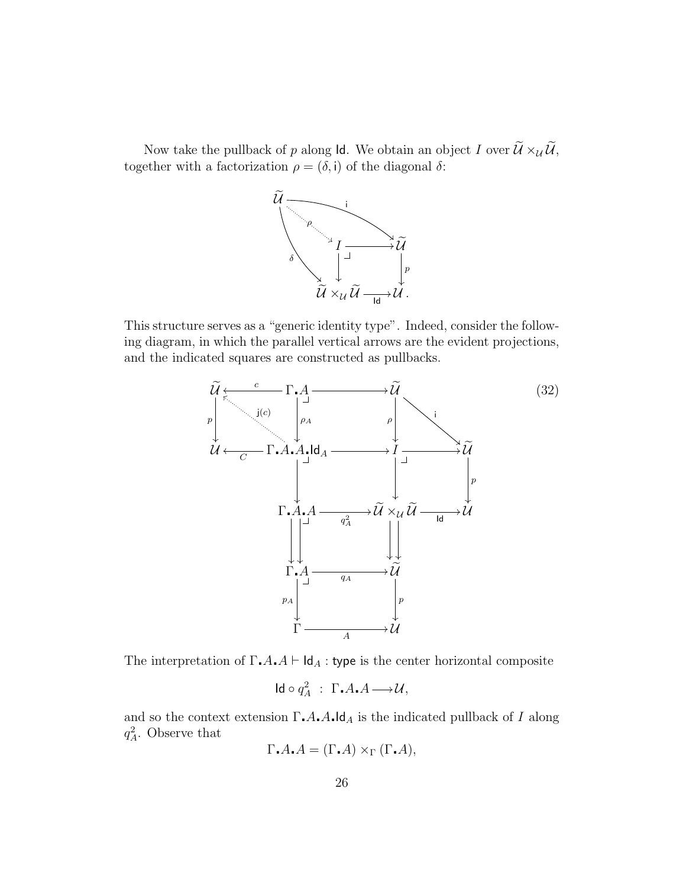Now take the pullback of $p$ along $\mathsf{Id}$. We obtain an object $I$ over $\widetilde{\mathcal{U}} \times_{\mathcal{U}} \widetilde{\mathcal{U}}$, together with a factorization $\rho = (\delta, \mathsf{i})$ of the diagonal $\delta$:

$$
\begin{array}{ccccc}
\widetilde{\mathcal{U}} & & \xrightarrow{\quad \mathsf{i} \quad} & & \widetilde{\mathcal{U}} \\
& \overset{\rho}{\searrow} & & & \\
& & I & \longrightarrow & \widetilde{\mathcal{U}} \\
& \underset{\delta}{\searrow} & \downarrow & & \downarrow p \\
& & \widetilde{\mathcal{U}} \times_{\mathcal{U}} \widetilde{\mathcal{U}} & \xrightarrow[\mathsf{Id}]{} & \mathcal{U}\,.
\end{array}
$$

This structure serves as a "generic identity type". Indeed, consider the following diagram, in which the parallel vertical arrows are the evident projections, and the indicated squares are constructed as pullbacks.

$$
\begin{array}{ccccccc}
\widetilde{\mathcal{U}} & \xleftarrow{\ c\ } & \Gamma.A & \longrightarrow & \widetilde{\mathcal{U}} & & \\
{\scriptstyle p}\downarrow & \overset{\mathsf{j}(c)}{\nwarrow} & \downarrow {\scriptstyle \rho_A} & & {\scriptstyle \rho}\downarrow & \overset{\mathsf{i}}{\searrow} & \\
\mathcal{U} & \xleftarrow[C]{} & \Gamma.A.A.\mathsf{Id}_A & \longrightarrow & I & \longrightarrow & \widetilde{\mathcal{U}} \\
& & \downarrow & & \downarrow & & \downarrow {\scriptstyle p} \\
& & \Gamma.A.A & \xrightarrow[q_A^2]{} & \widetilde{\mathcal{U}} \times_{\mathcal{U}} \widetilde{\mathcal{U}} & \xrightarrow[\mathsf{Id}]{} & \mathcal{U} \\
& & \downdownarrows & & \downdownarrows & & \\
& & \Gamma.A & \xrightarrow[q_A]{} & \widetilde{\mathcal{U}} & & \\
& & {\scriptstyle p_A}\downarrow & & \downarrow {\scriptstyle p} & & \\
& & \Gamma & \xrightarrow[A]{} & \mathcal{U} & &
\end{array}
\tag{32}
$$

The interpretation of $\Gamma.A.A \vdash \mathsf{Id}_A : \mathsf{type}$ is the center horizontal composite

$$\mathsf{Id} \circ q_A^2 \ : \ \Gamma.A.A \longrightarrow \mathcal{U},$$

and so the context extension $\Gamma.A.A.\mathsf{Id}_A$ is the indicated pullback of $I$ along $q_A^2$. Observe that

$$\Gamma.A.A = (\Gamma.A) \times_\Gamma (\Gamma.A),$$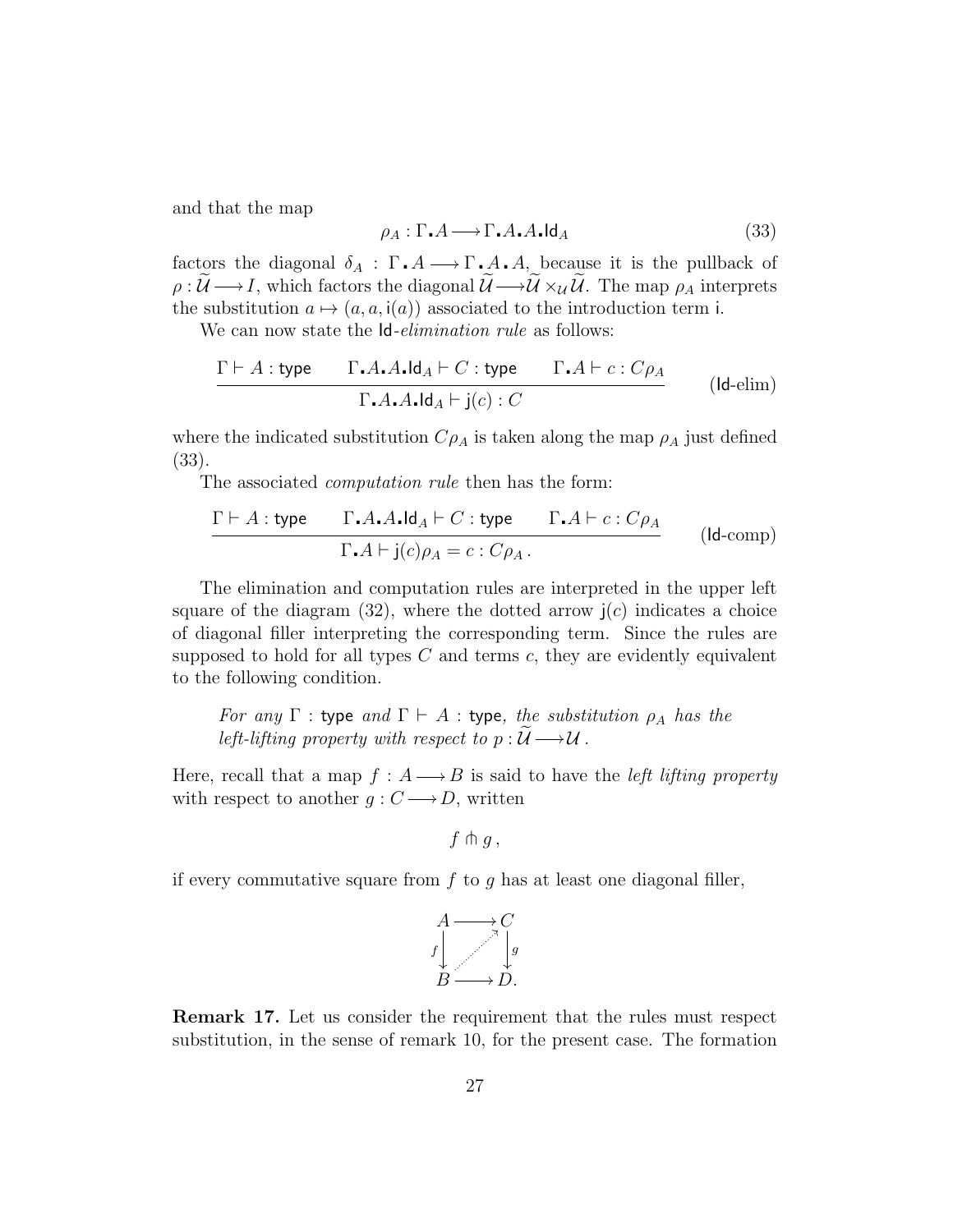and that the map

$$\rho_A : \Gamma\mathbin{.}A \longrightarrow \Gamma\mathbin{.}A\mathbin{.}A\mathbin{.}\mathsf{Id}_A \tag{33}$$

factors the diagonal $\delta_A : \Gamma\mathbin{.}A \longrightarrow \Gamma\mathbin{.}A\mathbin{.}A$, because it is the pullback of $\rho : \widetilde{\mathcal{U}} \longrightarrow I$, which factors the diagonal $\widetilde{\mathcal{U}} \longrightarrow \widetilde{\mathcal{U}} \times_{\mathcal{U}} \widetilde{\mathcal{U}}$. The map $\rho_A$ interprets the substitution $a \mapsto (a, a, \mathsf{i}(a))$ associated to the introduction term $\mathsf{i}$.

We can now state the $\mathsf{Id}$-*elimination rule* as follows:

$$\frac{\Gamma \vdash A : \mathsf{type} \qquad \Gamma\mathbin{.}A\mathbin{.}A\mathbin{.}\mathsf{Id}_A \vdash C : \mathsf{type} \qquad \Gamma\mathbin{.}A \vdash c : C\rho_A}{\Gamma\mathbin{.}A\mathbin{.}A\mathbin{.}\mathsf{Id}_A \vdash \mathsf{j}(c) : C} \qquad (\mathsf{Id}\text{-elim})$$

where the indicated substitution $C\rho_A$ is taken along the map $\rho_A$ just defined (33).

The associated *computation rule* then has the form:

$$\frac{\Gamma \vdash A : \mathsf{type} \qquad \Gamma\mathbin{.}A\mathbin{.}A\mathbin{.}\mathsf{Id}_A \vdash C : \mathsf{type} \qquad \Gamma\mathbin{.}A \vdash c : C\rho_A}{\Gamma\mathbin{.}A \vdash \mathsf{j}(c)\rho_A = c : C\rho_A\,.} \qquad (\mathsf{Id}\text{-comp})$$

The elimination and computation rules are interpreted in the upper left square of the diagram (32), where the dotted arrow $\mathsf{j}(c)$ indicates a choice of diagonal filler interpreting the corresponding term. Since the rules are supposed to hold for all types $C$ and terms $c$, they are evidently equivalent to the following condition.

> *For any* $\Gamma$ : $\mathsf{type}$ *and* $\Gamma \vdash A : \mathsf{type}$*, the substitution* $\rho_A$ *has the left-lifting property with respect to* $p : \widetilde{\mathcal{U}} \longrightarrow \mathcal{U}$ *.*

Here, recall that a map $f : A \longrightarrow B$ is said to have the *left lifting property* with respect to another $g : C \longrightarrow D$, written

$$f \pitchfork g\,,$$

if every commutative square from $f$ to $g$ has at least one diagonal filler,

$$\begin{array}{ccc} A & \longrightarrow & C \\ {\scriptstyle f}\big\downarrow & \nearrow & \big\downarrow{\scriptstyle g} \\ B & \longrightarrow & D. \end{array}$$

**Remark 17.** Let us consider the requirement that the rules must respect substitution, in the sense of remark 10, for the present case. The formation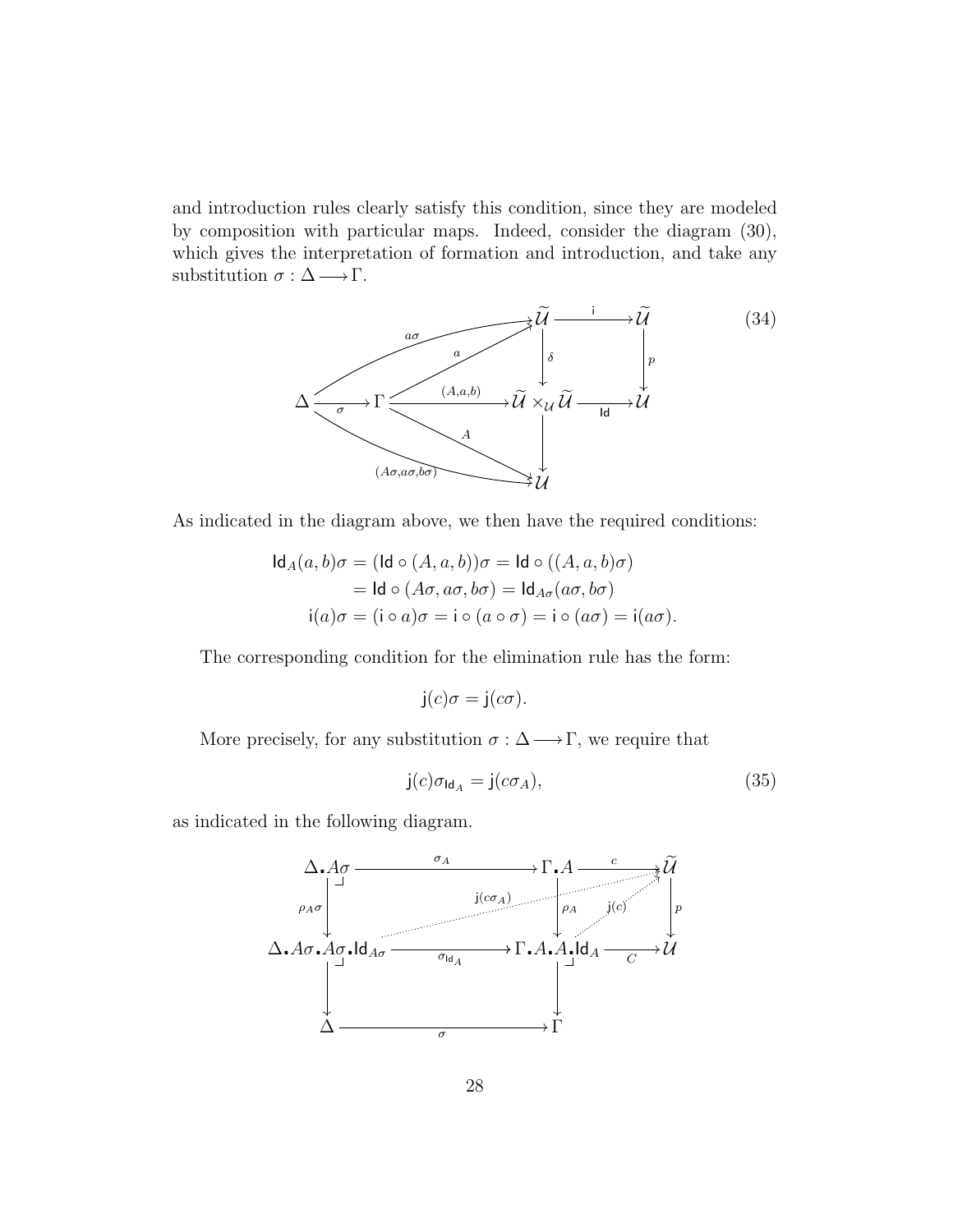and introduction rules clearly satisfy this condition, since they are modeled by composition with particular maps. Indeed, consider the diagram (30), which gives the interpretation of formation and introduction, and take any substitution $\sigma : \Delta \longrightarrow \Gamma$.

$$
\begin{array}{ccccccc}
 & & & & \widetilde{\mathcal{U}} & \xrightarrow{\mathsf{i}} & \widetilde{\mathcal{U}} \\
 & & & \overset{a}{\nearrow} & \downarrow{\scriptstyle \delta} & & \downarrow{\scriptstyle p} \\
\Delta & \xrightarrow{\sigma} & \Gamma & \xrightarrow{(A,a,b)} & \widetilde{\mathcal{U}} \times_{\mathcal{U}} \widetilde{\mathcal{U}} & \xrightarrow{\mathsf{Id}} & \mathcal{U} \\
 & & & \underset{A}{\searrow} & \downarrow & & \\
 & & & & \mathcal{U} & &
\end{array}
\tag{34}
$$

(with additional arrows $a\sigma : \Delta \to \widetilde{\mathcal{U}}$ and $(A\sigma, a\sigma, b\sigma) : \Delta \to \mathcal{U}$)

As indicated in the diagram above, we then have the required conditions:

$$
\begin{aligned}
\mathsf{Id}_A(a,b)\sigma &= (\mathsf{Id} \circ (A,a,b))\sigma = \mathsf{Id} \circ ((A,a,b)\sigma) \\
&= \mathsf{Id} \circ (A\sigma, a\sigma, b\sigma) = \mathsf{Id}_{A\sigma}(a\sigma, b\sigma) \\
\mathsf{i}(a)\sigma &= (\mathsf{i} \circ a)\sigma = \mathsf{i} \circ (a \circ \sigma) = \mathsf{i} \circ (a\sigma) = \mathsf{i}(a\sigma).
\end{aligned}
$$

The corresponding condition for the elimination rule has the form:

$$
\mathsf{j}(c)\sigma = \mathsf{j}(c\sigma).
$$

More precisely, for any substitution $\sigma : \Delta \longrightarrow \Gamma$, we require that

$$
\mathsf{j}(c)\sigma_{\mathsf{Id}_A} = \mathsf{j}(c\sigma_A), \tag{35}
$$

as indicated in the following diagram.

$$
\begin{array}{ccccc}
\Delta\mathbf{.}A\sigma & \xrightarrow{\sigma_A} & \Gamma\mathbf{.}A & \xrightarrow{c} & \widetilde{\mathcal{U}} \\
\downarrow{\scriptstyle \rho_{A\sigma}} & & \downarrow{\scriptstyle \rho_A} & & \downarrow{\scriptstyle p} \\
\Delta\mathbf{.}A\sigma\mathbf{.}A\sigma\mathbf{.}\mathsf{Id}_{A\sigma} & \xrightarrow{\sigma_{\mathsf{Id}_A}} & \Gamma\mathbf{.}A\mathbf{.}A\mathbf{.}\mathsf{Id}_A & \xrightarrow{C} & \mathcal{U} \\
\downarrow & & \downarrow & & \\
\Delta & \xrightarrow{\sigma} & \Gamma & &
\end{array}
$$

(with dotted arrows $\mathsf{j}(c\sigma_A) : \Delta\mathbf{.}A\sigma\mathbf{.}A\sigma\mathbf{.}\mathsf{Id}_{A\sigma} \to \widetilde{\mathcal{U}}$ and $\mathsf{j}(c) : \Gamma\mathbf{.}A\mathbf{.}A\mathbf{.}\mathsf{Id}_A \to \widetilde{\mathcal{U}}$)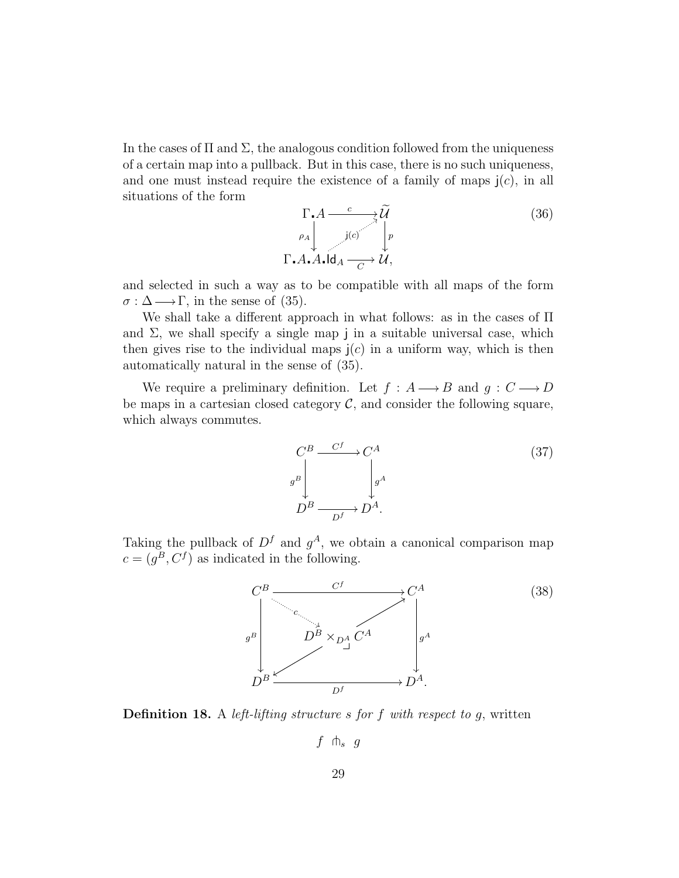In the cases of $\Pi$ and $\Sigma$, the analogous condition followed from the uniqueness of a certain map into a pullback. But in this case, there is no such uniqueness, and one must instead require the existence of a family of maps $\mathsf{j}(c)$, in all situations of the form

$$
\begin{array}{ccc}
\Gamma.A & \xrightarrow{\quad c \quad} & \widetilde{\mathcal{U}} \\
{\scriptstyle \rho_A}\downarrow & \overset{\mathsf{j}(c)}{\nearrow} & \downarrow{\scriptstyle p} \\
\Gamma.A.A.\mathsf{Id}_A & \xrightarrow[\quad C \quad]{} & \mathcal{U},
\end{array}
\tag{36}
$$

and selected in such a way as to be compatible with all maps of the form $\sigma : \Delta \longrightarrow \Gamma$, in the sense of (35).

We shall take a different approach in what follows: as in the cases of $\Pi$ and $\Sigma$, we shall specify a single map $\mathsf{j}$ in a suitable universal case, which then gives rise to the individual maps $\mathsf{j}(c)$ in a uniform way, which is then automatically natural in the sense of (35).

We require a preliminary definition. Let $f : A \longrightarrow B$ and $g : C \longrightarrow D$ be maps in a cartesian closed category $\mathcal{C}$, and consider the following square, which always commutes.

$$
\begin{array}{ccc}
C^B & \xrightarrow{\quad C^f \quad} & C^A \\
{\scriptstyle g^B}\downarrow & & \downarrow{\scriptstyle g^A} \\
D^B & \xrightarrow[\quad D^f \quad]{} & D^A.
\end{array}
\tag{37}
$$

Taking the pullback of $D^f$ and $g^A$, we obtain a canonical comparison map $c = (g^B, C^f)$ as indicated in the following.

$$
\begin{array}{ccccc}
C^B & & \xrightarrow{\qquad C^f \qquad} & & C^A \\
& \overset{c}{\searrow} & & \nearrow & \\
{\scriptstyle g^B}\downarrow & & D^B \times_{D^A} C^A & & \downarrow{\scriptstyle g^A} \\
& \swarrow & & & \\
D^B & & \xrightarrow[\qquad D^f \qquad]{} & & D^A.
\end{array}
\tag{38}
$$

**Definition 18.** *A left-lifting structure $s$ for $f$ with respect to $g$*, written

$$f \ \pitchfork_s \ g$$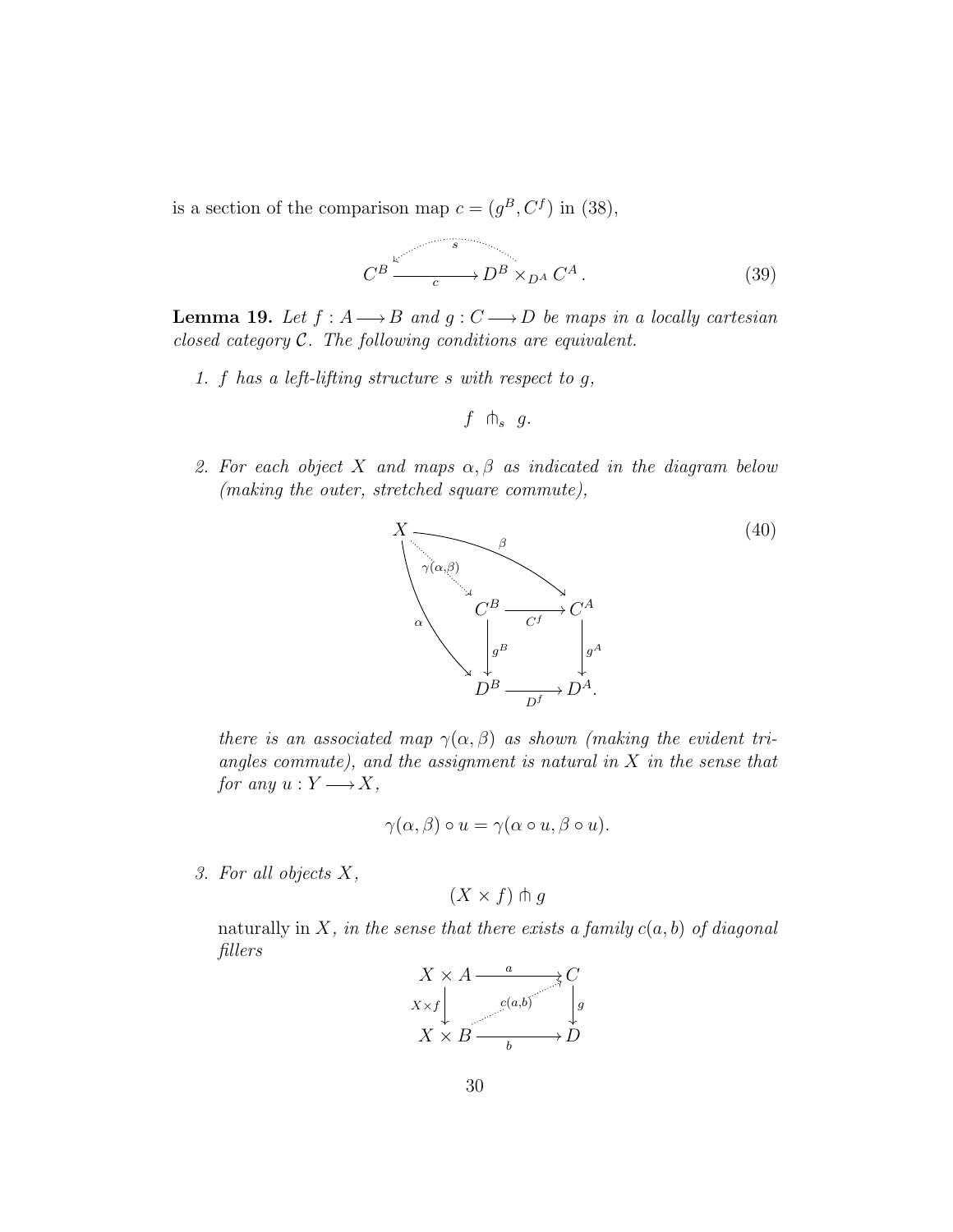is a section of the comparison map $c = (g^B, C^f)$ in (38),

$$C^B \xrightarrow{c} D^B \times_{D^A} C^A \,. \qquad (39)$$

(with a dotted arrow $s : D^B \times_{D^A} C^A \to C^B$)

**Lemma 19.** *Let $f : A \longrightarrow B$ and $g : C \longrightarrow D$ be maps in a locally cartesian closed category $\mathcal{C}$. The following conditions are equivalent.*

1. *$f$ has a left-lifting structure $s$ with respect to $g$,*

$$f \ \pitchfork_s \ g.$$

2. *For each object $X$ and maps $\alpha, \beta$ as indicated in the diagram below (making the outer, stretched square commute),*

$$\begin{array}{ccccc} X & & \xrightarrow{\beta} & & C^A \\ & \overset{\gamma(\alpha,\beta)}{\searrow} & & & \\ & & C^B & \xrightarrow{C^f} & C^A \\ \alpha \downarrow & & \downarrow g^B & & \downarrow g^A \\ & & D^B & \xrightarrow{D^f} & D^A. \end{array} \qquad (40)$$

*there is an associated map $\gamma(\alpha, \beta)$ as shown (making the evident triangles commute), and the assignment is natural in $X$ in the sense that for any $u : Y \longrightarrow X$,*

$$\gamma(\alpha, \beta) \circ u = \gamma(\alpha \circ u, \beta \circ u).$$

3. *For all objects $X$,*

$$(X \times f) \pitchfork g$$

naturally in $X$, *in the sense that there exists a family $c(a, b)$ of diagonal fillers*

$$\begin{array}{ccc} X \times A & \xrightarrow{a} & C \\ X \times f \downarrow & \overset{c(a,b)}{\nearrow} & \downarrow g \\ X \times B & \xrightarrow{b} & D \end{array}$$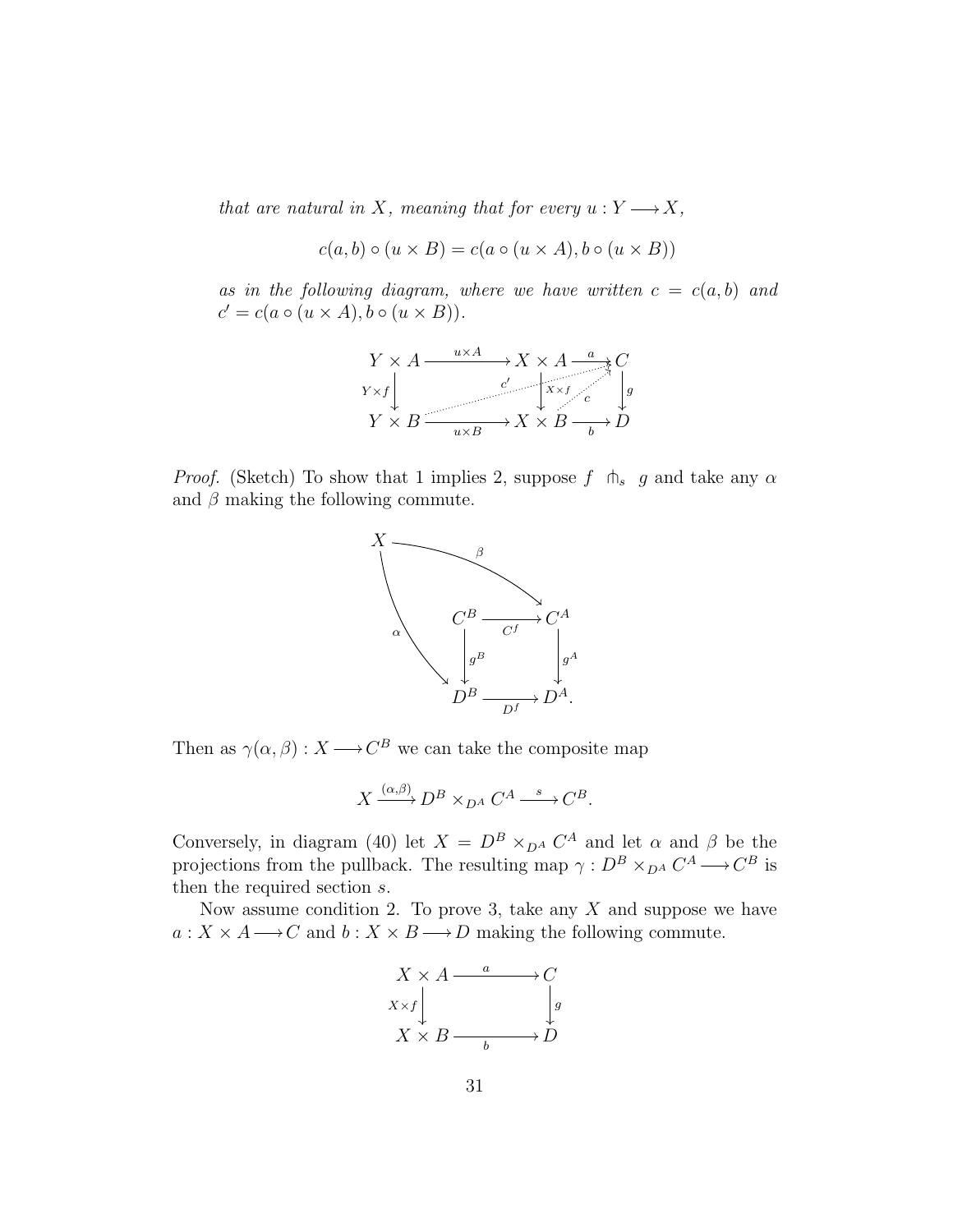*that are natural in $X$, meaning that for every $u : Y \longrightarrow X$,*

$$c(a, b) \circ (u \times B) = c(a \circ (u \times A), b \circ (u \times B))$$

*as in the following diagram, where we have written $c = c(a, b)$ and $c' = c(a \circ (u \times A), b \circ (u \times B))$.*

$$\begin{array}{ccccc}
Y \times A & \xrightarrow{u \times A} & X \times A & \xrightarrow{a} & C \\
\downarrow{\scriptstyle Y \times f} & & \downarrow{\scriptstyle X \times f} & & \downarrow{\scriptstyle g} \\
Y \times B & \xrightarrow[u \times B]{} & X \times B & \xrightarrow[b]{} & D
\end{array}$$

(with dotted diagonal maps $c' : Y \times B \longrightarrow C$ and $c : X \times B \longrightarrow C$)

*Proof.* (Sketch) To show that 1 implies 2, suppose $f \pitchfork_s g$ and take any $\alpha$ and $\beta$ making the following commute.

$$\begin{array}{ccc}
C^B & \xrightarrow{C^f} & C^A \\
\downarrow{\scriptstyle g^B} & & \downarrow{\scriptstyle g^A} \\
D^B & \xrightarrow[D^f]{} & D^A.
\end{array}$$

(with $\alpha : X \longrightarrow D^B$ and $\beta : X \longrightarrow C^A$)

Then as $\gamma(\alpha, \beta) : X \longrightarrow C^B$ we can take the composite map

$$X \xrightarrow{(\alpha,\beta)} D^B \times_{D^A} C^A \xrightarrow{s} C^B.$$

Conversely, in diagram (40) let $X = D^B \times_{D^A} C^A$ and let $\alpha$ and $\beta$ be the projections from the pullback. The resulting map $\gamma : D^B \times_{D^A} C^A \longrightarrow C^B$ is then the required section $s$.

Now assume condition 2. To prove 3, take any $X$ and suppose we have $a : X \times A \longrightarrow C$ and $b : X \times B \longrightarrow D$ making the following commute.

$$\begin{array}{ccc}
X \times A & \xrightarrow{a} & C \\
\downarrow{\scriptstyle X \times f} & & \downarrow{\scriptstyle g} \\
X \times B & \xrightarrow[b]{} & D
\end{array}$$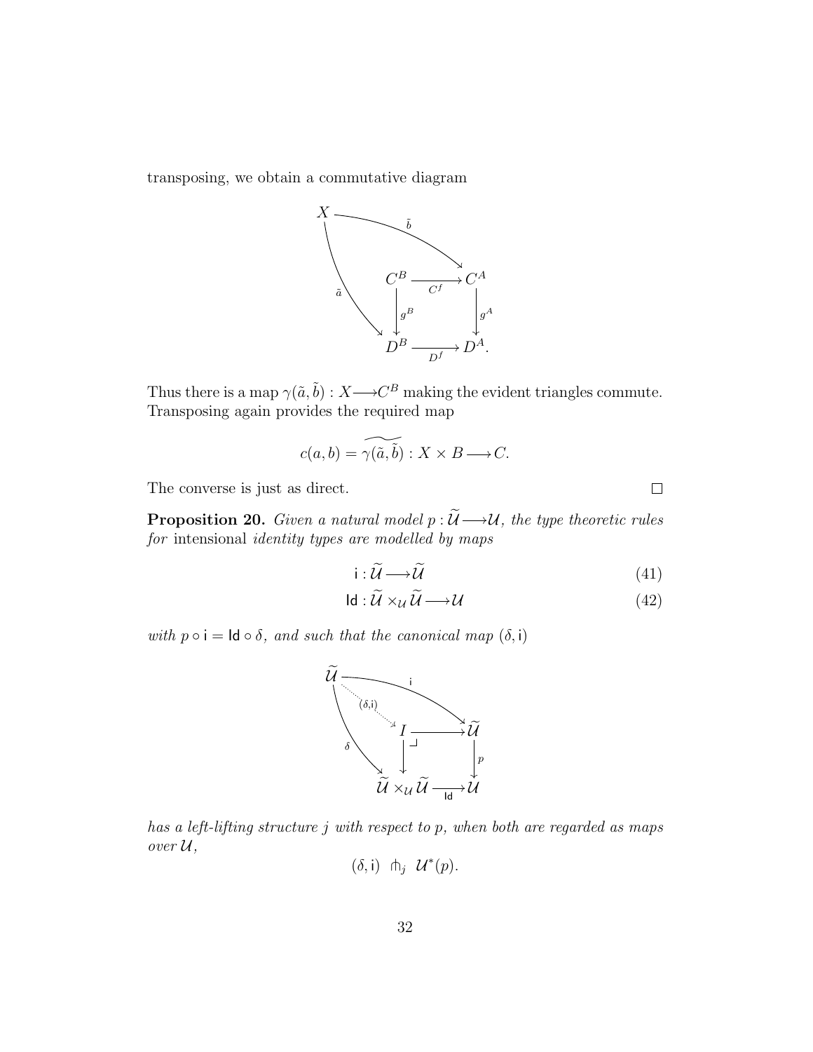transposing, we obtain a commutative diagram

$$\begin{array}{ccc} X & \xrightarrow{\tilde{b}} & C^A \\ & \searrow^{\tilde{a}} & \\ C^B & \xrightarrow{C^f} & C^A \\ \downarrow{g^B} & & \downarrow{g^A} \\ D^B & \xrightarrow{D^f} & D^A. \end{array}$$

Thus there is a map $\gamma(\tilde{a}, \tilde{b}) : X \longrightarrow C^B$ making the evident triangles commute. Transposing again provides the required map

$$c(a,b) = \widetilde{\gamma(\tilde{a}, \tilde{b})} : X \times B \longrightarrow C.$$

The converse is just as direct. □

**Proposition 20.** *Given a natural model $p : \widetilde{\mathcal{U}} \longrightarrow \mathcal{U}$, the type theoretic rules for* intensional *identity types are modelled by maps*

$$\mathsf{i} : \widetilde{\mathcal{U}} \longrightarrow \widetilde{\mathcal{U}} \tag{41}$$

$$\mathsf{Id} : \widetilde{\mathcal{U}} \times_{\mathcal{U}} \widetilde{\mathcal{U}} \longrightarrow \mathcal{U} \tag{42}$$

*with $p \circ \mathsf{i} = \mathsf{Id} \circ \delta$, and such that the canonical map $(\delta, \mathsf{i})$*

$$\begin{array}{ccc} \widetilde{\mathcal{U}} & \xrightarrow{\mathsf{i}} & \widetilde{\mathcal{U}} \\ & \searrow^{(\delta,\mathsf{i})} & \\ I & \longrightarrow & \widetilde{\mathcal{U}} \\ \downarrow & \lrcorner & \downarrow{p} \\ \widetilde{\mathcal{U}} \times_{\mathcal{U}} \widetilde{\mathcal{U}} & \xrightarrow{\mathsf{Id}} & \mathcal{U} \end{array}$$

*(with $\delta : \widetilde{\mathcal{U}} \to \widetilde{\mathcal{U}} \times_{\mathcal{U}} \widetilde{\mathcal{U}}$)*

*has a left-lifting structure $j$ with respect to $p$, when both are regarded as maps over $\mathcal{U}$,*

$$(\delta, \mathsf{i}) \ \pitchfork_j \ \mathcal{U}^*(p).$$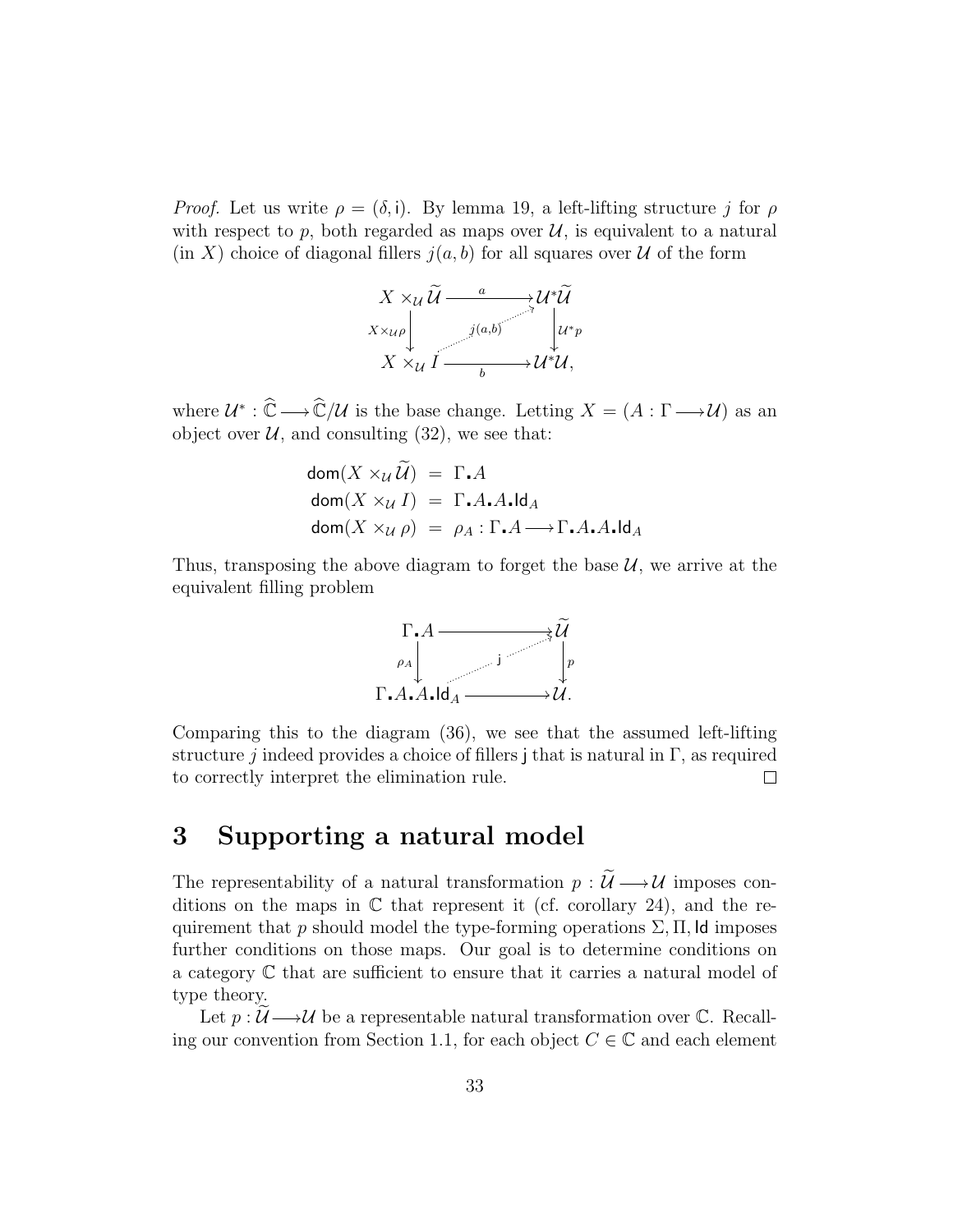*Proof.* Let us write $\rho = (\delta, \mathsf{i})$. By lemma 19, a left-lifting structure $j$ for $\rho$ with respect to $p$, both regarded as maps over $\mathcal{U}$, is equivalent to a natural (in $X$) choice of diagonal fillers $j(a,b)$ for all squares over $\mathcal{U}$ of the form

$$\begin{array}{ccc}
X \times_{\mathcal{U}} \widetilde{\mathcal{U}} & \xrightarrow{\quad a \quad} & \mathcal{U}^*\widetilde{\mathcal{U}} \\
{\scriptstyle X \times_{\mathcal{U}} \rho} \big\downarrow & \overset{j(a,b)}{\nearrow} & \big\downarrow {\scriptstyle \mathcal{U}^* p} \\
X \times_{\mathcal{U}} I & \xrightarrow[\quad b \quad]{} & \mathcal{U}^*\mathcal{U},
\end{array}$$

where $\mathcal{U}^* : \widehat{\mathbb{C}} \longrightarrow \widehat{\mathbb{C}}/\mathcal{U}$ is the base change. Letting $X = (A : \Gamma \longrightarrow \mathcal{U})$ as an object over $\mathcal{U}$, and consulting (32), we see that:

$$\begin{aligned}
\mathsf{dom}(X \times_{\mathcal{U}} \widetilde{\mathcal{U}}) &= \Gamma.A \\
\mathsf{dom}(X \times_{\mathcal{U}} I) &= \Gamma.A.A.\mathsf{Id}_A \\
\mathsf{dom}(X \times_{\mathcal{U}} \rho) &= \rho_A : \Gamma.A \longrightarrow \Gamma.A.A.\mathsf{Id}_A
\end{aligned}$$

Thus, transposing the above diagram to forget the base $\mathcal{U}$, we arrive at the equivalent filling problem

$$\begin{array}{ccc}
\Gamma.A & \xrightarrow{\qquad\qquad} & \widetilde{\mathcal{U}} \\
{\scriptstyle \rho_A} \big\downarrow & \overset{\mathsf{j}}{\nearrow} & \big\downarrow {\scriptstyle p} \\
\Gamma.A.A.\mathsf{Id}_A & \xrightarrow{\qquad\qquad} & \mathcal{U}.
\end{array}$$

Comparing this to the diagram (36), we see that the assumed left-lifting structure $j$ indeed provides a choice of fillers $\mathsf{j}$ that is natural in $\Gamma$, as required to correctly interpret the elimination rule. $\square$

# 3 Supporting a natural model

The representability of a natural transformation $p : \widetilde{\mathcal{U}} \longrightarrow \mathcal{U}$ imposes conditions on the maps in $\mathbb{C}$ that represent it (cf. corollary 24), and the requirement that $p$ should model the type-forming operations $\Sigma, \Pi, \mathsf{Id}$ imposes further conditions on those maps. Our goal is to determine conditions on a category $\mathbb{C}$ that are sufficient to ensure that it carries a natural model of type theory.

Let $p : \widetilde{\mathcal{U}} \longrightarrow \mathcal{U}$ be a representable natural transformation over $\mathbb{C}$. Recalling our convention from Section 1.1, for each object $C \in \mathbb{C}$ and each element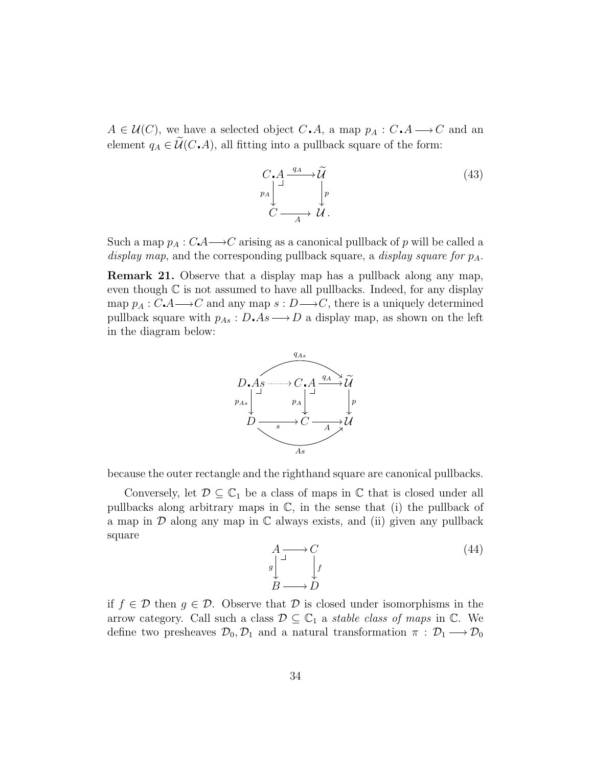$A \in \mathcal{U}(C)$, we have a selected object $C \mathbin{.} A$, a map $p_A : C \mathbin{.} A \longrightarrow C$ and an element $q_A \in \widetilde{\mathcal{U}}(C \mathbin{.} A)$, all fitting into a pullback square of the form:

$$
\begin{array}{ccc}
C \mathbin{.} A & \xrightarrow{q_A} & \widetilde{\mathcal{U}} \\
{\scriptstyle p_A}\downarrow & \lrcorner & \downarrow{\scriptstyle p} \\
C & \xrightarrow[A]{} & \mathcal{U}\,.
\end{array}
\tag{43}
$$

Such a map $p_A : C.A \longrightarrow C$ arising as a canonical pullback of $p$ will be called a *display map*, and the corresponding pullback square, a *display square for* $p_A$.

**Remark 21.** Observe that a display map has a pullback along any map, even though $\mathbb{C}$ is not assumed to have all pullbacks. Indeed, for any display map $p_A : C.A \longrightarrow C$ and any map $s : D \longrightarrow C$, there is a uniquely determined pullback square with $p_{As} : D \mathbin{.} As \longrightarrow D$ a display map, as shown on the left in the diagram below:

$$
\begin{array}{ccccc}
D \mathbin{.} As & \dashrightarrow & C \mathbin{.} A & \xrightarrow{q_A} & \widetilde{\mathcal{U}} \\
{\scriptstyle p_{As}}\downarrow & \lrcorner & {\scriptstyle p_A}\downarrow & \lrcorner & \downarrow{\scriptstyle p} \\
D & \xrightarrow[s]{} & C & \xrightarrow[A]{} & \mathcal{U}
\end{array}
$$

(with the top curved arrow $q_{As} : D \mathbin{.} As \longrightarrow \widetilde{\mathcal{U}}$ and the bottom curved arrow $As : D \longrightarrow \mathcal{U}$)

because the outer rectangle and the righthand square are canonical pullbacks.

Conversely, let $\mathcal{D} \subseteq \mathbb{C}_1$ be a class of maps in $\mathbb{C}$ that is closed under all pullbacks along arbitrary maps in $\mathbb{C}$, in the sense that (i) the pullback of a map in $\mathcal{D}$ along any map in $\mathbb{C}$ always exists, and (ii) given any pullback square

$$
\begin{array}{ccc}
A & \longrightarrow & C \\
{\scriptstyle g}\downarrow & \lrcorner & \downarrow{\scriptstyle f} \\
B & \longrightarrow & D
\end{array}
\tag{44}
$$

if $f \in \mathcal{D}$ then $g \in \mathcal{D}$. Observe that $\mathcal{D}$ is closed under isomorphisms in the arrow category. Call such a class $\mathcal{D} \subseteq \mathbb{C}_1$ a *stable class of maps* in $\mathbb{C}$. We define two presheaves $\mathcal{D}_0, \mathcal{D}_1$ and a natural transformation $\pi : \mathcal{D}_1 \longrightarrow \mathcal{D}_0$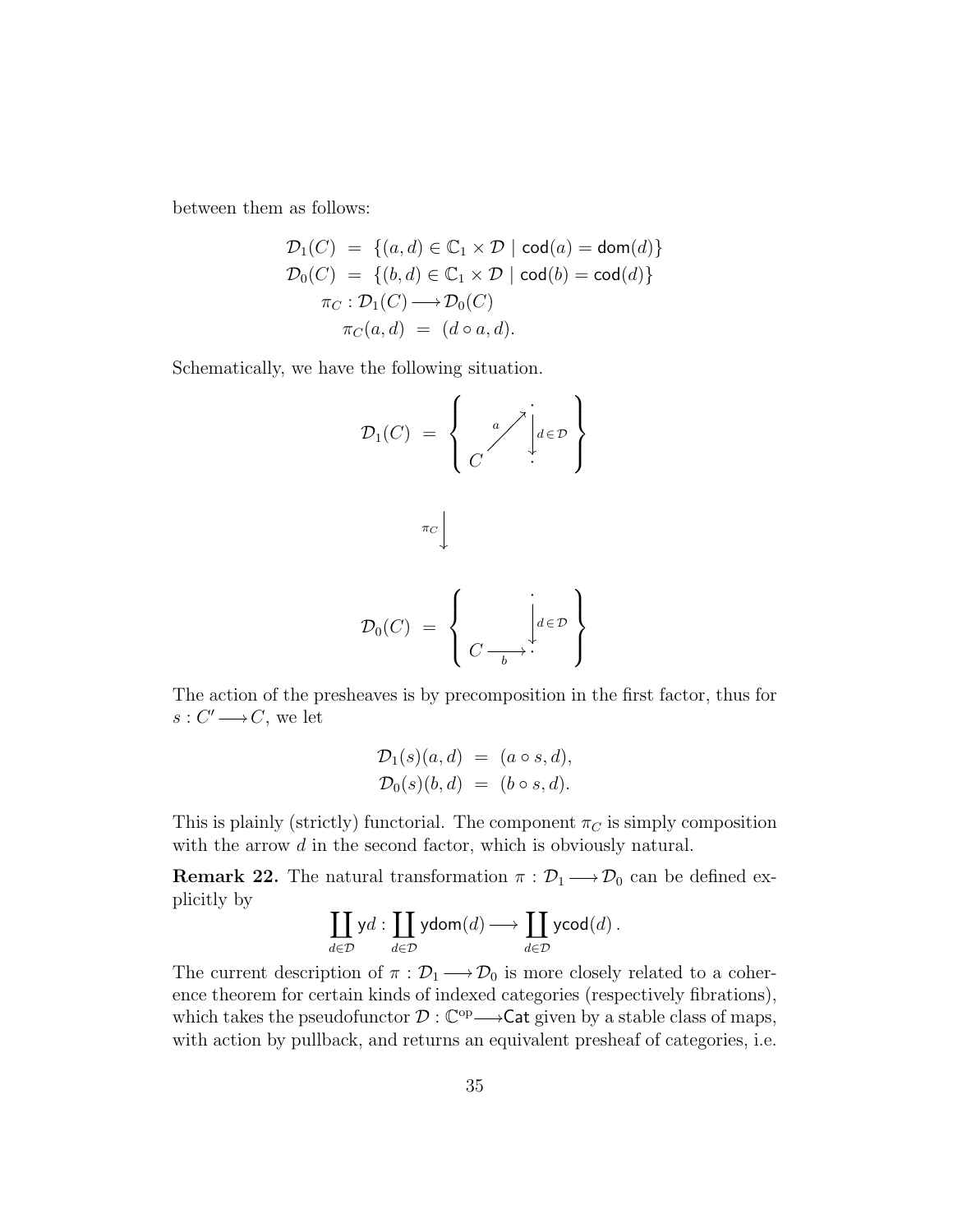between them as follows:

$$
\begin{aligned}
\mathcal{D}_1(C) &= \{(a,d) \in \mathbb{C}_1 \times \mathcal{D} \mid \mathsf{cod}(a) = \mathsf{dom}(d)\} \\
\mathcal{D}_0(C) &= \{(b,d) \in \mathbb{C}_1 \times \mathcal{D} \mid \mathsf{cod}(b) = \mathsf{cod}(d)\} \\
\pi_C &: \mathcal{D}_1(C) \longrightarrow \mathcal{D}_0(C) \\
\pi_C(a,d) &= (d \circ a, d).
\end{aligned}
$$

Schematically, we have the following situation.

$$
\mathcal{D}_1(C) = \left\{ \begin{array}{ccc} & & \cdot \\ & \overset{a}{\nearrow} & \big\downarrow {\scriptstyle d \in \mathcal{D}} \\ C & & \cdot \end{array} \right\}
$$

$$
\Big\downarrow \pi_C
$$

$$
\mathcal{D}_0(C) = \left\{ \begin{array}{ccc} & & \cdot \\ & & \big\downarrow {\scriptstyle d \in \mathcal{D}} \\ C & \underset{b}{\longrightarrow} & \cdot \end{array} \right\}
$$

The action of the presheaves is by precomposition in the first factor, thus for $s : C' \longrightarrow C$, we let

$$
\begin{aligned}
\mathcal{D}_1(s)(a,d) &= (a \circ s, d), \\
\mathcal{D}_0(s)(b,d) &= (b \circ s, d).
\end{aligned}
$$

This is plainly (strictly) functorial. The component $\pi_C$ is simply composition with the arrow $d$ in the second factor, which is obviously natural.

**Remark 22.** The natural transformation $\pi : \mathcal{D}_1 \longrightarrow \mathcal{D}_0$ can be defined explicitly by

$$
\coprod_{d \in \mathcal{D}} \mathsf{y}d : \coprod_{d \in \mathcal{D}} \mathsf{y}\mathsf{dom}(d) \longrightarrow \coprod_{d \in \mathcal{D}} \mathsf{y}\mathsf{cod}(d)\,.
$$

The current description of $\pi : \mathcal{D}_1 \longrightarrow \mathcal{D}_0$ is more closely related to a coherence theorem for certain kinds of indexed categories (respectively fibrations), which takes the pseudofunctor $\mathcal{D} : \mathbb{C}^{\mathrm{op}} \longrightarrow \mathsf{Cat}$ given by a stable class of maps, with action by pullback, and returns an equivalent presheaf of categories, i.e.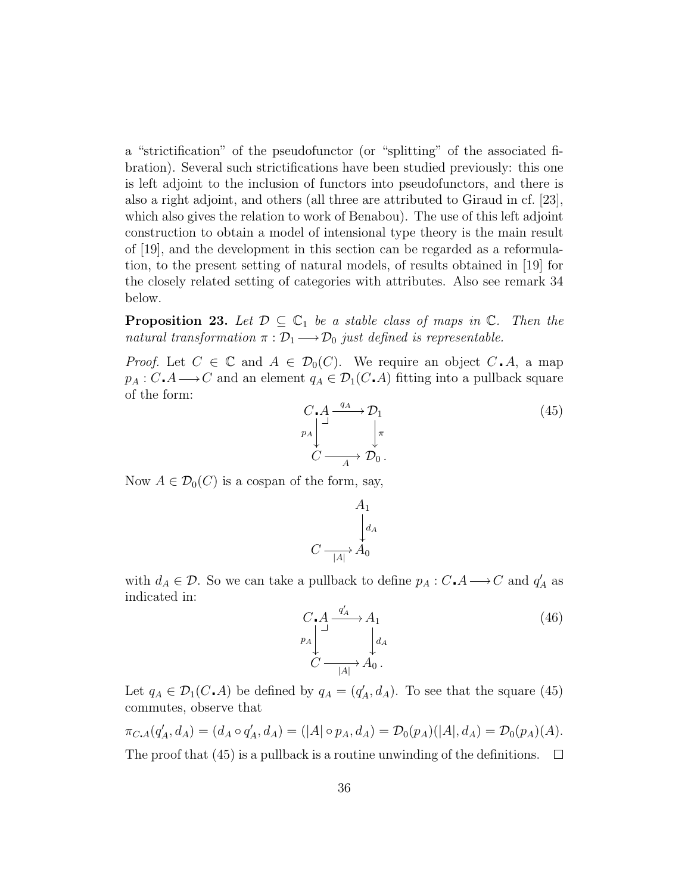a "strictification" of the pseudofunctor (or "splitting" of the associated fibration). Several such strictifications have been studied previously: this one is left adjoint to the inclusion of functors into pseudofunctors, and there is also a right adjoint, and others (all three are attributed to Giraud in cf. [23], which also gives the relation to work of Benabou). The use of this left adjoint construction to obtain a model of intensional type theory is the main result of [19], and the development in this section can be regarded as a reformulation, to the present setting of natural models, of results obtained in [19] for the closely related setting of categories with attributes. Also see remark 34 below.

**Proposition 23.** *Let $\mathcal{D} \subseteq \mathbb{C}_1$ be a stable class of maps in $\mathbb{C}$. Then the natural transformation $\pi : \mathcal{D}_1 \longrightarrow \mathcal{D}_0$ just defined is representable.*

*Proof.* Let $C \in \mathbb{C}$ and $A \in \mathcal{D}_0(C)$. We require an object $C\,\centerdot A$, a map $p_A : C\,\centerdot A \longrightarrow C$ and an element $q_A \in \mathcal{D}_1(C\,\centerdot A)$ fitting into a pullback square of the form:

$$\begin{array}{ccc} C\,\centerdot A & \xrightarrow{q_A} & \mathcal{D}_1 \\ {\scriptstyle p_A}\downarrow & \lrcorner & \downarrow{\scriptstyle \pi} \\ C & \xrightarrow[A]{} & \mathcal{D}_0\,. \end{array} \tag{45}$$

Now $A \in \mathcal{D}_0(C)$ is a cospan of the form, say,

$$\begin{array}{ccc} & & A_1 \\ & & \downarrow{\scriptstyle d_A} \\ C & \xrightarrow[|A|]{} & A_0 \end{array}$$

with $d_A \in \mathcal{D}$. So we can take a pullback to define $p_A : C\,\centerdot A \longrightarrow C$ and $q'_A$ as indicated in:

$$\begin{array}{ccc} C\,\centerdot A & \xrightarrow{q'_A} & A_1 \\ {\scriptstyle p_A}\downarrow & \lrcorner & \downarrow{\scriptstyle d_A} \\ C & \xrightarrow[|A|]{} & A_0\,. \end{array} \tag{46}$$

Let $q_A \in \mathcal{D}_1(C\,\centerdot A)$ be defined by $q_A = (q'_A, d_A)$. To see that the square (45) commutes, observe that

$$\pi_{C\centerdot A}(q'_A, d_A) = (d_A \circ q'_A, d_A) = (|A| \circ p_A, d_A) = \mathcal{D}_0(p_A)(|A|, d_A) = \mathcal{D}_0(p_A)(A).$$

The proof that (45) is a pullback is a routine unwinding of the definitions. $\square$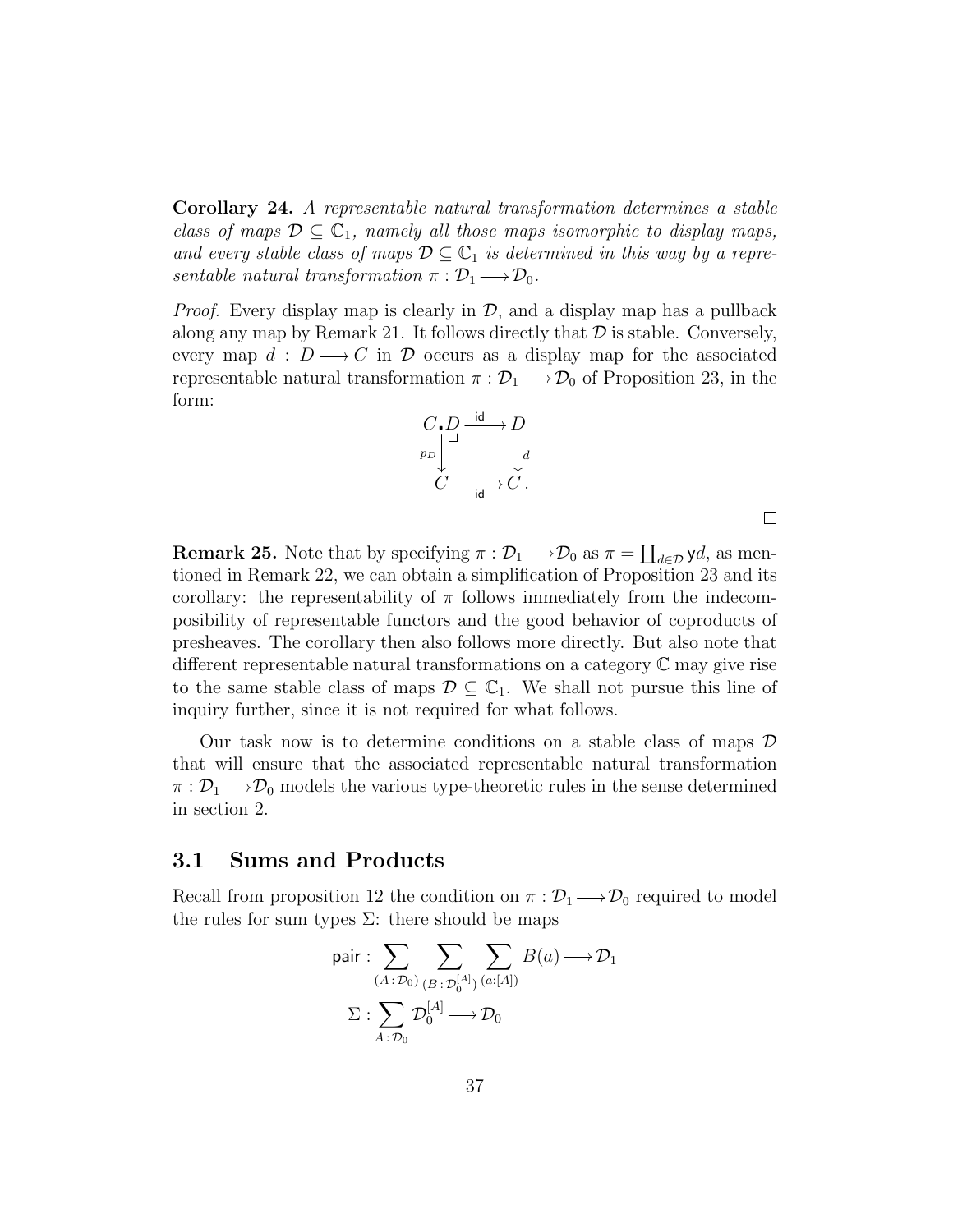**Corollary 24.** *A representable natural transformation determines a stable class of maps $\mathcal{D} \subseteq \mathbb{C}_1$, namely all those maps isomorphic to display maps, and every stable class of maps $\mathcal{D} \subseteq \mathbb{C}_1$ is determined in this way by a representable natural transformation $\pi : \mathcal{D}_1 \longrightarrow \mathcal{D}_0$.*

*Proof.* Every display map is clearly in $\mathcal{D}$, and a display map has a pullback along any map by Remark 21. It follows directly that $\mathcal{D}$ is stable. Conversely, every map $d : D \longrightarrow C$ in $\mathcal{D}$ occurs as a display map for the associated representable natural transformation $\pi : \mathcal{D}_1 \longrightarrow \mathcal{D}_0$ of Proposition 23, in the form:

$$
\begin{array}{ccc}
C\,.\,D & \xrightarrow{\mathsf{id}} & D \\
{\scriptstyle p_D}\downarrow & \lrcorner & \downarrow{\scriptstyle d} \\
C & \xrightarrow[\mathsf{id}]{} & C\,.
\end{array}
$$

□

**Remark 25.** Note that by specifying $\pi : \mathcal{D}_1 \longrightarrow \mathcal{D}_0$ as $\pi = \coprod_{d \in \mathcal{D}} \mathsf{y}d$, as mentioned in Remark 22, we can obtain a simplification of Proposition 23 and its corollary: the representability of $\pi$ follows immediately from the indecomposibility of representable functors and the good behavior of coproducts of presheaves. The corollary then also follows more directly. But also note that different representable natural transformations on a category $\mathbb{C}$ may give rise to the same stable class of maps $\mathcal{D} \subseteq \mathbb{C}_1$. We shall not pursue this line of inquiry further, since it is not required for what follows.

Our task now is to determine conditions on a stable class of maps $\mathcal{D}$ that will ensure that the associated representable natural transformation $\pi : \mathcal{D}_1 \longrightarrow \mathcal{D}_0$ models the various type-theoretic rules in the sense determined in section 2.

## 3.1 Sums and Products

Recall from proposition 12 the condition on $\pi : \mathcal{D}_1 \longrightarrow \mathcal{D}_0$ required to model the rules for sum types $\Sigma$: there should be maps

$$
\mathsf{pair} : \sum_{(A\,:\,\mathcal{D}_0)} \sum_{(B\,:\,\mathcal{D}_0^{[A]})} \sum_{(a:[A])} B(a) \longrightarrow \mathcal{D}_1
$$

$$
\Sigma : \sum_{A\,:\,\mathcal{D}_0} \mathcal{D}_0^{[A]} \longrightarrow \mathcal{D}_0
$$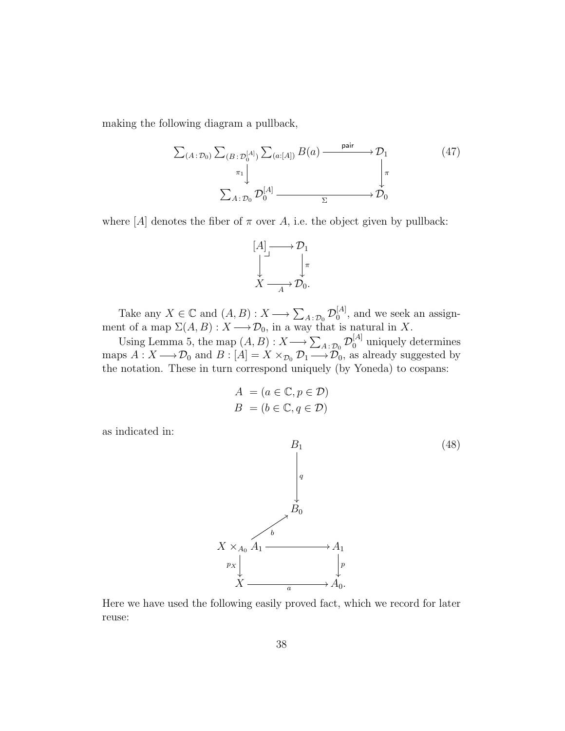making the following diagram a pullback,

$$\begin{array}{ccc} \sum_{(A:\mathcal{D}_0)} \sum_{(B:\mathcal{D}_0^{[A]})} \sum_{(a:[A])} B(a) & \xrightarrow{\mathsf{pair}} & \mathcal{D}_1 \\ {\scriptstyle \pi_1}\downarrow & & \downarrow{\scriptstyle \pi} \\ \sum_{A:\mathcal{D}_0} \mathcal{D}_0^{[A]} & \xrightarrow[\Sigma]{} & \mathcal{D}_0 \end{array} \tag{47}$$

where $[A]$ denotes the fiber of $\pi$ over $A$, i.e. the object given by pullback:

$$\begin{array}{ccc} [A] & \longrightarrow & \mathcal{D}_1 \\ \downarrow & & \downarrow{\scriptstyle \pi} \\ X & \xrightarrow[A]{} & \mathcal{D}_0. \end{array}$$

Take any $X \in \mathbb{C}$ and $(A, B) : X \longrightarrow \sum_{A:\mathcal{D}_0} \mathcal{D}_0^{[A]}$, and we seek an assignment of a map $\Sigma(A, B) : X \longrightarrow \mathcal{D}_0$, in a way that is natural in $X$.

Using Lemma 5, the map $(A, B) : X \longrightarrow \sum_{A:\mathcal{D}_0} \mathcal{D}_0^{[A]}$ uniquely determines maps $A : X \longrightarrow \mathcal{D}_0$ and $B : [A] = X \times_{\mathcal{D}_0} \mathcal{D}_1 \longrightarrow \mathcal{D}_0$, as already suggested by the notation. These in turn correspond uniquely (by Yoneda) to cospans:

$$\begin{aligned} A &= (a \in \mathbb{C}, p \in \mathcal{D}) \\ B &= (b \in \mathbb{C}, q \in \mathcal{D}) \end{aligned}$$

as indicated in:

$$\begin{array}{ccccc} & & B_1 & & \\ & & \downarrow{\scriptstyle q} & & \\ & & B_0 & & \\ & {\scriptstyle b}\nearrow & & & \\ X \times_{A_0} A_1 & & \longrightarrow & & A_1 \\ {\scriptstyle p_X}\downarrow & & & & \downarrow{\scriptstyle p} \\ X & & \xrightarrow[a]{} & & A_0. \end{array} \tag{48}$$

Here we have used the following easily proved fact, which we record for later reuse: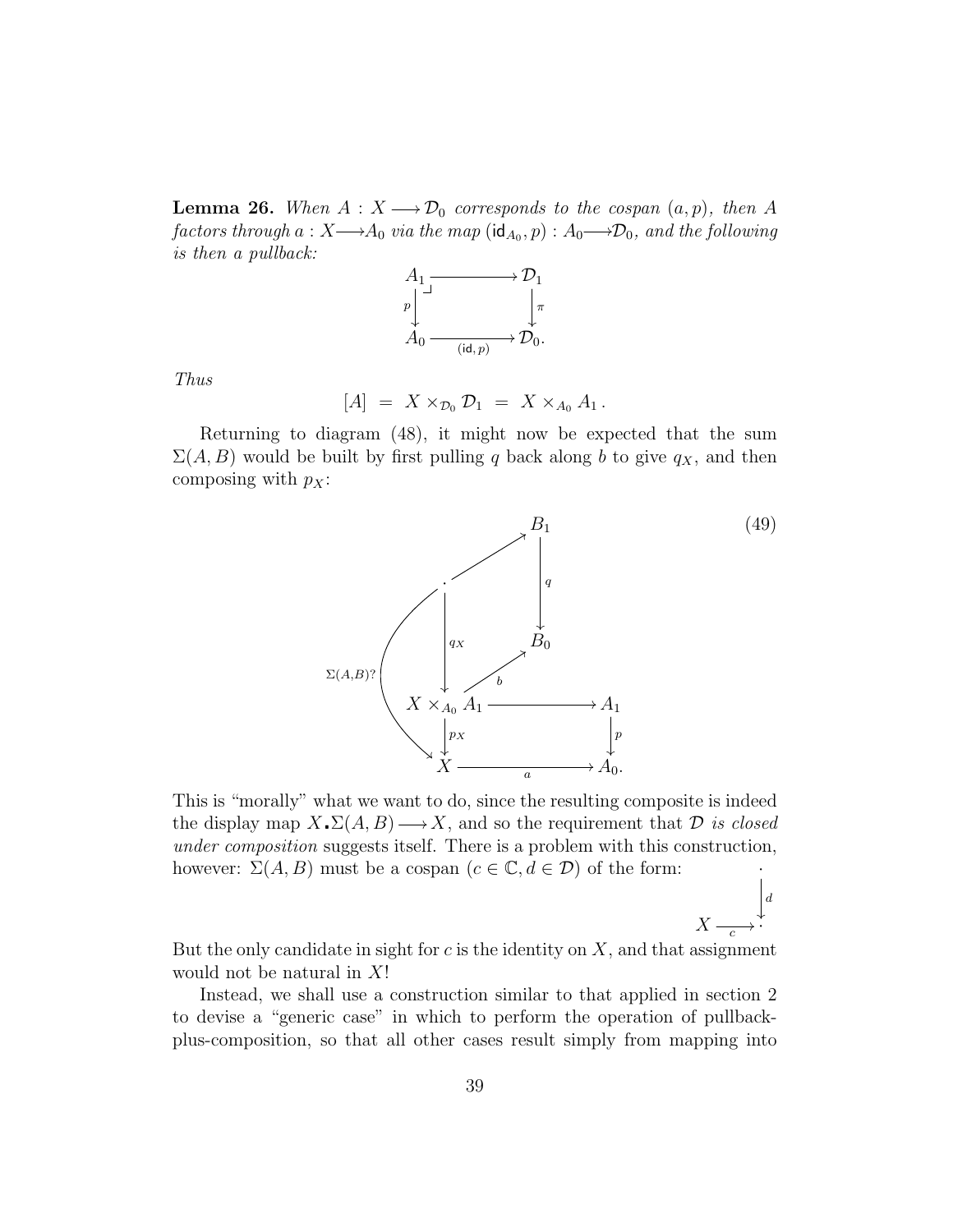**Lemma 26.** *When $A : X \longrightarrow \mathcal{D}_0$ corresponds to the cospan $(a, p)$, then $A$ factors through $a : X \longrightarrow A_0$ via the map $(\mathsf{id}_{A_0}, p) : A_0 \longrightarrow \mathcal{D}_0$, and the following is then a pullback:*

$$
\begin{array}{ccc}
A_1 & \longrightarrow & \mathcal{D}_1 \\
{\scriptstyle p}\downarrow & \lrcorner & \downarrow{\scriptstyle \pi} \\
A_0 & \xrightarrow[(\mathsf{id}, p)]{} & \mathcal{D}_0.
\end{array}
$$

*Thus*

$$[A] \;=\; X \times_{\mathcal{D}_0} \mathcal{D}_1 \;=\; X \times_{A_0} A_1\,.$$

Returning to diagram (48), it might now be expected that the sum $\Sigma(A, B)$ would be built by first pulling $q$ back along $b$ to give $q_X$, and then composing with $p_X$:

$$
\begin{array}{ccccc}
 & & & & B_1 \\
 & & \cdot & \nearrow & \downarrow{\scriptstyle q} \\
 & & {\scriptstyle q_X}\downarrow & & B_0 \\
 & & X \times_{A_0} A_1 & \xrightarrow{\;b\;}\!\!\nearrow & \\
{\scriptstyle \Sigma(A,B)?} & & X \times_{A_0} A_1 & \longrightarrow & A_1 \\
 & & {\scriptstyle p_X}\downarrow & & \downarrow{\scriptstyle p} \\
 & & X & \xrightarrow[a]{} & A_0.
\end{array}
\tag{49}
$$

This is "morally" what we want to do, since the resulting composite is indeed the display map $X.\Sigma(A, B) \longrightarrow X$, and so the requirement that $\mathcal{D}$ *is closed under composition* suggests itself. There is a problem with this construction, however: $\Sigma(A, B)$ must be a cospan ($c \in \mathbb{C}, d \in \mathcal{D}$) of the form:

$$
\begin{array}{ccc}
 & & \cdot \\
 & & \downarrow{\scriptstyle d} \\
X & \xrightarrow[c]{} & \cdot
\end{array}
$$

But the only candidate in sight for $c$ is the identity on $X$, and that assignment would not be natural in $X$!

Instead, we shall use a construction similar to that applied in section 2 to devise a "generic case" in which to perform the operation of pullback-plus-composition, so that all other cases result simply from mapping into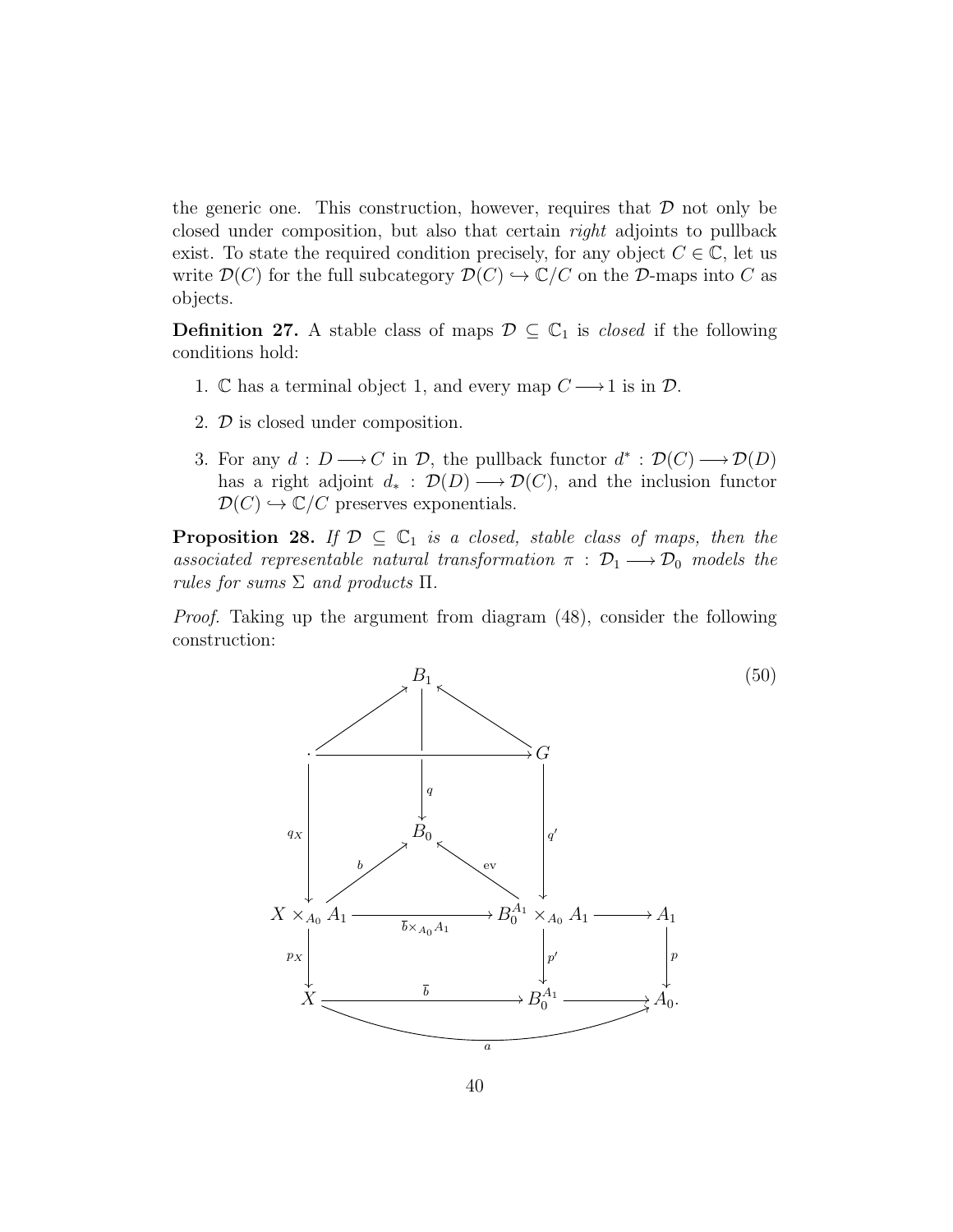the generic one. This construction, however, requires that $\mathcal{D}$ not only be closed under composition, but also that certain *right* adjoints to pullback exist. To state the required condition precisely, for any object $C \in \mathbb{C}$, let us write $\mathcal{D}(C)$ for the full subcategory $\mathcal{D}(C) \hookrightarrow \mathbb{C}/C$ on the $\mathcal{D}$-maps into $C$ as objects.

**Definition 27.** A stable class of maps $\mathcal{D} \subseteq \mathbb{C}_1$ is *closed* if the following conditions hold:

1. $\mathbb{C}$ has a terminal object 1, and every map $C \longrightarrow 1$ is in $\mathcal{D}$.
2. $\mathcal{D}$ is closed under composition.
3. For any $d : D \longrightarrow C$ in $\mathcal{D}$, the pullback functor $d^* : \mathcal{D}(C) \longrightarrow \mathcal{D}(D)$ has a right adjoint $d_* : \mathcal{D}(D) \longrightarrow \mathcal{D}(C)$, and the inclusion functor $\mathcal{D}(C) \hookrightarrow \mathbb{C}/C$ preserves exponentials.

**Proposition 28.** *If $\mathcal{D} \subseteq \mathbb{C}_1$ is a closed, stable class of maps, then the associated representable natural transformation $\pi : \mathcal{D}_1 \longrightarrow \mathcal{D}_0$ models the rules for sums $\Sigma$ and products $\Pi$.*

*Proof.* Taking up the argument from diagram (48), consider the following construction:

$$
\begin{array}{ccccccc}
 & & B_1 & & & & \\
 & \nearrow & | & \nwarrow & & & \\
\cdot & \longrightarrow & | & \longrightarrow & G & & \\
\downarrow{\scriptstyle q_X} & & \downarrow{\scriptstyle q} & & \downarrow{\scriptstyle q'} & & \\
 & & B_0 & & & & \\
 & \overset{b}{\nearrow} & & \overset{\mathrm{ev}}{\nwarrow} & & & \\
X \times_{A_0} A_1 & \xrightarrow{\;\overline{b} \times_{A_0} A_1\;} & & & B_0^{A_1} \times_{A_0} A_1 & \longrightarrow & A_1 \\
\downarrow{\scriptstyle p_X} & & & & \downarrow{\scriptstyle p'} & & \downarrow{\scriptstyle p} \\
X & & \xrightarrow{\;\overline{b}\;} & & B_0^{A_1} & \longrightarrow & A_0.
\end{array}
\qquad (50)
$$

(with $a : X \longrightarrow A_0$ the composite along the bottom)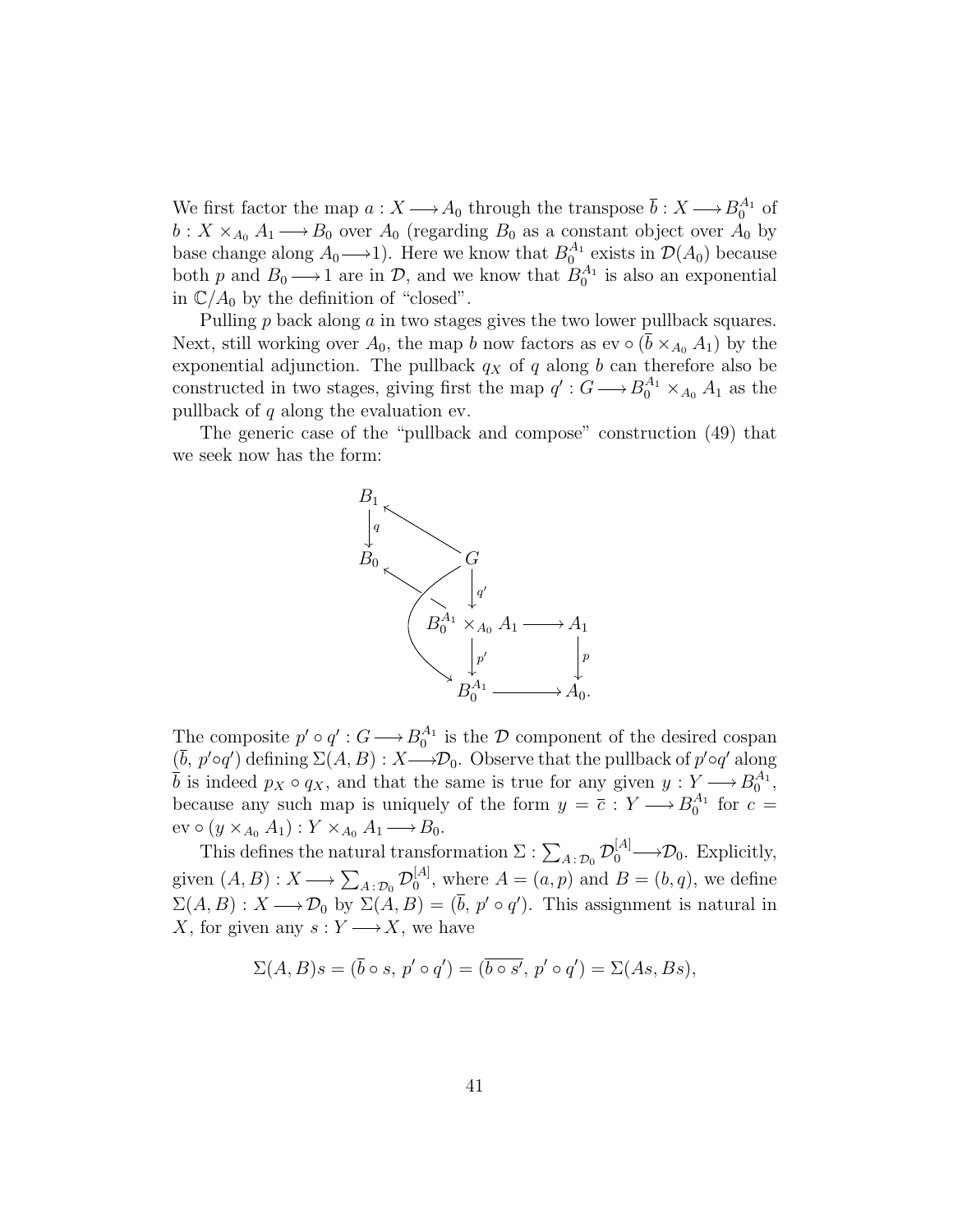We first factor the map $a : X \longrightarrow A_0$ through the transpose $\overline{b} : X \longrightarrow B_0^{A_1}$ of $b : X \times_{A_0} A_1 \longrightarrow B_0$ over $A_0$ (regarding $B_0$ as a constant object over $A_0$ by base change along $A_0 \longrightarrow 1$). Here we know that $B_0^{A_1}$ exists in $\mathcal{D}(A_0)$ because both $p$ and $B_0 \longrightarrow 1$ are in $\mathcal{D}$, and we know that $B_0^{A_1}$ is also an exponential in $\mathbb{C}/A_0$ by the definition of "closed".

Pulling $p$ back along $a$ in two stages gives the two lower pullback squares. Next, still working over $A_0$, the map $b$ now factors as $\mathrm{ev} \circ (\overline{b} \times_{A_0} A_1)$ by the exponential adjunction. The pullback $q_X$ of $q$ along $b$ can therefore also be constructed in two stages, giving first the map $q' : G \longrightarrow B_0^{A_1} \times_{A_0} A_1$ as the pullback of $q$ along the evaluation ev.

The generic case of the "pullback and compose" construction (49) that we seek now has the form:

$$
\begin{array}{ccccc}
B_1 & \longleftarrow & G & & \\
\downarrow{\scriptstyle q} & & \downarrow{\scriptstyle q'} & & \\
B_0 & \longleftarrow & B_0^{A_1} \times_{A_0} A_1 & \longrightarrow & A_1 \\
 & & \downarrow{\scriptstyle p'} & & \downarrow{\scriptstyle p} \\
 & & B_0^{A_1} & \longrightarrow & A_0.
\end{array}
$$

(with a curved arrow $G \longrightarrow B_0^{A_1}$)

The composite $p' \circ q' : G \longrightarrow B_0^{A_1}$ is the $\mathcal{D}$ component of the desired cospan $(\overline{b},\, p' \circ q')$ defining $\Sigma(A, B) : X \longrightarrow \mathcal{D}_0$. Observe that the pullback of $p' \circ q'$ along $\overline{b}$ is indeed $p_X \circ q_X$, and that the same is true for any given $y : Y \longrightarrow B_0^{A_1}$, because any such map is uniquely of the form $y = \overline{c} : Y \longrightarrow B_0^{A_1}$ for $c = \mathrm{ev} \circ (y \times_{A_0} A_1) : Y \times_{A_0} A_1 \longrightarrow B_0$.

This defines the natural transformation $\Sigma : \sum_{A : \mathcal{D}_0} \mathcal{D}_0^{[A]} \longrightarrow \mathcal{D}_0$. Explicitly, given $(A, B) : X \longrightarrow \sum_{A : \mathcal{D}_0} \mathcal{D}_0^{[A]}$, where $A = (a, p)$ and $B = (b, q)$, we define $\Sigma(A, B) : X \longrightarrow \mathcal{D}_0$ by $\Sigma(A, B) = (\overline{b},\, p' \circ q')$. This assignment is natural in $X$, for given any $s : Y \longrightarrow X$, we have

$$\Sigma(A, B)s = (\overline{b} \circ s,\, p' \circ q') = (\overline{b \circ s'},\, p' \circ q') = \Sigma(As, Bs),$$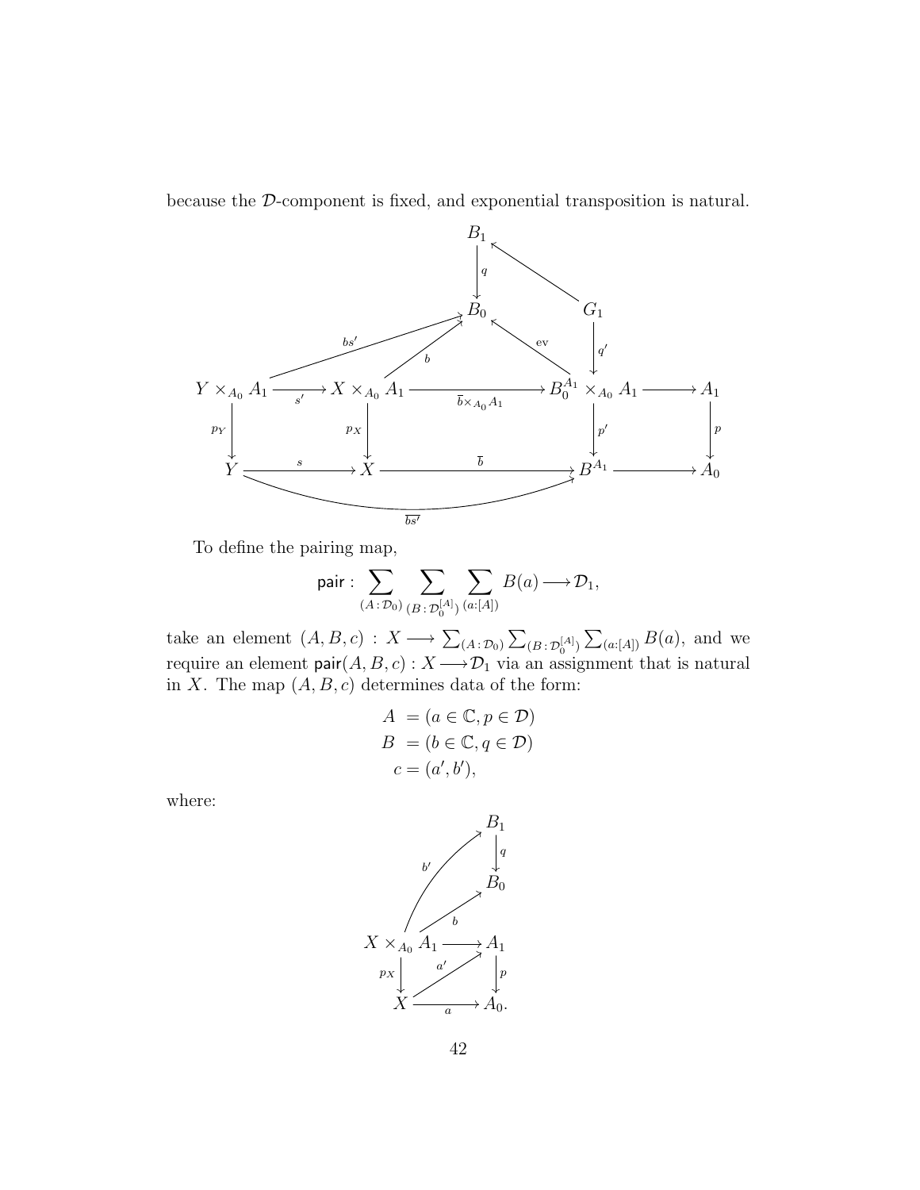because the $\mathcal{D}$-component is fixed, and exponential transposition is natural.

$$
\begin{array}{ccccccccc}
 & & & & B_1 & & & & \\
 & & & & \downarrow q & \nwarrow & G_1 & & \\
 & & & & B_0 & & \downarrow q' & & \\
 & \nearrow^{bs'} & & \nearrow^{b} & & \nwarrow^{\text{ev}} & & & \\
Y \times_{A_0} A_1 & \xrightarrow{s'} & X \times_{A_0} A_1 & & \xrightarrow{\overline{b} \times_{A_0} A_1} & & B_0^{A_1} \times_{A_0} A_1 & \longrightarrow & A_1 \\
\downarrow p_Y & & \downarrow p_X & & & & \downarrow p' & & \downarrow p \\
Y & \xrightarrow{s} & X & & \xrightarrow{\overline{b}} & & B^{A_1} & \longrightarrow & A_0
\end{array}
$$

(with the curved arrow $\overline{bs'} : Y \longrightarrow B^{A_1}$)

To define the pairing map,

$$\mathsf{pair} : \sum_{(A\,:\,\mathcal{D}_0)} \sum_{(B\,:\,\mathcal{D}_0^{[A]})} \sum_{(a:[A])} B(a) \longrightarrow \mathcal{D}_1,$$

take an element $(A, B, c) : X \longrightarrow \sum_{(A\,:\,\mathcal{D}_0)} \sum_{(B\,:\,\mathcal{D}_0^{[A]})} \sum_{(a:[A])} B(a)$, and we require an element $\mathsf{pair}(A, B, c) : X \longrightarrow \mathcal{D}_1$ via an assignment that is natural in $X$. The map $(A, B, c)$ determines data of the form:

$$
\begin{aligned}
A &= (a \in \mathbb{C}, p \in \mathcal{D}) \\
B &= (b \in \mathbb{C}, q \in \mathcal{D}) \\
c &= (a', b'),
\end{aligned}
$$

where:

$$
\begin{array}{ccc}
 & & B_1 \\
 & \nearrow^{b'} & \downarrow q \\
 & & B_0 \\
 & \nearrow^{b} & \\
X \times_{A_0} A_1 & \longrightarrow & A_1 \\
\downarrow p_X & \nearrow^{a'} & \downarrow p \\
X & \xrightarrow{a} & A_0.
\end{array}
$$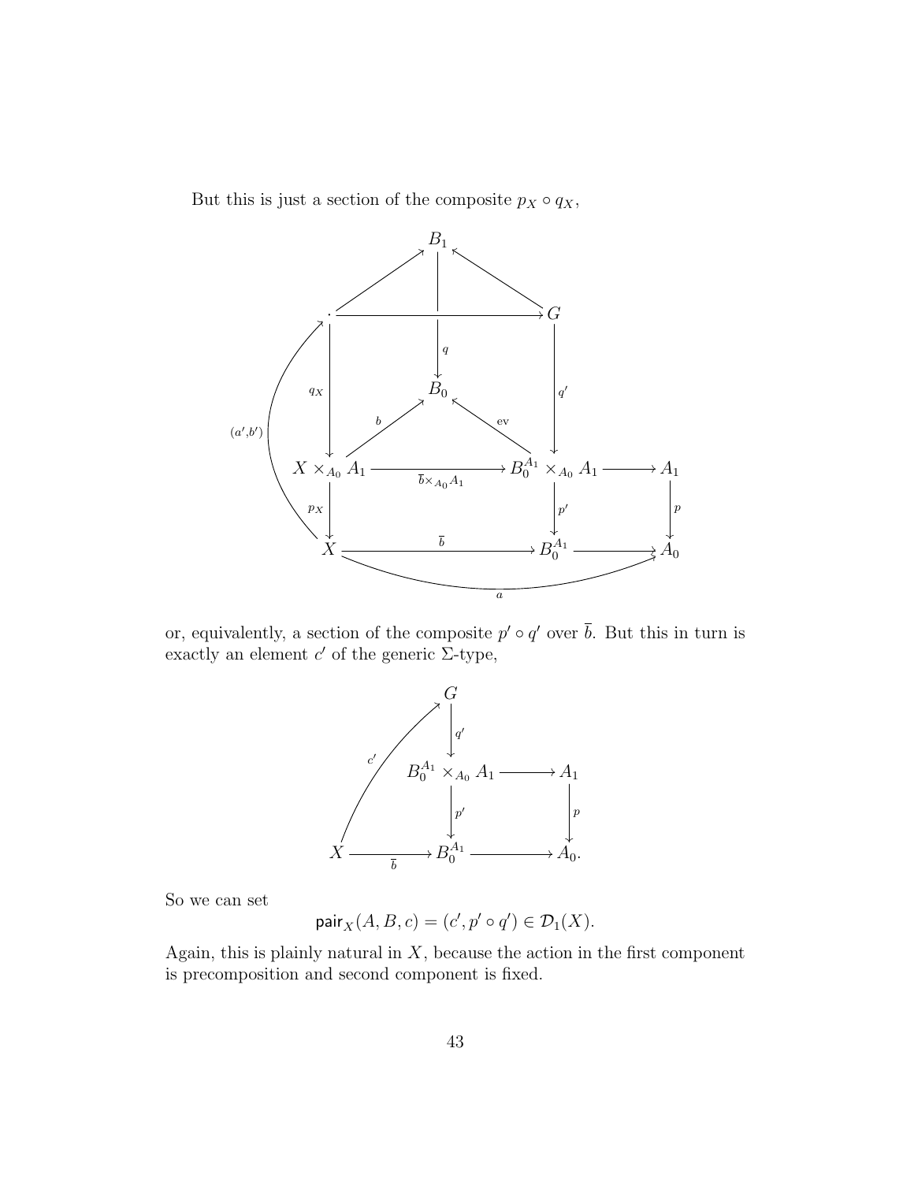But this is just a section of the composite $p_X \circ q_X$,

$$
\begin{array}{ccccccc}
 & & B_1 & & & & \\
 & \nearrow & \downarrow q & \nwarrow & & & \\
\cdot & \longrightarrow & & & G & & \\
\downarrow q_X & & B_0 & & \downarrow q' & & \\
 & \overset{b}{\nearrow} & & \overset{\mathrm{ev}}{\nwarrow} & & & \\
X \times_{A_0} A_1 & \xrightarrow{\overline{b} \times_{A_0} A_1} & & & B_0^{A_1} \times_{A_0} A_1 & \longrightarrow & A_1 \\
\downarrow p_X & & & & \downarrow p' & & \downarrow p \\
X & \xrightarrow{\overline{b}} & & & B_0^{A_1} & \longrightarrow & A_0
\end{array}
$$

(with $(a', b') : X \to \cdot$ and $a : X \to A_0$)

or, equivalently, a section of the composite $p' \circ q'$ over $\overline{b}$. But this in turn is exactly an element $c'$ of the generic $\Sigma$-type,

$$
\begin{array}{ccccc}
 & & G & & \\
 & \overset{c'}{\nearrow} & \downarrow q' & & \\
 & & B_0^{A_1} \times_{A_0} A_1 & \longrightarrow & A_1 \\
 & & \downarrow p' & & \downarrow p \\
X & \xrightarrow{\overline{b}} & B_0^{A_1} & \longrightarrow & A_0.
\end{array}
$$

So we can set

$$\mathsf{pair}_X(A, B, c) = (c', p' \circ q') \in \mathcal{D}_1(X).$$

Again, this is plainly natural in $X$, because the action in the first component is precomposition and second component is fixed.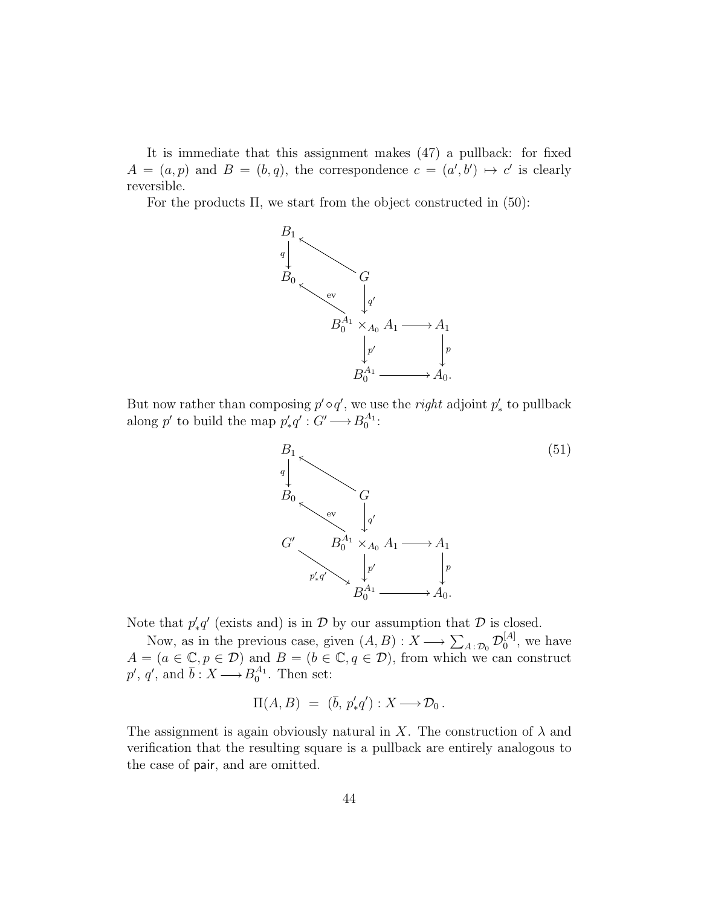It is immediate that this assignment makes (47) a pullback: for fixed $A = (a, p)$ and $B = (b, q)$, the correspondence $c = (a', b') \mapsto c'$ is clearly reversible.

For the products $\Pi$, we start from the object constructed in (50):

$$
\begin{array}{ccccc}
B_1 & & & & \\
\downarrow{\scriptstyle q} & \nwarrow & & & \\
B_0 & & G & & \\
& \overset{\text{ev}}{\nwarrow} & \downarrow{\scriptstyle q'} & & \\
& & B_0^{A_1} \times_{A_0} A_1 & \longrightarrow & A_1 \\
& & \downarrow{\scriptstyle p'} & & \downarrow{\scriptstyle p} \\
& & B_0^{A_1} & \longrightarrow & A_0.
\end{array}
$$

But now rather than composing $p' \circ q'$, we use the *right* adjoint $p'_*$ to pullback along $p'$ to build the map $p'_* q' : G' \longrightarrow B_0^{A_1}$:

$$
\begin{array}{ccccc}
B_1 & & & & \\
\downarrow{\scriptstyle q} & \nwarrow & & & \\
B_0 & & G & & \\
& \overset{\text{ev}}{\nwarrow} & \downarrow{\scriptstyle q'} & & \\
G' & & B_0^{A_1} \times_{A_0} A_1 & \longrightarrow & A_1 \\
& \underset{p'_* q'}{\searrow} & \downarrow{\scriptstyle p'} & & \downarrow{\scriptstyle p} \\
& & B_0^{A_1} & \longrightarrow & A_0.
\end{array}
\tag{51}
$$

Note that $p'_* q'$ (exists and) is in $\mathcal{D}$ by our assumption that $\mathcal{D}$ is closed.

Now, as in the previous case, given $(A, B) : X \longrightarrow \sum_{A : \mathcal{D}_0} \mathcal{D}_0^{[A]}$, we have $A = (a \in \mathbb{C}, p \in \mathcal{D})$ and $B = (b \in \mathbb{C}, q \in \mathcal{D})$, from which we can construct $p'$, $q'$, and $\bar{b} : X \longrightarrow B_0^{A_1}$. Then set:

$$
\Pi(A, B) \ = \ (\bar{b},\, p'_* q') : X \longrightarrow \mathcal{D}_0 \,.
$$

The assignment is again obviously natural in $X$. The construction of $\lambda$ and verification that the resulting square is a pullback are entirely analogous to the case of pair, and are omitted.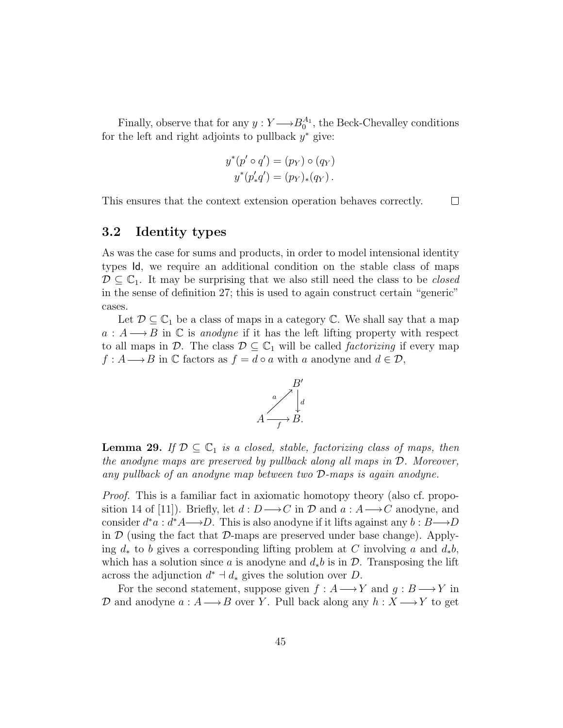Finally, observe that for any $y : Y \longrightarrow B_0^{A_1}$, the Beck-Chevalley conditions for the left and right adjoints to pullback $y^*$ give:

$$
\begin{aligned}
y^*(p' \circ q') &= (p_Y) \circ (q_Y) \\
y^*(p'_* q') &= (p_Y)_*(q_Y)\,.
\end{aligned}
$$

This ensures that the context extension operation behaves correctly. $\square$

## 3.2 Identity types

As was the case for sums and products, in order to model intensional identity types $\mathsf{Id}$, we require an additional condition on the stable class of maps $\mathcal{D} \subseteq \mathbb{C}_1$. It may be surprising that we also still need the class to be *closed* in the sense of definition 27; this is used to again construct certain "generic" cases.

Let $\mathcal{D} \subseteq \mathbb{C}_1$ be a class of maps in a category $\mathbb{C}$. We shall say that a map $a : A \longrightarrow B$ in $\mathbb{C}$ is *anodyne* if it has the left lifting property with respect to all maps in $\mathcal{D}$. The class $\mathcal{D} \subseteq \mathbb{C}_1$ will be called *factorizing* if every map $f : A \longrightarrow B$ in $\mathbb{C}$ factors as $f = d \circ a$ with $a$ anodyne and $d \in \mathcal{D}$,

$$
\begin{array}{ccc}
 & & B' \\
 & \overset{a}{\nearrow} & \big\downarrow{\scriptstyle d} \\
A & \xrightarrow[f]{} & B.
\end{array}
$$

**Lemma 29.** *If $\mathcal{D} \subseteq \mathbb{C}_1$ is a closed, stable, factorizing class of maps, then the anodyne maps are preserved by pullback along all maps in $\mathcal{D}$. Moreover, any pullback of an anodyne map between two $\mathcal{D}$-maps is again anodyne.*

*Proof.* This is a familiar fact in axiomatic homotopy theory (also cf. proposition 14 of [11]). Briefly, let $d : D \longrightarrow C$ in $\mathcal{D}$ and $a : A \longrightarrow C$ anodyne, and consider $d^*a : d^*A \longrightarrow D$. This is also anodyne if it lifts against any $b : B \longrightarrow D$ in $\mathcal{D}$ (using the fact that $\mathcal{D}$-maps are preserved under base change). Applying $d_*$ to $b$ gives a corresponding lifting problem at $C$ involving $a$ and $d_*b$, which has a solution since $a$ is anodyne and $d_*b$ is in $\mathcal{D}$. Transposing the lift across the adjunction $d^* \dashv d_*$ gives the solution over $D$.

For the second statement, suppose given $f : A \longrightarrow Y$ and $g : B \longrightarrow Y$ in $\mathcal{D}$ and anodyne $a : A \longrightarrow B$ over $Y$. Pull back along any $h : X \longrightarrow Y$ to get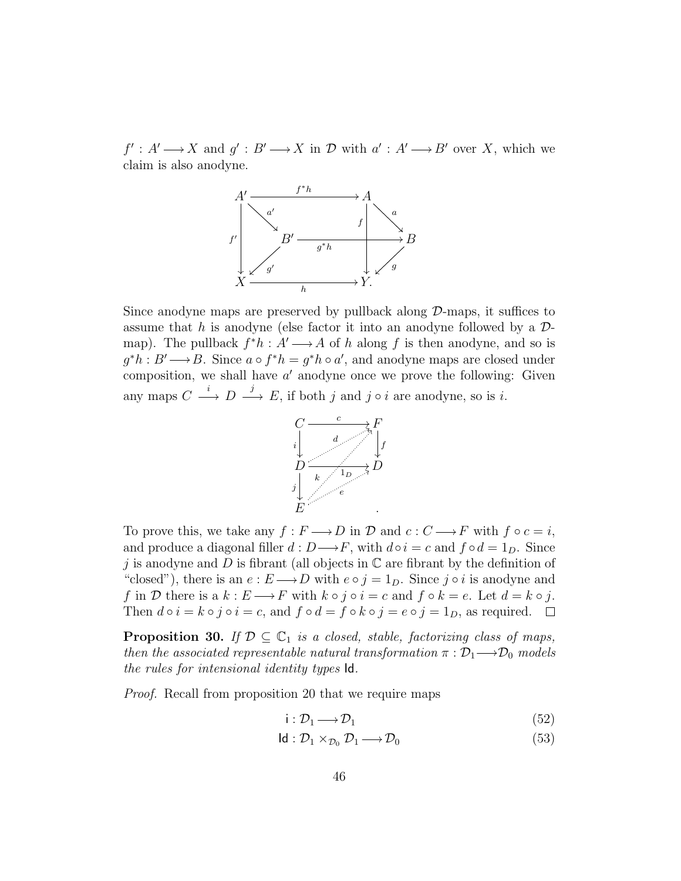$f' : A' \longrightarrow X$ and $g' : B' \longrightarrow X$ in $\mathcal{D}$ with $a' : A' \longrightarrow B'$ over $X$, which we claim is also anodyne.

$$
\begin{array}{ccccc}
A' & \xrightarrow{f^*h} & A & & \\
& \searrow^{a'} & & \searrow^{a} & \\
f' \downarrow & B' & \xrightarrow{g^*h} & f\downarrow & B \\
& \swarrow_{g'} & & \swarrow_{g} & \\
X & & \xrightarrow{h} & Y. &
\end{array}
$$

Since anodyne maps are preserved by pullback along $\mathcal{D}$-maps, it suffices to assume that $h$ is anodyne (else factor it into an anodyne followed by a $\mathcal{D}$-map). The pullback $f^*h : A' \longrightarrow A$ of $h$ along $f$ is then anodyne, and so is $g^*h : B' \longrightarrow B$. Since $a \circ f^*h = g^*h \circ a'$, and anodyne maps are closed under composition, we shall have $a'$ anodyne once we prove the following: Given any maps $C \xrightarrow{i} D \xrightarrow{j} E$, if both $j$ and $j \circ i$ are anodyne, so is $i$.

$$
\begin{array}{ccc}
C & \xrightarrow{c} & F \\
i \downarrow & \overset{d}{\nearrow} & \downarrow f \\
D & \xrightarrow{1_D} & D \\
j \downarrow & {}^{k}\nearrow \; \overset{e}{\nearrow} & \\
E & & .
\end{array}
$$

To prove this, we take any $f : F \longrightarrow D$ in $\mathcal{D}$ and $c : C \longrightarrow F$ with $f \circ c = i$, and produce a diagonal filler $d : D \longrightarrow F$, with $d \circ i = c$ and $f \circ d = 1_D$. Since $j$ is anodyne and $D$ is fibrant (all objects in $\mathbb{C}$ are fibrant by the definition of "closed"), there is an $e : E \longrightarrow D$ with $e \circ j = 1_D$. Since $j \circ i$ is anodyne and $f$ in $\mathcal{D}$ there is a $k : E \longrightarrow F$ with $k \circ j \circ i = c$ and $f \circ k = e$. Let $d = k \circ j$. Then $d \circ i = k \circ j \circ i = c$, and $f \circ d = f \circ k \circ j = e \circ j = 1_D$, as required. $\square$

**Proposition 30.** *If $\mathcal{D} \subseteq \mathbb{C}_1$ is a closed, stable, factorizing class of maps, then the associated representable natural transformation $\pi : \mathcal{D}_1 \longrightarrow \mathcal{D}_0$ models the rules for intensional identity types* $\mathsf{Id}$.

*Proof.* Recall from proposition 20 that we require maps

$$\mathsf{i} : \mathcal{D}_1 \longrightarrow \mathcal{D}_1 \tag{52}$$

$$\mathsf{Id} : \mathcal{D}_1 \times_{\mathcal{D}_0} \mathcal{D}_1 \longrightarrow \mathcal{D}_0 \tag{53}$$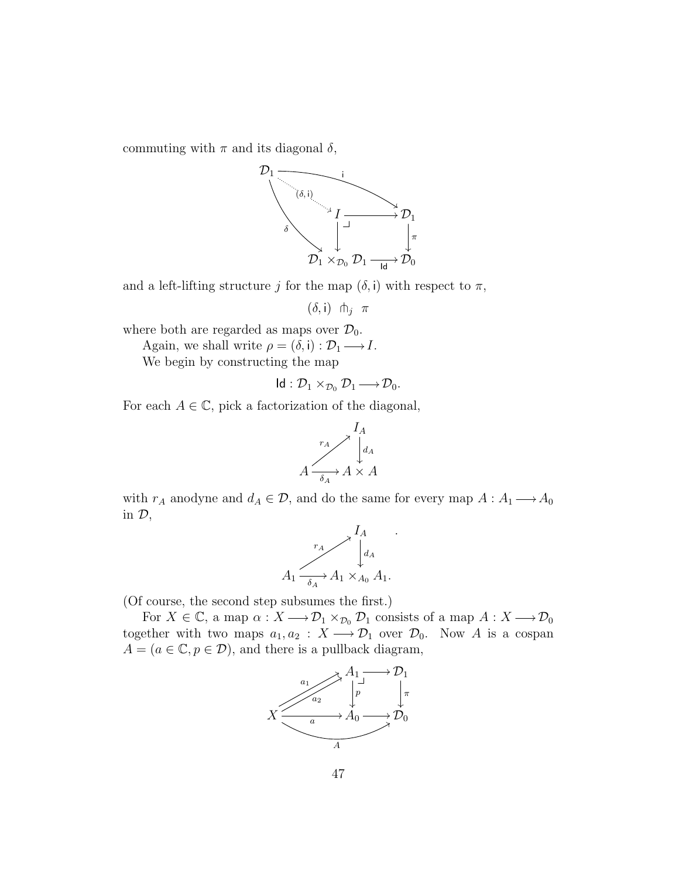commuting with $\pi$ and its diagonal $\delta$,

$$
\begin{array}{ccccc}
\mathcal{D}_1 & \xrightarrow{\quad\mathsf{i}\quad} & & & \mathcal{D}_1 \\
& \overset{(\delta,\mathsf{i})}{\searrow} & & & \\
& & I & \longrightarrow & \mathcal{D}_1 \\
& {}_{\delta}\searrow & \downarrow & \lrcorner & \downarrow \pi \\
& & \mathcal{D}_1 \times_{\mathcal{D}_0} \mathcal{D}_1 & \xrightarrow[\mathsf{Id}]{} & \mathcal{D}_0
\end{array}
$$

and a left-lifting structure $j$ for the map $(\delta, \mathsf{i})$ with respect to $\pi$,

$$(\delta, \mathsf{i}) \ \pitchfork_j \ \pi$$

where both are regarded as maps over $\mathcal{D}_0$.

Again, we shall write $\rho = (\delta, \mathsf{i}) : \mathcal{D}_1 \longrightarrow I$.

We begin by constructing the map

$$\mathsf{Id} : \mathcal{D}_1 \times_{\mathcal{D}_0} \mathcal{D}_1 \longrightarrow \mathcal{D}_0.$$

For each $A \in \mathbb{C}$, pick a factorization of the diagonal,

$$
\begin{array}{ccc}
& & I_A \\
& {}^{r_A}\nearrow & \downarrow d_A \\
A & \xrightarrow[\delta_A]{} & A \times A
\end{array}
$$

with $r_A$ anodyne and $d_A \in \mathcal{D}$, and do the same for every map $A : A_1 \longrightarrow A_0$ in $\mathcal{D}$,

$$
\begin{array}{ccc}
& & I_A \\
& {}^{r_A}\nearrow & \downarrow d_A \\
A_1 & \xrightarrow[\delta_A]{} & A_1 \times_{A_0} A_1.
\end{array}
$$

(Of course, the second step subsumes the first.)

For $X \in \mathbb{C}$, a map $\alpha : X \longrightarrow \mathcal{D}_1 \times_{\mathcal{D}_0} \mathcal{D}_1$ consists of a map $A : X \longrightarrow \mathcal{D}_0$ together with two maps $a_1, a_2 : X \longrightarrow \mathcal{D}_1$ over $\mathcal{D}_0$. Now $A$ is a cospan $A = (a \in \mathbb{C}, p \in \mathcal{D})$, and there is a pullback diagram,

$$
\begin{array}{ccccc}
& & A_1 & \longrightarrow & \mathcal{D}_1 \\
& {}^{a_1, a_2}\nearrow\!\!\nearrow & \downarrow p & \lrcorner & \downarrow \pi \\
X & \xrightarrow[a]{} & A_0 & \longrightarrow & \mathcal{D}_0
\end{array}
\qquad (X \xrightarrow{A} \mathcal{D}_0)
$$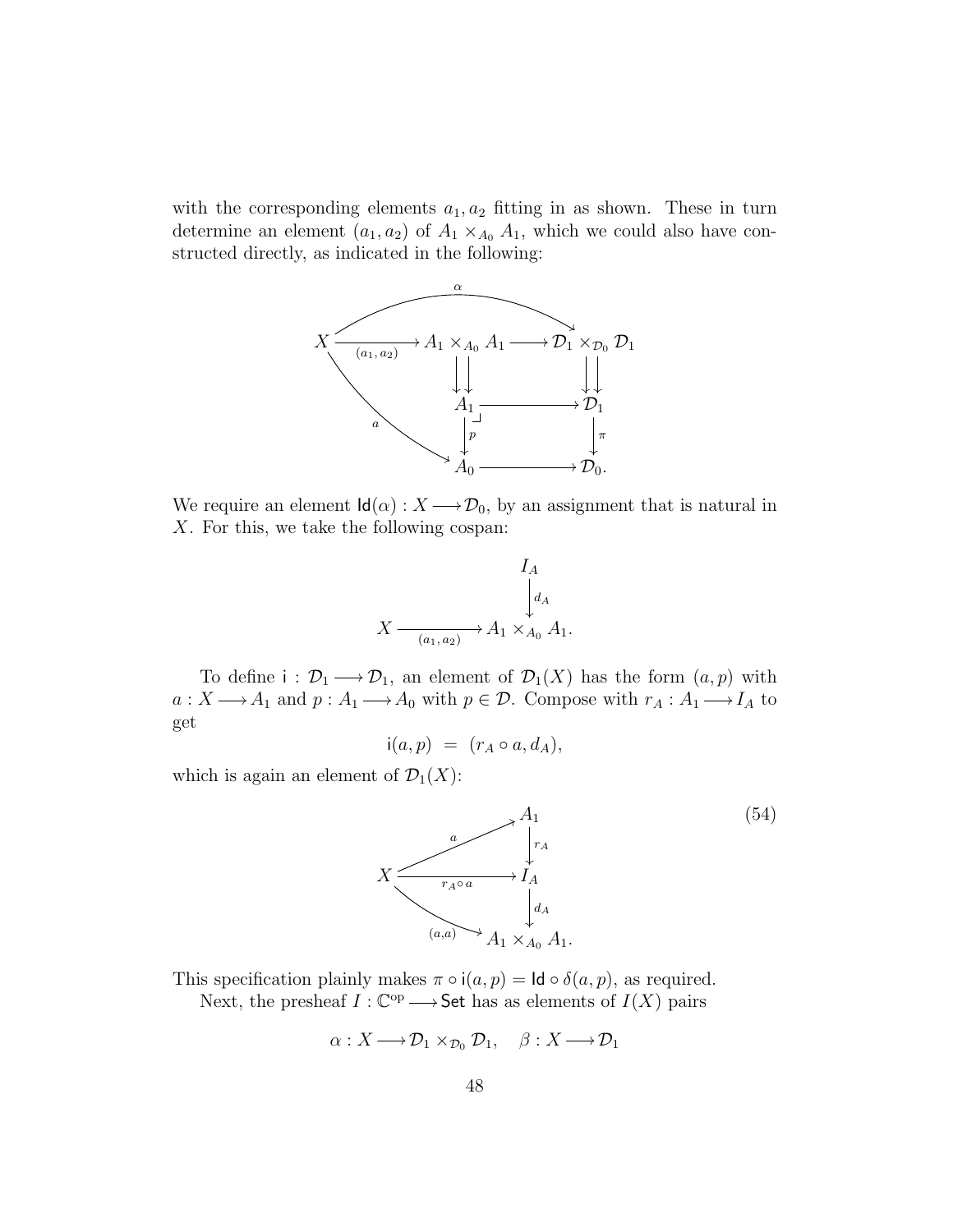with the corresponding elements $a_1, a_2$ fitting in as shown. These in turn determine an element $(a_1, a_2)$ of $A_1 \times_{A_0} A_1$, which we could also have constructed directly, as indicated in the following:

$$
\begin{array}{ccccc}
 & & \overset{\alpha}{\curvearrowright} & & \\
X & \xrightarrow[(a_1, a_2)]{} & A_1 \times_{A_0} A_1 & \longrightarrow & \mathcal{D}_1 \times_{\mathcal{D}_0} \mathcal{D}_1 \\
 & & \downarrow\downarrow & & \downarrow\downarrow \\
 & & A_1 & \longrightarrow & \mathcal{D}_1 \\
 & \searrow^{a} & \downarrow p & & \downarrow \pi \\
 & & A_0 & \longrightarrow & \mathcal{D}_0.
\end{array}
$$

We require an element $\mathsf{Id}(\alpha) : X \longrightarrow \mathcal{D}_0$, by an assignment that is natural in $X$. For this, we take the following cospan:

$$
\begin{array}{ccc}
 & & I_A \\
 & & \downarrow d_A \\
X & \xrightarrow[(a_1, a_2)]{} & A_1 \times_{A_0} A_1.
\end{array}
$$

To define $\mathsf{i} : \mathcal{D}_1 \longrightarrow \mathcal{D}_1$, an element of $\mathcal{D}_1(X)$ has the form $(a, p)$ with $a : X \longrightarrow A_1$ and $p : A_1 \longrightarrow A_0$ with $p \in \mathcal{D}$. Compose with $r_A : A_1 \longrightarrow I_A$ to get

$$
\mathsf{i}(a, p) \;=\; (r_A \circ a, d_A),
$$

which is again an element of $\mathcal{D}_1(X)$:

$$
\begin{array}{ccc}
 & \overset{a}{\nearrow} & A_1 \\
 & & \downarrow r_A \\
X & \xrightarrow[r_A \circ a]{} & I_A \\
 & \underset{(a,a)}{\searrow} & \downarrow d_A \\
 & & A_1 \times_{A_0} A_1.
\end{array}
\tag{54}
$$

This specification plainly makes $\pi \circ \mathsf{i}(a, p) = \mathsf{Id} \circ \delta(a, p)$, as required.

Next, the presheaf $I : \mathbb{C}^{\mathrm{op}} \longrightarrow \mathsf{Set}$ has as elements of $I(X)$ pairs

$$
\alpha : X \longrightarrow \mathcal{D}_1 \times_{\mathcal{D}_0} \mathcal{D}_1, \quad \beta : X \longrightarrow \mathcal{D}_1
$$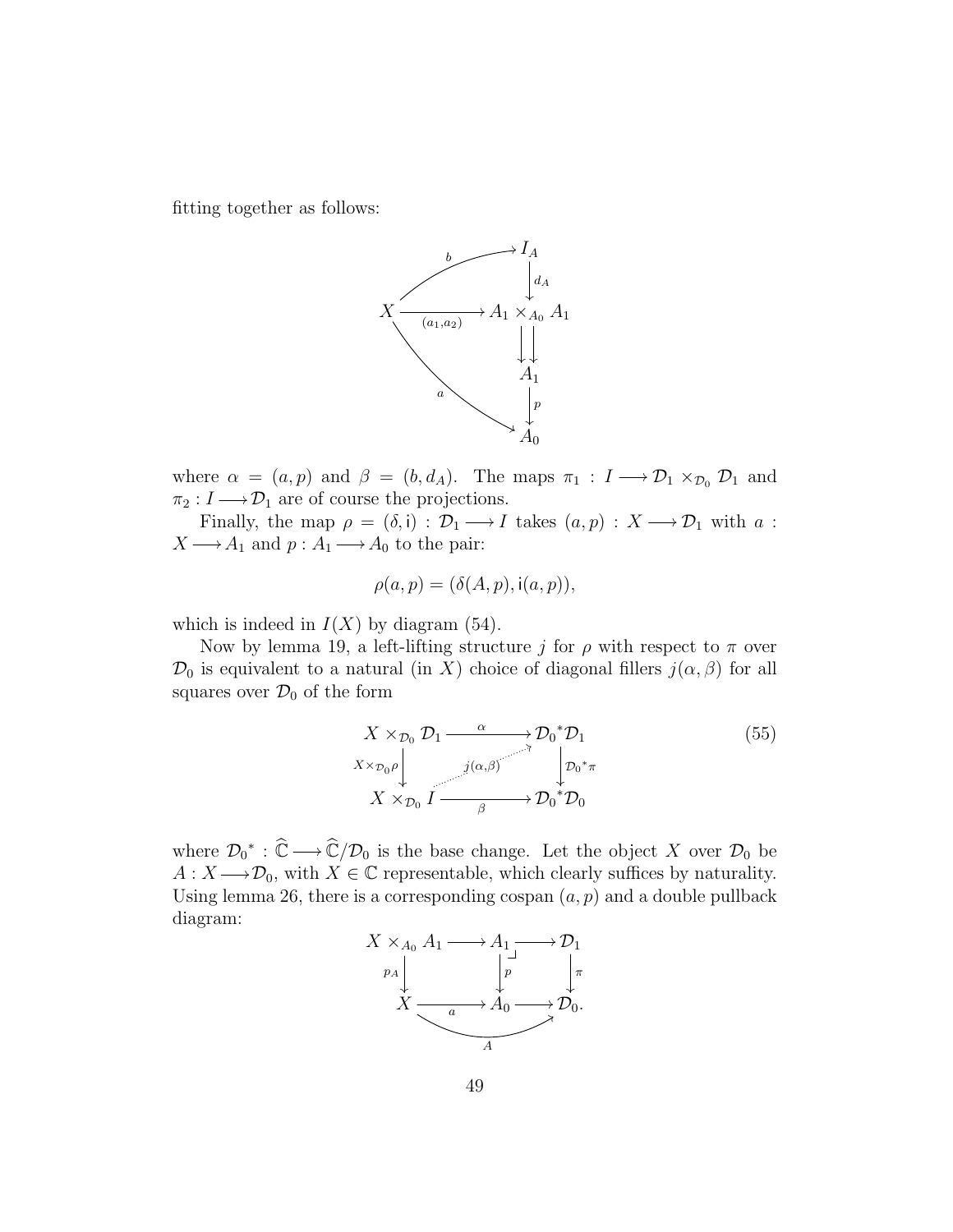fitting together as follows:

$$
\begin{array}{ccc}
 & & I_A \\
 & \overset{b}{\nearrow} & \downarrow{\scriptstyle d_A} \\
X & \xrightarrow[(a_1,a_2)]{} & A_1 \times_{A_0} A_1 \\
 & & \downdownarrows \\
 & \searrow^{a} & A_1 \\
 & & \downarrow{\scriptstyle p} \\
 & & A_0
\end{array}
$$

where $\alpha = (a, p)$ and $\beta = (b, d_A)$. The maps $\pi_1 : I \longrightarrow \mathcal{D}_1 \times_{\mathcal{D}_0} \mathcal{D}_1$ and $\pi_2 : I \longrightarrow \mathcal{D}_1$ are of course the projections.

Finally, the map $\rho = (\delta, \mathsf{i}) : \mathcal{D}_1 \longrightarrow I$ takes $(a, p) : X \longrightarrow \mathcal{D}_1$ with $a : X \longrightarrow A_1$ and $p : A_1 \longrightarrow A_0$ to the pair:

$$\rho(a, p) = (\delta(A, p), \mathsf{i}(a, p)),$$

which is indeed in $I(X)$ by diagram (54).

Now by lemma 19, a left-lifting structure $j$ for $\rho$ with respect to $\pi$ over $\mathcal{D}_0$ is equivalent to a natural (in $X$) choice of diagonal fillers $j(\alpha, \beta)$ for all squares over $\mathcal{D}_0$ of the form

$$
\begin{array}{ccc}
X \times_{\mathcal{D}_0} \mathcal{D}_1 & \xrightarrow{\alpha} & {\mathcal{D}_0}^*\mathcal{D}_1 \\
{\scriptstyle X \times_{\mathcal{D}_0} \rho} \downarrow & \overset{j(\alpha,\beta)}{\nearrow} & \downarrow {\scriptstyle {\mathcal{D}_0}^*\pi} \\
X \times_{\mathcal{D}_0} I & \xrightarrow[\beta]{} & {\mathcal{D}_0}^*\mathcal{D}_0
\end{array}
\tag{55}
$$

where ${\mathcal{D}_0}^* : \widehat{\mathbb{C}} \longrightarrow \widehat{\mathbb{C}}/\mathcal{D}_0$ is the base change. Let the object $X$ over $\mathcal{D}_0$ be $A : X \longrightarrow \mathcal{D}_0$, with $X \in \mathbb{C}$ representable, which clearly suffices by naturality. Using lemma 26, there is a corresponding cospan $(a, p)$ and a double pullback diagram:

$$
\begin{array}{ccccc}
X \times_{A_0} A_1 & \longrightarrow & A_1 & \longrightarrow & \mathcal{D}_1 \\
{\scriptstyle p_A} \downarrow & & \downarrow {\scriptstyle p} & & \downarrow {\scriptstyle \pi} \\
X & \xrightarrow[a]{} & A_0 & \longrightarrow & \mathcal{D}_0.
\end{array}
$$

(with the bottom composite $X \longrightarrow \mathcal{D}_0$ labelled $A$)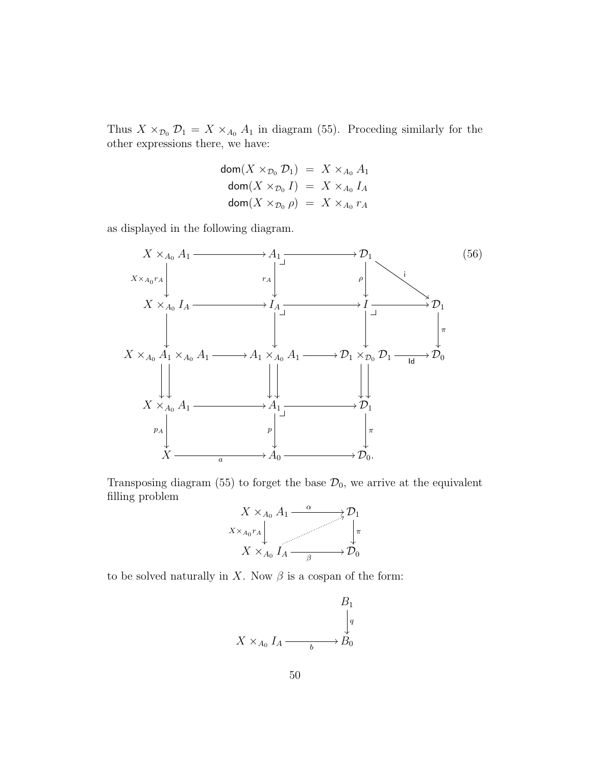Thus $X \times_{\mathcal{D}_0} \mathcal{D}_1 = X \times_{A_0} A_1$ in diagram (55). Proceding similarly for the other expressions there, we have:

$$
\begin{aligned}
\mathsf{dom}(X \times_{\mathcal{D}_0} \mathcal{D}_1) &= X \times_{A_0} A_1 \\
\mathsf{dom}(X \times_{\mathcal{D}_0} I) &= X \times_{A_0} I_A \\
\mathsf{dom}(X \times_{\mathcal{D}_0} \rho) &= X \times_{A_0} r_A
\end{aligned}
$$

as displayed in the following diagram.

$$
\begin{array}{ccccccc}
X \times_{A_0} A_1 & \longrightarrow & A_1 & \longrightarrow & \mathcal{D}_1 & \xrightarrow{\mathsf{i}} & \mathcal{D}_1 \\
\downarrow{\scriptstyle X \times_{A_0} r_A} & & \downarrow{\scriptstyle r_A} & & \downarrow{\scriptstyle \rho} & & \\
X \times_{A_0} I_A & \longrightarrow & I_A & \longrightarrow & I & \longrightarrow & \mathcal{D}_1 \\
\downarrow & & \downarrow & & \downarrow & & \downarrow{\scriptstyle \pi} \\
X \times_{A_0} A_1 \times_{A_0} A_1 & \longrightarrow & A_1 \times_{A_0} A_1 & \longrightarrow & \mathcal{D}_1 \times_{\mathcal{D}_0} \mathcal{D}_1 & \xrightarrow{\mathsf{Id}} & \mathcal{D}_0 \\
\downdownarrows & & \downdownarrows & & \downdownarrows & & \\
X \times_{A_0} A_1 & \longrightarrow & A_1 & \longrightarrow & \mathcal{D}_1 & & \\
\downarrow{\scriptstyle p_A} & & \downarrow{\scriptstyle p} & & \downarrow{\scriptstyle \pi} & & \\
X & \xrightarrow{a} & A_0 & \longrightarrow & \mathcal{D}_0. & &
\end{array}
\tag{56}
$$

Transposing diagram (55) to forget the base $\mathcal{D}_0$, we arrive at the equivalent filling problem

$$
\begin{array}{ccc}
X \times_{A_0} A_1 & \xrightarrow{\alpha} & \mathcal{D}_1 \\
\downarrow{\scriptstyle X \times_{A_0} r_A} & \nearrow & \downarrow{\scriptstyle \pi} \\
X \times_{A_0} I_A & \xrightarrow{\beta} & \mathcal{D}_0
\end{array}
$$

to be solved naturally in $X$. Now $\beta$ is a cospan of the form:

$$
\begin{array}{ccc}
 & & B_1 \\
 & & \downarrow{\scriptstyle q} \\
X \times_{A_0} I_A & \xrightarrow{b} & B_0
\end{array}
$$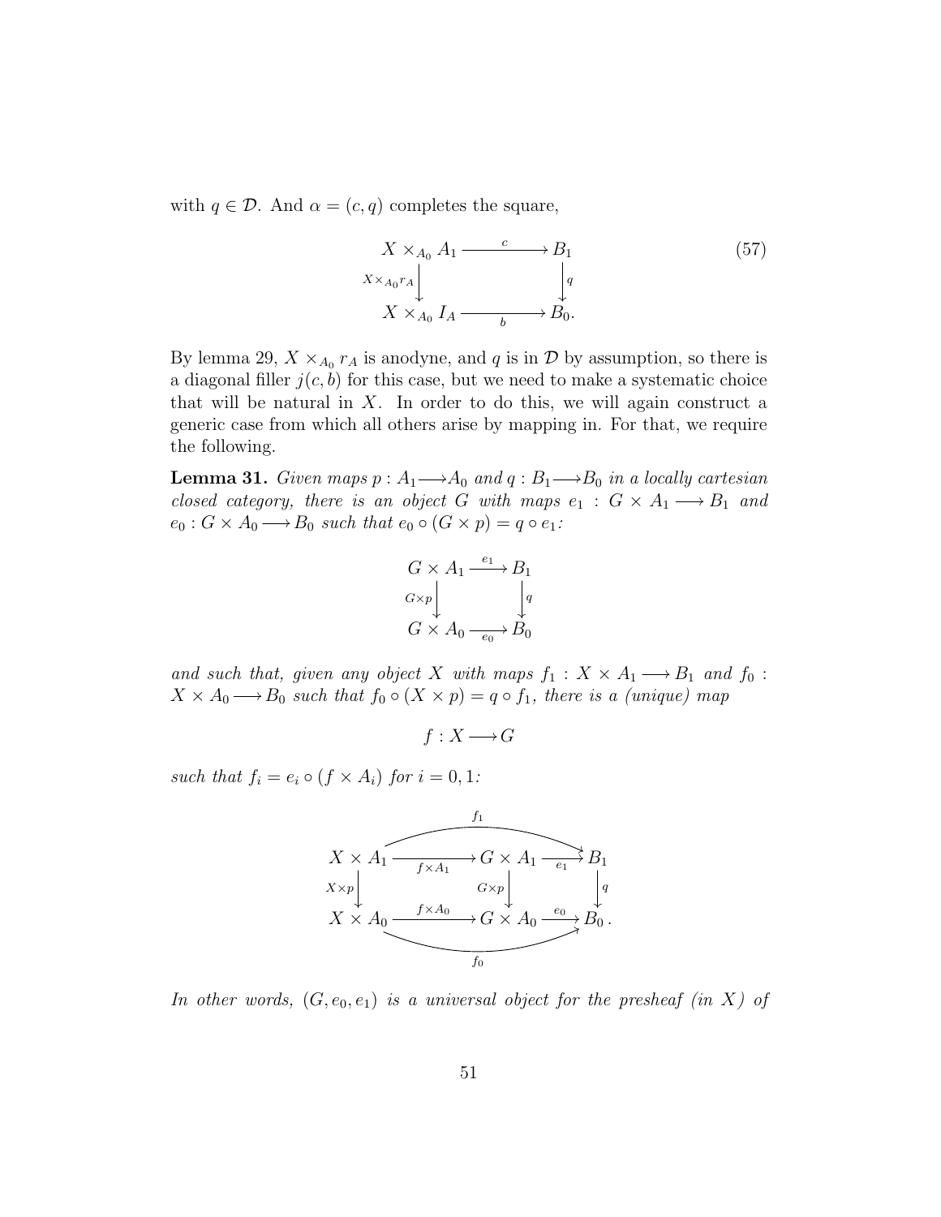with $q \in \mathcal{D}$. And $\alpha = (c, q)$ completes the square,

$$
\begin{array}{ccc}
X \times_{A_0} A_1 & \xrightarrow{\quad c \quad} & B_1 \\
{\scriptstyle X \times_{A_0} r_A} \big\downarrow & & \big\downarrow {\scriptstyle q} \\
X \times_{A_0} I_A & \xrightarrow[\quad b \quad]{} & B_0.
\end{array}
\tag{57}
$$

By lemma 29, $X \times_{A_0} r_A$ is anodyne, and $q$ is in $\mathcal{D}$ by assumption, so there is a diagonal filler $j(c, b)$ for this case, but we need to make a systematic choice that will be natural in $X$. In order to do this, we will again construct a generic case from which all others arise by mapping in. For that, we require the following.

**Lemma 31.** *Given maps $p : A_1 \longrightarrow A_0$ and $q : B_1 \longrightarrow B_0$ in a locally cartesian closed category, there is an object $G$ with maps $e_1 : G \times A_1 \longrightarrow B_1$ and $e_0 : G \times A_0 \longrightarrow B_0$ such that $e_0 \circ (G \times p) = q \circ e_1$:*

$$
\begin{array}{ccc}
G \times A_1 & \xrightarrow{\; e_1 \;} & B_1 \\
{\scriptstyle G \times p} \big\downarrow & & \big\downarrow {\scriptstyle q} \\
G \times A_0 & \xrightarrow[\; e_0 \;]{} & B_0
\end{array}
$$

*and such that, given any object $X$ with maps $f_1 : X \times A_1 \longrightarrow B_1$ and $f_0 : X \times A_0 \longrightarrow B_0$ such that $f_0 \circ (X \times p) = q \circ f_1$, there is a (unique) map*

$$f : X \longrightarrow G$$

*such that $f_i = e_i \circ (f \times A_i)$ for $i = 0, 1$:*

$$
\begin{array}{ccccc}
X \times A_1 & \xrightarrow[f \times A_1]{} & G \times A_1 & \xrightarrow[e_1]{} & B_1 \\
{\scriptstyle X \times p} \big\downarrow & & {\scriptstyle G \times p} \big\downarrow & & \big\downarrow {\scriptstyle q} \\
X \times A_0 & \xrightarrow{f \times A_0} & G \times A_0 & \xrightarrow{e_0} & B_0 .
\end{array}
$$

(with $f_1 : X \times A_1 \longrightarrow B_1$ along the top and $f_0 : X \times A_0 \longrightarrow B_0$ along the bottom)

*In other words, $(G, e_0, e_1)$ is a universal object for the presheaf (in $X$) of*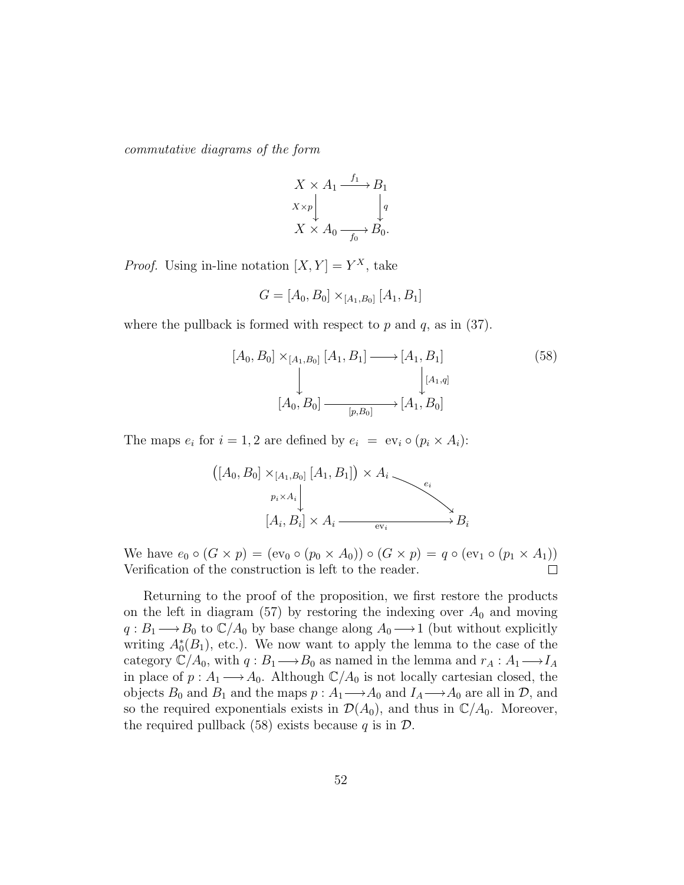*commutative diagrams of the form*

$$\begin{array}{ccc} X \times A_1 & \xrightarrow{f_1} & B_1 \\ {\scriptstyle X\times p}\downarrow & & \downarrow{\scriptstyle q} \\ X \times A_0 & \xrightarrow[f_0]{} & B_0. \end{array}$$

*Proof.* Using in-line notation $[X,Y] = Y^X$, take

$$G = [A_0, B_0] \times_{[A_1,B_0]} [A_1, B_1]$$

where the pullback is formed with respect to $p$ and $q$, as in (37).

$$\begin{array}{ccc} [A_0, B_0] \times_{[A_1,B_0]} [A_1, B_1] & \longrightarrow & [A_1, B_1] \\ \downarrow & & \downarrow{\scriptstyle [A_1,q]} \\ [A_0, B_0] & \xrightarrow[{[p,B_0]}]{} & [A_1, B_0] \end{array} \tag{58}$$

The maps $e_i$ for $i = 1, 2$ are defined by $e_i \ = \ \mathrm{ev}_i \circ (p_i \times A_i)$:

$$\begin{array}{ccc} \big([A_0, B_0] \times_{[A_1,B_0]} [A_1, B_1]\big) \times A_i & & \\ {\scriptstyle p_i\times A_i}\downarrow & \searrow{\scriptstyle e_i} & \\ [A_i, B_i] \times A_i & \xrightarrow[\mathrm{ev}_i]{} & B_i \end{array}$$

We have $e_0 \circ (G \times p) = (\mathrm{ev}_0 \circ (p_0 \times A_0)) \circ (G \times p) = q \circ (\mathrm{ev}_1 \circ (p_1 \times A_1))$ Verification of the construction is left to the reader. □

Returning to the proof of the proposition, we first restore the products on the left in diagram (57) by restoring the indexing over $A_0$ and moving $q : B_1 \longrightarrow B_0$ to $\mathbb{C}/A_0$ by base change along $A_0 \longrightarrow 1$ (but without explicitly writing $A_0^*(B_1)$, etc.). We now want to apply the lemma to the case of the category $\mathbb{C}/A_0$, with $q : B_1 \longrightarrow B_0$ as named in the lemma and $r_A : A_1 \longrightarrow I_A$ in place of $p : A_1 \longrightarrow A_0$. Although $\mathbb{C}/A_0$ is not locally cartesian closed, the objects $B_0$ and $B_1$ and the maps $p : A_1 \longrightarrow A_0$ and $I_A \longrightarrow A_0$ are all in $\mathcal{D}$, and so the required exponentials exists in $\mathcal{D}(A_0)$, and thus in $\mathbb{C}/A_0$. Moreover, the required pullback (58) exists because $q$ is in $\mathcal{D}$.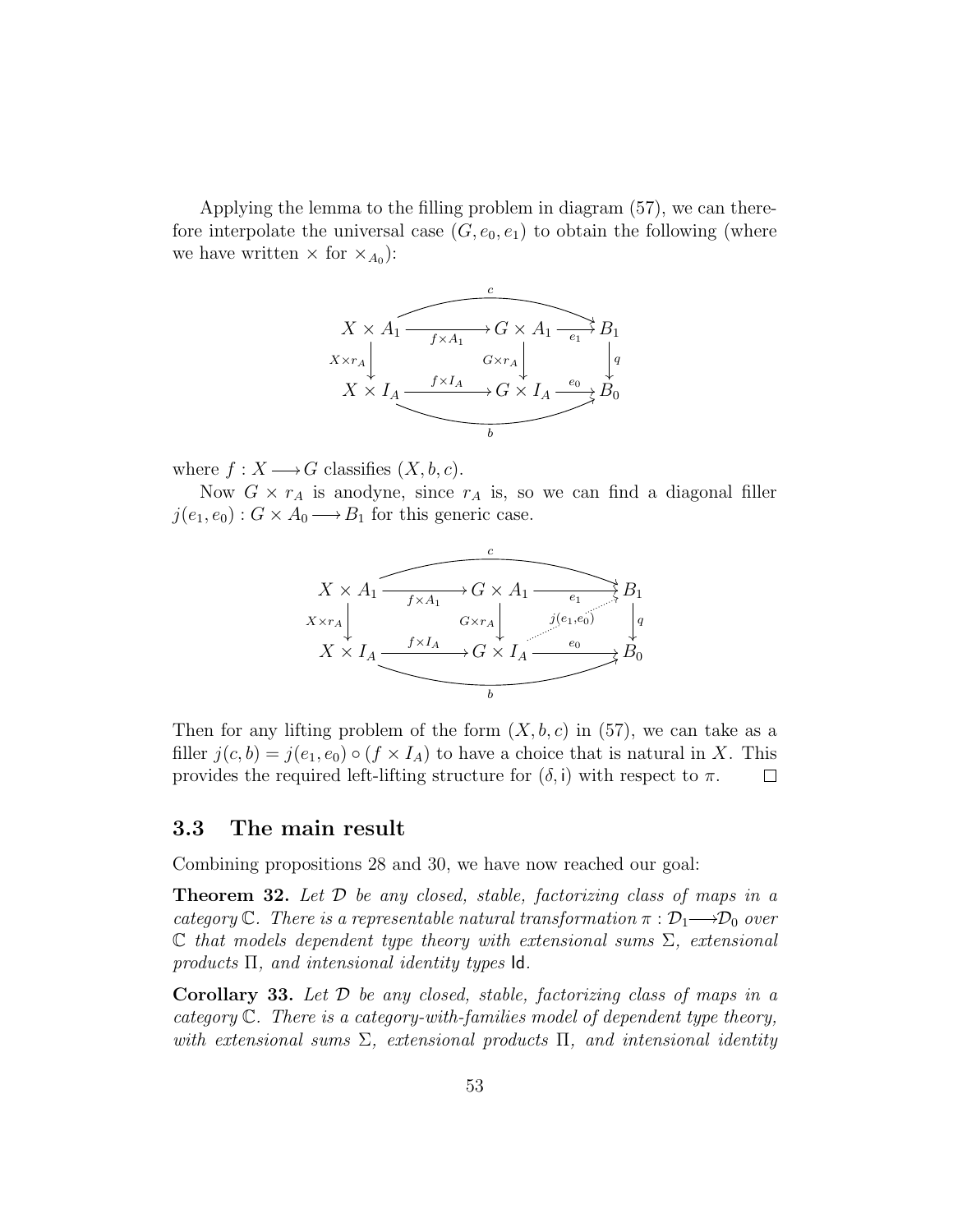Applying the lemma to the filling problem in diagram (57), we can therefore interpolate the universal case $(G, e_0, e_1)$ to obtain the following (where we have written $\times$ for $\times_{A_0}$):

$$
\begin{array}{ccccc}
X \times A_1 & \xrightarrow{f \times A_1} & G \times A_1 & \xrightarrow{e_1} & B_1 \\
\downarrow{\scriptstyle X \times r_A} & & \downarrow{\scriptstyle G \times r_A} & & \downarrow{\scriptstyle q} \\
X \times I_A & \xrightarrow{f \times I_A} & G \times I_A & \xrightarrow{e_0} & B_0
\end{array}
$$

(with $c : X \times A_1 \longrightarrow B_1$ along the top and $b : X \times I_A \longrightarrow B_0$ along the bottom)

where $f : X \longrightarrow G$ classifies $(X, b, c)$.

Now $G \times r_A$ is anodyne, since $r_A$ is, so we can find a diagonal filler $j(e_1, e_0) : G \times A_0 \longrightarrow B_1$ for this generic case.

$$
\begin{array}{ccccc}
X \times A_1 & \xrightarrow{f \times A_1} & G \times A_1 & \xrightarrow{e_1} & B_1 \\
\downarrow{\scriptstyle X \times r_A} & & \downarrow{\scriptstyle G \times r_A} & \nearrow{\scriptstyle j(e_1, e_0)} & \downarrow{\scriptstyle q} \\
X \times I_A & \xrightarrow{f \times I_A} & G \times I_A & \xrightarrow{e_0} & B_0
\end{array}
$$

(with $c : X \times A_1 \longrightarrow B_1$ along the top and $b : X \times I_A \longrightarrow B_0$ along the bottom)

Then for any lifting problem of the form $(X, b, c)$ in (57), we can take as a filler $j(c, b) = j(e_1, e_0) \circ (f \times I_A)$ to have a choice that is natural in $X$. This provides the required left-lifting structure for $(\delta, i)$ with respect to $\pi$. $\square$

## 3.3 The main result

Combining propositions 28 and 30, we have now reached our goal:

**Theorem 32.** *Let $\mathcal{D}$ be any closed, stable, factorizing class of maps in a category $\mathbb{C}$. There is a representable natural transformation $\pi : \mathcal{D}_1 \longrightarrow \mathcal{D}_0$ over $\mathbb{C}$ that models dependent type theory with extensional sums $\Sigma$, extensional products $\Pi$, and intensional identity types* $\mathsf{Id}$.

**Corollary 33.** *Let $\mathcal{D}$ be any closed, stable, factorizing class of maps in a category $\mathbb{C}$. There is a category-with-families model of dependent type theory, with extensional sums $\Sigma$, extensional products $\Pi$, and intensional identity*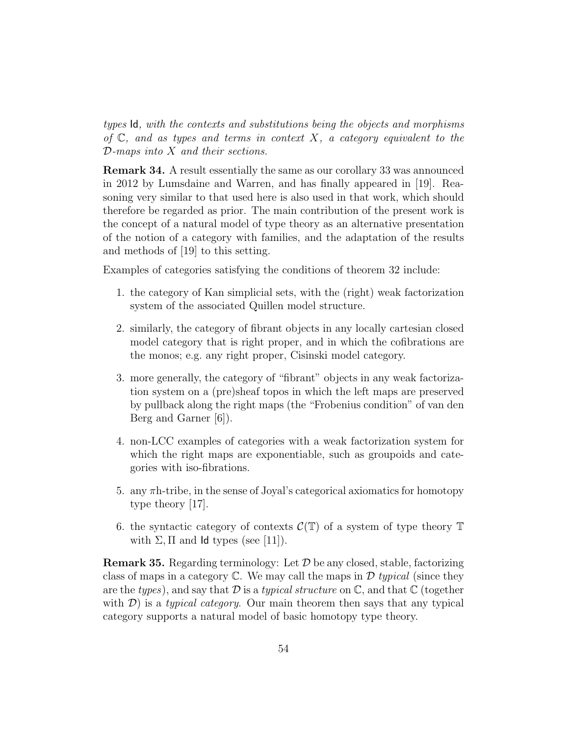*types* $\mathsf{Id}$*, with the contexts and substitutions being the objects and morphisms of* $\mathbb{C}$*, and as types and terms in context* $X$*, a category equivalent to the* $\mathcal{D}$*-maps into* $X$ *and their sections.*

**Remark 34.** A result essentially the same as our corollary 33 was announced in 2012 by Lumsdaine and Warren, and has finally appeared in [19]. Reasoning very similar to that used here is also used in that work, which should therefore be regarded as prior. The main contribution of the present work is the concept of a natural model of type theory as an alternative presentation of the notion of a category with families, and the adaptation of the results and methods of [19] to this setting.

Examples of categories satisfying the conditions of theorem 32 include:

1. the category of Kan simplicial sets, with the (right) weak factorization system of the associated Quillen model structure.
2. similarly, the category of fibrant objects in any locally cartesian closed model category that is right proper, and in which the cofibrations are the monos; e.g. any right proper, Cisinski model category.
3. more generally, the category of "fibrant" objects in any weak factorization system on a (pre)sheaf topos in which the left maps are preserved by pullback along the right maps (the "Frobenius condition" of van den Berg and Garner [6]).
4. non-LCC examples of categories with a weak factorization system for which the right maps are exponentiable, such as groupoids and categories with iso-fibrations.
5. any $\pi$h-tribe, in the sense of Joyal's categorical axiomatics for homotopy type theory [17].
6. the syntactic category of contexts $\mathcal{C}(\mathbb{T})$ of a system of type theory $\mathbb{T}$ with $\Sigma, \Pi$ and $\mathsf{Id}$ types (see [11]).

**Remark 35.** Regarding terminology: Let $\mathcal{D}$ be any closed, stable, factorizing class of maps in a category $\mathbb{C}$. We may call the maps in $\mathcal{D}$ *typical* (since they are the *types*), and say that $\mathcal{D}$ is a *typical structure* on $\mathbb{C}$, and that $\mathbb{C}$ (together with $\mathcal{D}$) is a *typical category*. Our main theorem then says that any typical category supports a natural model of basic homotopy type theory.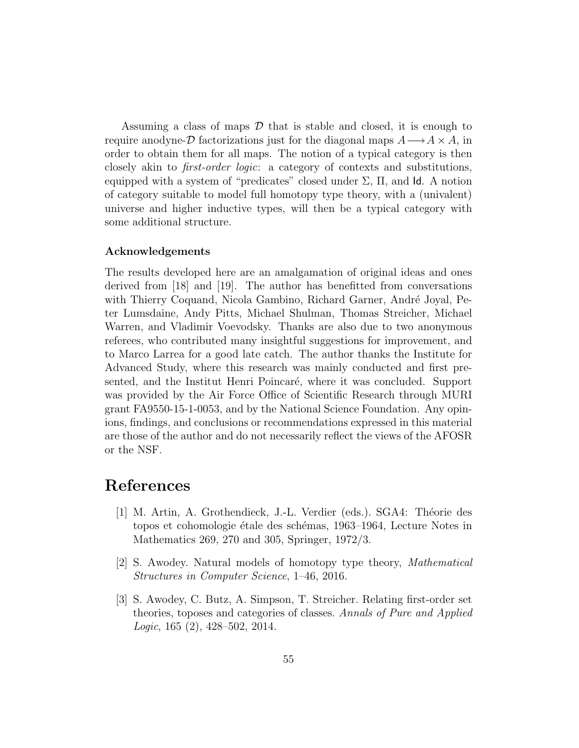Assuming a class of maps $\mathcal{D}$ that is stable and closed, it is enough to require anodyne-$\mathcal{D}$ factorizations just for the diagonal maps $A \longrightarrow A \times A$, in order to obtain them for all maps. The notion of a typical category is then closely akin to *first-order logic*: a category of contexts and substitutions, equipped with a system of "predicates" closed under $\Sigma$, $\Pi$, and $\mathsf{Id}$. A notion of category suitable to model full homotopy type theory, with a (univalent) universe and higher inductive types, will then be a typical category with some additional structure.

**Acknowledgements**

The results developed here are an amalgamation of original ideas and ones derived from [18] and [19]. The author has benefitted from conversations with Thierry Coquand, Nicola Gambino, Richard Garner, André Joyal, Peter Lumsdaine, Andy Pitts, Michael Shulman, Thomas Streicher, Michael Warren, and Vladimir Voevodsky. Thanks are also due to two anonymous referees, who contributed many insightful suggestions for improvement, and to Marco Larrea for a good late catch. The author thanks the Institute for Advanced Study, where this research was mainly conducted and first presented, and the Institut Henri Poincaré, where it was concluded. Support was provided by the Air Force Office of Scientific Research through MURI grant FA9550-15-1-0053, and by the National Science Foundation. Any opinions, findings, and conclusions or recommendations expressed in this material are those of the author and do not necessarily reflect the views of the AFOSR or the NSF.

# References

[1] M. Artin, A. Grothendieck, J.-L. Verdier (eds.). SGA4: Théorie des topos et cohomologie étale des schémas, 1963–1964, Lecture Notes in Mathematics 269, 270 and 305, Springer, 1972/3.

[2] S. Awodey. Natural models of homotopy type theory, *Mathematical Structures in Computer Science*, 1–46, 2016.

[3] S. Awodey, C. Butz, A. Simpson, T. Streicher. Relating first-order set theories, toposes and categories of classes. *Annals of Pure and Applied Logic*, 165 (2), 428–502, 2014.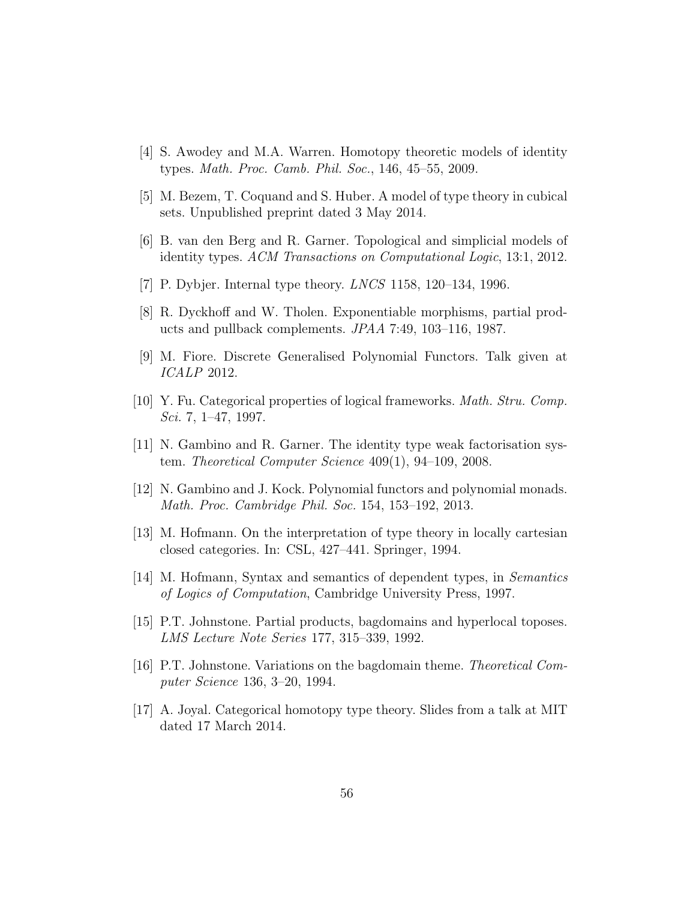[4] S. Awodey and M.A. Warren. Homotopy theoretic models of identity types. *Math. Proc. Camb. Phil. Soc.*, 146, 45–55, 2009.

[5] M. Bezem, T. Coquand and S. Huber. A model of type theory in cubical sets. Unpublished preprint dated 3 May 2014.

[6] B. van den Berg and R. Garner. Topological and simplicial models of identity types. *ACM Transactions on Computational Logic*, 13:1, 2012.

[7] P. Dybjer. Internal type theory. *LNCS* 1158, 120–134, 1996.

[8] R. Dyckhoff and W. Tholen. Exponentiable morphisms, partial products and pullback complements. *JPAA* 7:49, 103–116, 1987.

[9] M. Fiore. Discrete Generalised Polynomial Functors. Talk given at *ICALP* 2012.

[10] Y. Fu. Categorical properties of logical frameworks. *Math. Stru. Comp. Sci.* 7, 1–47, 1997.

[11] N. Gambino and R. Garner. The identity type weak factorisation system. *Theoretical Computer Science* 409(1), 94–109, 2008.

[12] N. Gambino and J. Kock. Polynomial functors and polynomial monads. *Math. Proc. Cambridge Phil. Soc.* 154, 153–192, 2013.

[13] M. Hofmann. On the interpretation of type theory in locally cartesian closed categories. In: CSL, 427–441. Springer, 1994.

[14] M. Hofmann, Syntax and semantics of dependent types, in *Semantics of Logics of Computation*, Cambridge University Press, 1997.

[15] P.T. Johnstone. Partial products, bagdomains and hyperlocal toposes. *LMS Lecture Note Series* 177, 315–339, 1992.

[16] P.T. Johnstone. Variations on the bagdomain theme. *Theoretical Computer Science* 136, 3–20, 1994.

[17] A. Joyal. Categorical homotopy type theory. Slides from a talk at MIT dated 17 March 2014.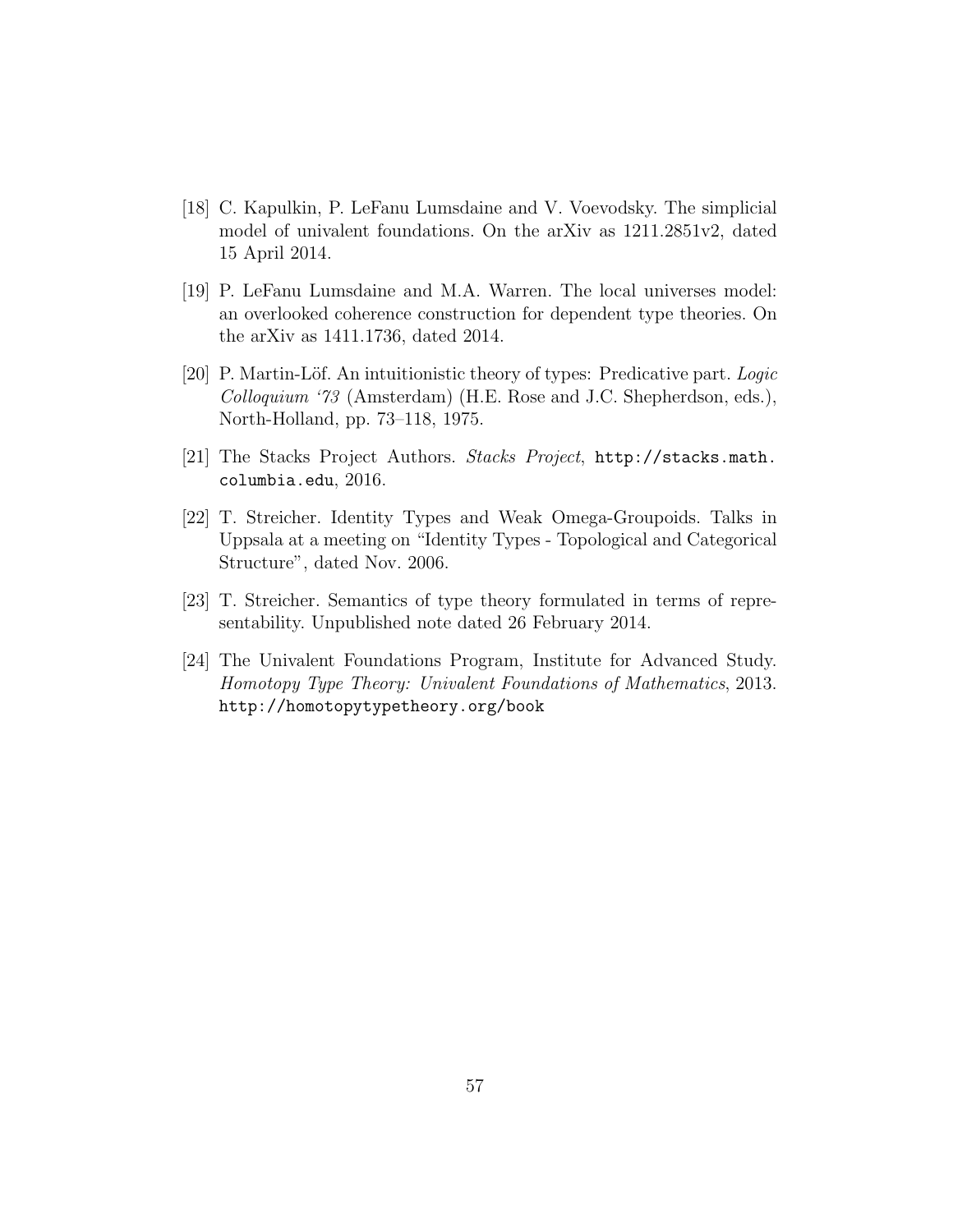[18] C. Kapulkin, P. LeFanu Lumsdaine and V. Voevodsky. The simplicial model of univalent foundations. On the arXiv as 1211.2851v2, dated 15 April 2014.

[19] P. LeFanu Lumsdaine and M.A. Warren. The local universes model: an overlooked coherence construction for dependent type theories. On the arXiv as 1411.1736, dated 2014.

[20] P. Martin-Löf. An intuitionistic theory of types: Predicative part. *Logic Colloquium '73* (Amsterdam) (H.E. Rose and J.C. Shepherdson, eds.), North-Holland, pp. 73–118, 1975.

[21] The Stacks Project Authors. *Stacks Project*, `http://stacks.math.columbia.edu`, 2016.

[22] T. Streicher. Identity Types and Weak Omega-Groupoids. Talks in Uppsala at a meeting on "Identity Types - Topological and Categorical Structure", dated Nov. 2006.

[23] T. Streicher. Semantics of type theory formulated in terms of representability. Unpublished note dated 26 February 2014.

[24] The Univalent Foundations Program, Institute for Advanced Study. *Homotopy Type Theory: Univalent Foundations of Mathematics*, 2013. `http://homotopytypetheory.org/book`